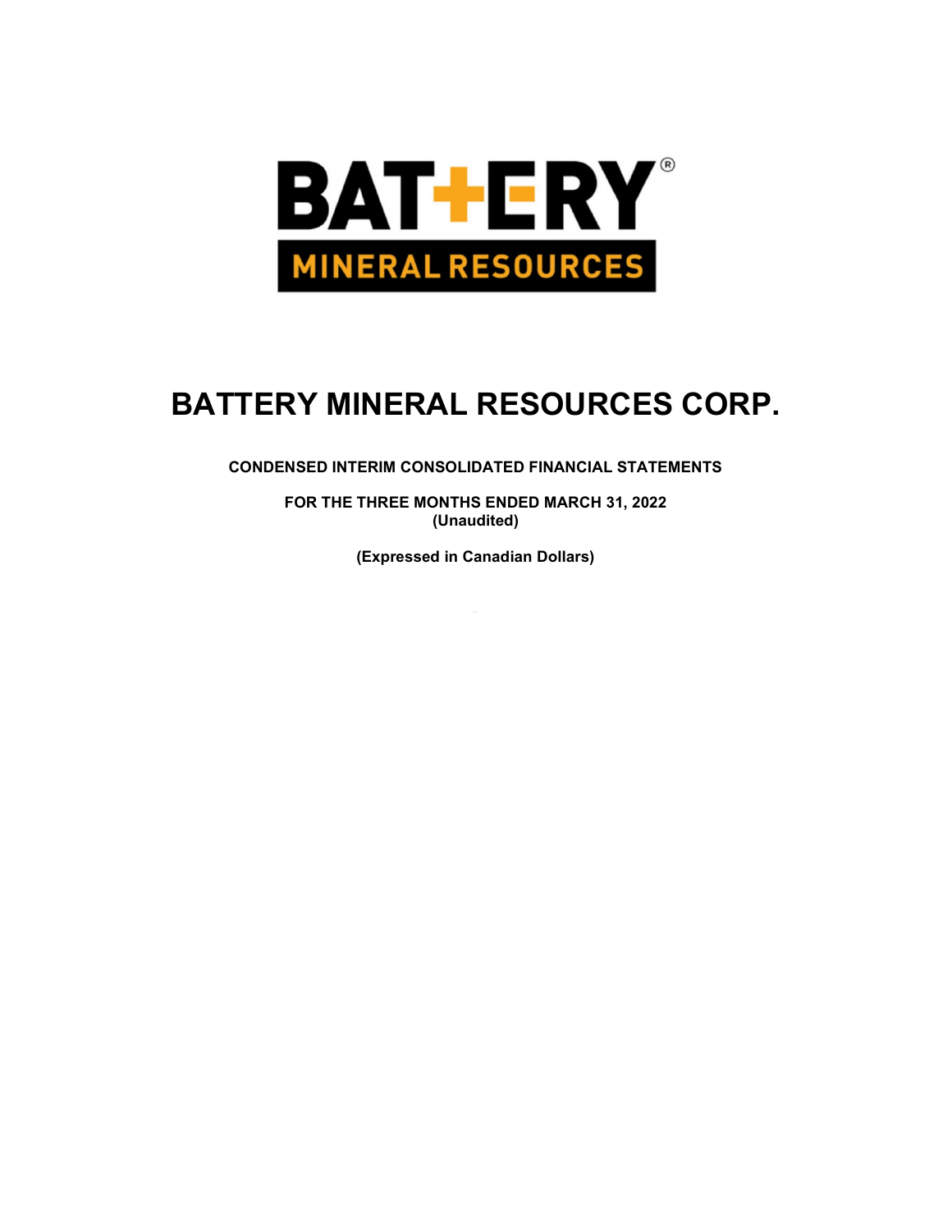# BATTERY MINERAL RESOURCES CORP.

**CONDENSED INTERIM CONSOLIDATED FINANCIAL STATEMENTS**

**FOR THE THREE MONTHS ENDED MARCH 31, 2022**
**(Unaudited)**

**(Expressed in Canadian Dollars)**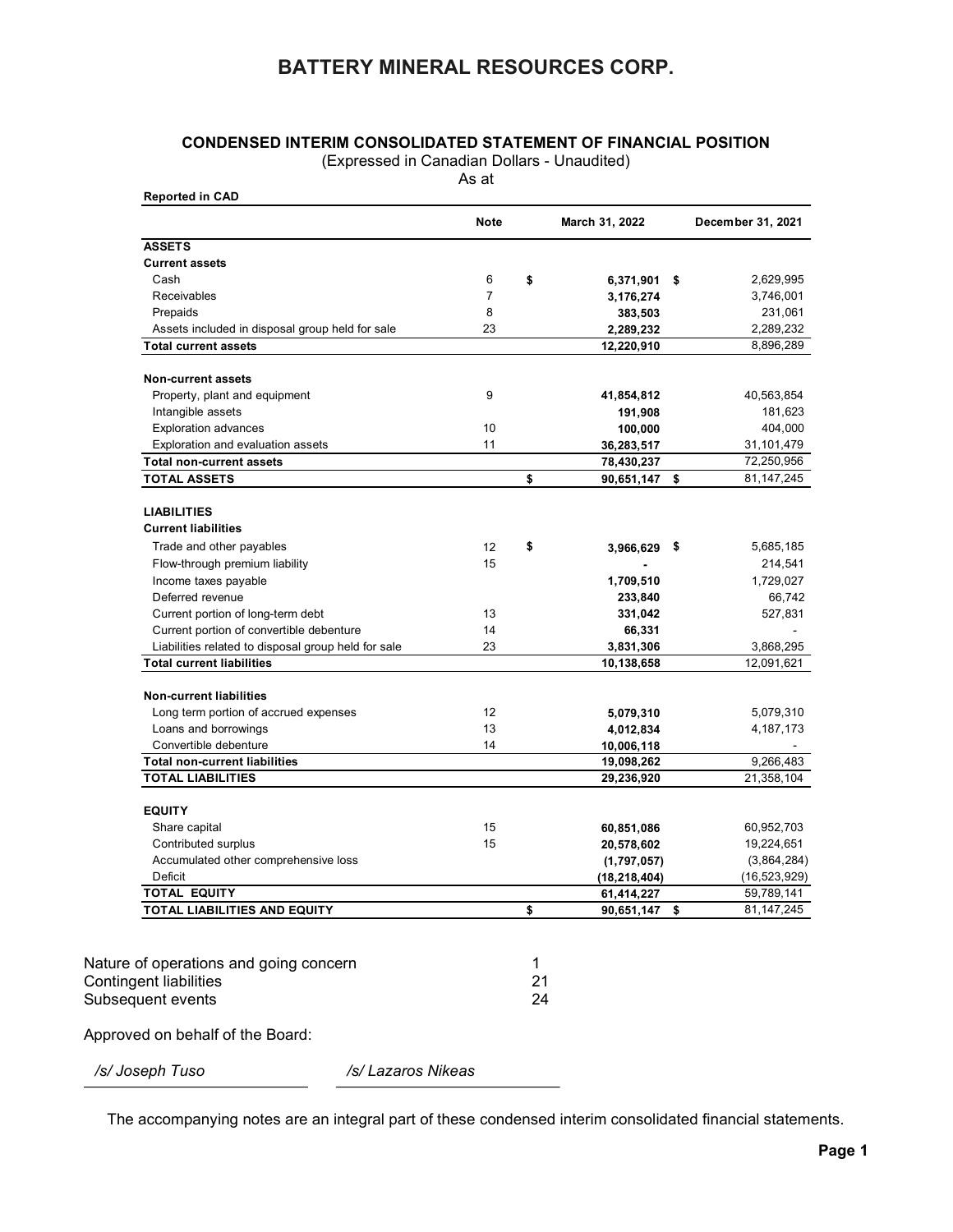# BATTERY MINERAL RESOURCES CORP.

## CONDENSED INTERIM CONSOLIDATED STATEMENT OF FINANCIAL POSITION

(Expressed in Canadian Dollars - Unaudited)

As at

**Reported in CAD**

| | Note | March 31, 2022 | December 31, 2021 |
|---|---|---|---|
| **ASSETS** | | | |
| **Current assets** | | | |
| Cash | 6 | $ **6,371,901** | $ 2,629,995 |
| Receivables | 7 | **3,176,274** | 3,746,001 |
| Prepaids | 8 | **383,503** | 231,061 |
| Assets included in disposal group held for sale | 23 | **2,289,232** | 2,289,232 |
| **Total current assets** | | **12,220,910** | 8,896,289 |
| **Non-current assets** | | | |
| Property, plant and equipment | 9 | **41,854,812** | 40,563,854 |
| Intangible assets | | **191,908** | 181,623 |
| Exploration advances | 10 | **100,000** | 404,000 |
| Exploration and evaluation assets | 11 | **36,283,517** | 31,101,479 |
| **Total non-current assets** | | **78,430,237** | 72,250,956 |
| **TOTAL ASSETS** | | $ **90,651,147** | $ 81,147,245 |
| **LIABILITIES** | | | |
| **Current liabilities** | | | |
| Trade and other payables | 12 | $ **3,966,629** | $ 5,685,185 |
| Flow-through premium liability | 15 | **-** | 214,541 |
| Income taxes payable | | **1,709,510** | 1,729,027 |
| Deferred revenue | | **233,840** | 66,742 |
| Current portion of long-term debt | 13 | **331,042** | 527,831 |
| Current portion of convertible debenture | 14 | **66,331** | - |
| Liabilities related to disposal group held for sale | 23 | **3,831,306** | 3,868,295 |
| **Total current liabilities** | | **10,138,658** | 12,091,621 |
| **Non-current liabilities** | | | |
| Long term portion of accrued expenses | 12 | **5,079,310** | 5,079,310 |
| Loans and borrowings | 13 | **4,012,834** | 4,187,173 |
| Convertible debenture | 14 | **10,006,118** | - |
| **Total non-current liabilities** | | **19,098,262** | 9,266,483 |
| **TOTAL LIABILITIES** | | **29,236,920** | 21,358,104 |
| **EQUITY** | | | |
| Share capital | 15 | **60,851,086** | 60,952,703 |
| Contributed surplus | 15 | **20,578,602** | 19,224,651 |
| Accumulated other comprehensive loss | | **(1,797,057)** | (3,864,284) |
| Deficit | | **(18,218,404)** | (16,523,929) |
| **TOTAL EQUITY** | | **61,414,227** | 59,789,141 |
| **TOTAL LIABILITIES AND EQUITY** | | $ **90,651,147** | $ 81,147,245 |

| | |
|---|---|
| Nature of operations and going concern | 1 |
| Contingent liabilities | 21 |
| Subsequent events | 24 |

Approved on behalf of the Board:

*/s/ Joseph Tuso* &nbsp;&nbsp;&nbsp;&nbsp; */s/ Lazaros Nikeas*

The accompanying notes are an integral part of these condensed interim consolidated financial statements.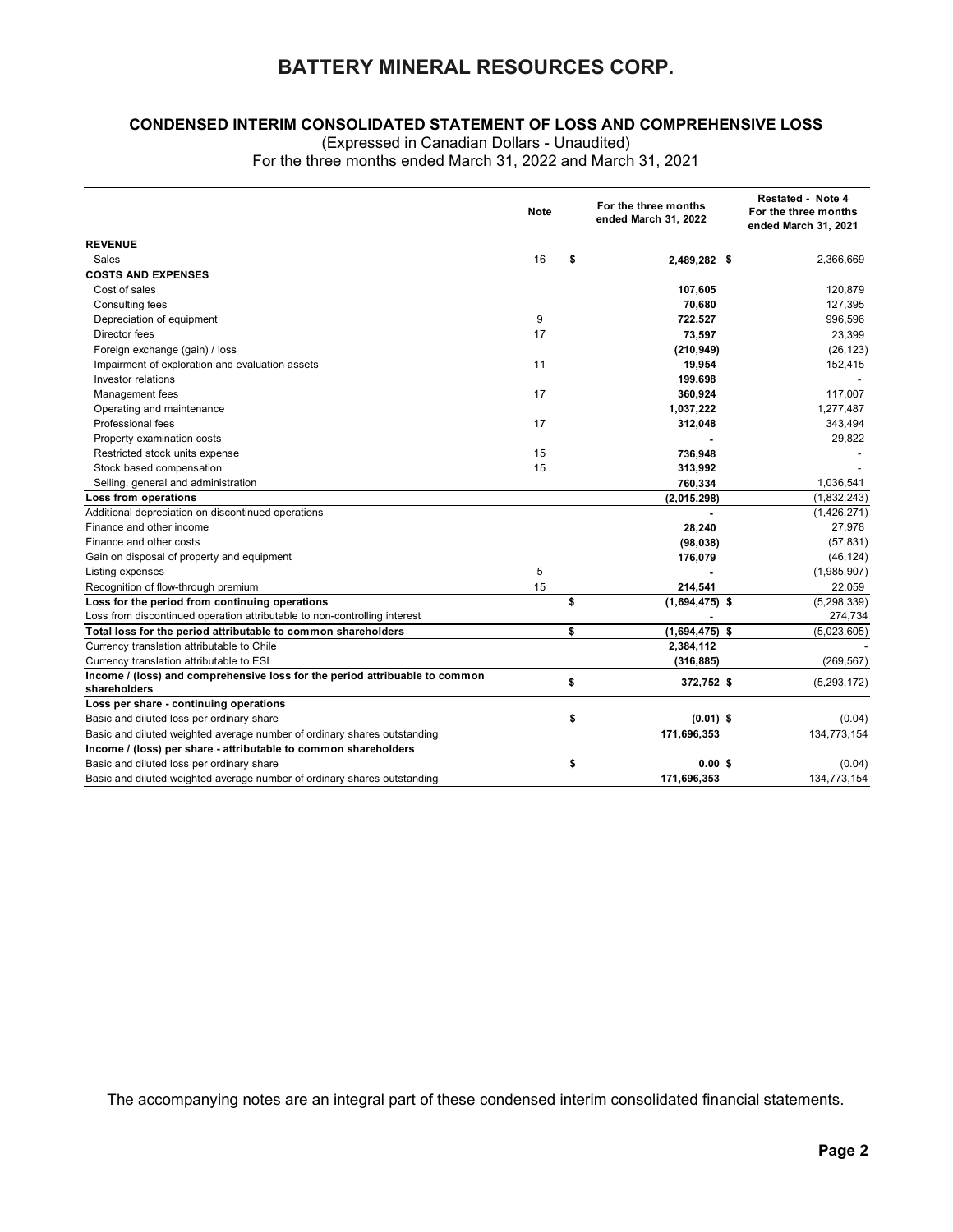# BATTERY MINERAL RESOURCES CORP.

## CONDENSED INTERIM CONSOLIDATED STATEMENT OF LOSS AND COMPREHENSIVE LOSS

(Expressed in Canadian Dollars - Unaudited)

For the three months ended March 31, 2022 and March 31, 2021

| | Note | For the three months ended March 31, 2022 | Restated - Note 4 For the three months ended March 31, 2021 |
|---|---|---|---|
| **REVENUE** | | | |
| Sales | 16 | $ **2,489,282** | $ 2,366,669 |
| **COSTS AND EXPENSES** | | | |
| Cost of sales | | **107,605** | 120,879 |
| Consulting fees | | **70,680** | 127,395 |
| Depreciation of equipment | 9 | **722,527** | 996,596 |
| Director fees | 17 | **73,597** | 23,399 |
| Foreign exchange (gain) / loss | | **(210,949)** | (26,123) |
| Impairment of exploration and evaluation assets | 11 | **19,954** | 152,415 |
| Investor relations | | **199,698** | - |
| Management fees | 17 | **360,924** | 117,007 |
| Operating and maintenance | | **1,037,222** | 1,277,487 |
| Professional fees | 17 | **312,048** | 343,494 |
| Property examination costs | | **-** | 29,822 |
| Restricted stock units expense | 15 | **736,948** | - |
| Stock based compensation | 15 | **313,992** | - |
| Selling, general and administration | | **760,334** | 1,036,541 |
| **Loss from operations** | | **(2,015,298)** | (1,832,243) |
| Additional depreciation on discontinued operations | | **-** | (1,426,271) |
| Finance and other income | | **28,240** | 27,978 |
| Finance and other costs | | **(98,038)** | (57,831) |
| Gain on disposal of property and equipment | | **176,079** | (46,124) |
| Listing expenses | 5 | **-** | (1,985,907) |
| Recognition of flow-through premium | 15 | **214,541** | 22,059 |
| **Loss for the period from continuing operations** | | $ **(1,694,475)** | $ (5,298,339) |
| Loss from discontinued operation attributable to non-controlling interest | | **-** | 274,734 |
| **Total loss for the period attributable to common shareholders** | | $ **(1,694,475)** | $ (5,023,605) |
| Currency translation attributable to Chile | | **2,384,112** | - |
| Currency translation attributable to ESI | | **(316,885)** | (269,567) |
| **Income / (loss) and comprehensive loss for the period attribuable to common shareholders** | | $ **372,752** | $ (5,293,172) |
| **Loss per share - continuing operations** | | | |
| Basic and diluted loss per ordinary share | | $ **(0.01)** | $ (0.04) |
| Basic and diluted weighted average number of ordinary shares outstanding | | **171,696,353** | 134,773,154 |
| **Income / (loss) per share - attributable to common shareholders** | | | |
| Basic and diluted loss per ordinary share | | $ **0.00** | $ (0.04) |
| Basic and diluted weighted average number of ordinary shares outstanding | | **171,696,353** | 134,773,154 |

The accompanying notes are an integral part of these condensed interim consolidated financial statements.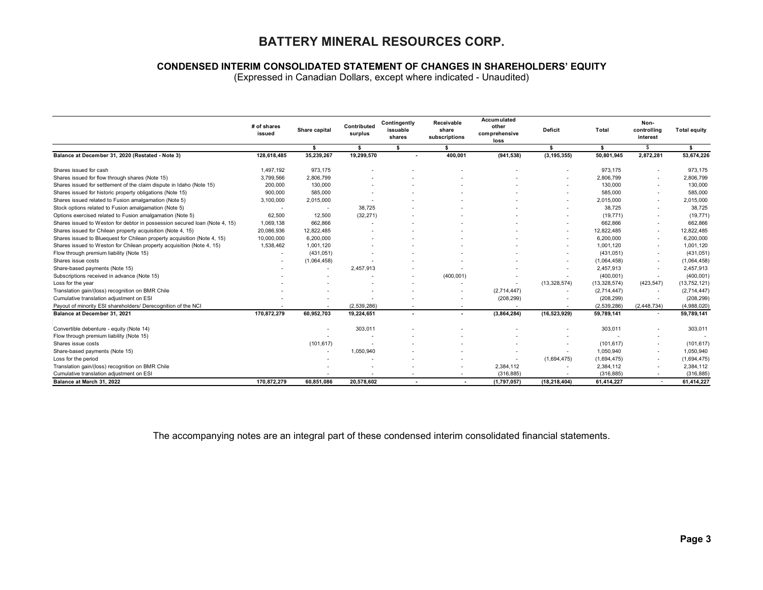# BATTERY MINERAL RESOURCES CORP.

## CONDENSED INTERIM CONSOLIDATED STATEMENT OF CHANGES IN SHAREHOLDERS' EQUITY

(Expressed in Canadian Dollars, except where indicated - Unaudited)

| | # of shares issued | Share capital | Contributed surplus | Contingently issuable shares | Receivable share subscriptions | Accumulated other comprehensive loss | Deficit | Total | Non-controlling interest | Total equity |
|---|---|---|---|---|---|---|---|---|---|---|
| | | $ | $ | $ | $ | | $ | $ | $ | $ |
| **Balance at December 31, 2020 (Restated - Note 3)** | **128,618,485** | **35,239,267** | **19,299,570** | **-** | **400,001** | **(941,538)** | **(3,195,355)** | **50,801,945** | **2,872,281** | **53,674,226** |
| Shares issued for cash | 1,497,192 | 973,175 | - | - | - | - | - | 973,175 | - | 973,175 |
| Shares issued for flow through shares (Note 15) | 3,799,566 | 2,806,799 | - | - | - | - | - | 2,806,799 | - | 2,806,799 |
| Shares issued for settlement of the claim dispute in Idaho (Note 15) | 200,000 | 130,000 | - | - | - | - | - | 130,000 | - | 130,000 |
| Shares issued for historic property obligations (Note 15) | 900,000 | 585,000 | - | - | - | - | - | 585,000 | - | 585,000 |
| Shares issued related to Fusion amalgamation (Note 5) | 3,100,000 | 2,015,000 | - | - | - | - | - | 2,015,000 | - | 2,015,000 |
| Stock options related to Fusion amalgamation (Note 5) | - | - | 38,725 | - | - | - | - | 38,725 | - | 38,725 |
| Options exercised related to Fusion amalgamation (Note 5) | 62,500 | 12,500 | (32,271) | - | - | - | - | (19,771) | - | (19,771) |
| Shares issued to Weston for debtor in possession secured loan (Note 4, 15) | 1,069,138 | 662,866 | - | - | - | - | - | 662,866 | - | 662,866 |
| Shares issued for Chilean property acquisition (Note 4, 15) | 20,086,936 | 12,822,485 | - | - | - | - | - | 12,822,485 | - | 12,822,485 |
| Shares issued to Bluequest for Chilean property acquisition (Note 4, 15) | 10,000,000 | 6,200,000 | - | - | - | - | - | 6,200,000 | - | 6,200,000 |
| Shares issued to Weston for Chilean property acquisition (Note 4, 15) | 1,538,462 | 1,001,120 | - | - | - | - | - | 1,001,120 | - | 1,001,120 |
| Flow through premium liability (Note 15) | - | (431,051) | - | - | - | - | - | (431,051) | - | (431,051) |
| Shares issue costs | - | (1,064,458) | - | - | - | - | - | (1,064,458) | - | (1,064,458) |
| Share-based payments (Note 15) | - | - | 2,457,913 | - | - | - | - | 2,457,913 | - | 2,457,913 |
| Subscriptions received in advance (Note 15) | - | - | - | - | (400,001) | - | - | (400,001) | - | (400,001) |
| Loss for the year | - | - | - | - | - | - | (13,328,574) | (13,328,574) | (423,547) | (13,752,121) |
| Translation gain/(loss) recognition on BMR Chile | - | - | - | - | - | (2,714,447) | - | (2,714,447) | - | (2,714,447) |
| Cumulative translation adjustment on ESI | - | - | - | - | - | (208,299) | - | (208,299) | - | (208,299) |
| Payout of minority ESI shareholders/ Derecognition of the NCI | - | - | (2,539,286) | - | - | - | - | (2,539,286) | (2,448,734) | (4,988,020) |
| **Balance at December 31, 2021** | **170,872,279** | **60,952,703** | **19,224,651** | **-** | **-** | **(3,864,284)** | **(16,523,929)** | **59,789,141** | **-** | **59,789,141** |
| Convertible debenture - equity (Note 14) | | - | 303,011 | - | - | - | - | 303,011 | - | 303,011 |
| Flow through premium liability (Note 15) | | - | - | - | - | - | - | - | - | - |
| Shares issue costs | | (101,617) | - | - | - | - | - | (101,617) | - | (101,617) |
| Share-based payments (Note 15) | | - | 1,050,940 | - | - | - | - | 1,050,940 | - | 1,050,940 |
| Loss for the period | | - | - | - | - | - | (1,694,475) | (1,694,475) | - | (1,694,475) |
| Translation gain/(loss) recognition on BMR Chile | | - | - | - | - | 2,384,112 | - | 2,384,112 | - | 2,384,112 |
| Cumulative translation adjustment on ESI | | - | - | - | - | (316,885) | - | (316,885) | - | (316,885) |
| **Balance at March 31, 2022** | **170,872,279** | **60,851,086** | **20,578,602** | **-** | **-** | **(1,797,057)** | **(18,218,404)** | **61,414,227** | **-** | **61,414,227** |

The accompanying notes are an integral part of these condensed interim consolidated financial statements.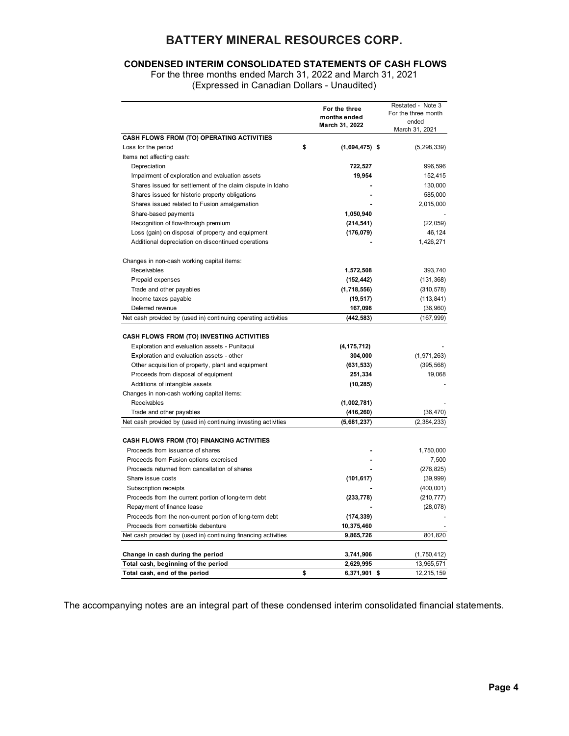# BATTERY MINERAL RESOURCES CORP.

## CONDENSED INTERIM CONSOLIDATED STATEMENTS OF CASH FLOWS

For the three months ended March 31, 2022 and March 31, 2021
(Expressed in Canadian Dollars - Unaudited)

| | For the three months ended March 31, 2022 | Restated - Note 3 For the three month ended March 31, 2021 |
|---|---|---|
| **CASH FLOWS FROM (TO) OPERATING ACTIVITIES** | | |
| Loss for the period | $ **(1,694,475)** | $ (5,298,339) |
| Items not affecting cash: | | |
| Depreciation | **722,527** | 996,596 |
| Impairment of exploration and evaluation assets | **19,954** | 152,415 |
| Shares issued for settlement of the claim dispute in Idaho | **-** | 130,000 |
| Shares issued for historic property obligations | **-** | 585,000 |
| Shares issued related to Fusion amalgamation | **-** | 2,015,000 |
| Share-based payments | **1,050,940** | - |
| Recognition of flow-through premium | **(214,541)** | (22,059) |
| Loss (gain) on disposal of property and equipment | **(176,079)** | 46,124 |
| Additional depreciation on discontinued operations | **-** | 1,426,271 |
| Changes in non-cash working capital items: | | |
| Receivables | **1,572,508** | 393,740 |
| Prepaid expenses | **(152,442)** | (131,368) |
| Trade and other payables | **(1,718,556)** | (310,578) |
| Income taxes payable | **(19,517)** | (113,841) |
| Deferred revenue | **167,098** | (36,960) |
| Net cash provided by (used in) continuing operating activities | **(442,583)** | (167,999) |
| **CASH FLOWS FROM (TO) INVESTING ACTIVITIES** | | |
| Exploration and evaluation assets - Punitaqui | **(4,175,712)** | - |
| Exploration and evaluation assets - other | **304,000** | (1,971,263) |
| Other acquisition of property, plant and equipment | **(631,533)** | (395,568) |
| Proceeds from disposal of equipment | **251,334** | 19,068 |
| Additions of intangible assets | **(10,285)** | - |
| Changes in non-cash working capital items: | | |
| Receivables | **(1,002,781)** | - |
| Trade and other payables | **(416,260)** | (36,470) |
| Net cash provided by (used in) continuing investing activities | **(5,681,237)** | (2,384,233) |
| **CASH FLOWS FROM (TO) FINANCING ACTIVITIES** | | |
| Proceeds from issuance of shares | **-** | 1,750,000 |
| Proceeds from Fusion options exercised | **-** | 7,500 |
| Proceeds returned from cancellation of shares | **-** | (276,825) |
| Share issue costs | **(101,617)** | (39,999) |
| Subscription receipts | **-** | (400,001) |
| Proceeds from the current portion of long-term debt | **(233,778)** | (210,777) |
| Repayment of finance lease | **-** | (28,078) |
| Proceeds from the non-current portion of long-term debt | **(174,339)** | - |
| Proceeds from convertible debenture | **10,375,460** | - |
| Net cash provided by (used in) continuing financing activities | **9,865,726** | 801,820 |
| **Change in cash during the period** | **3,741,906** | (1,750,412) |
| **Total cash, beginning of the period** | **2,629,995** | 13,965,571 |
| **Total cash, end of the period** | $ **6,371,901** | $ 12,215,159 |

The accompanying notes are an integral part of these condensed interim consolidated financial statements.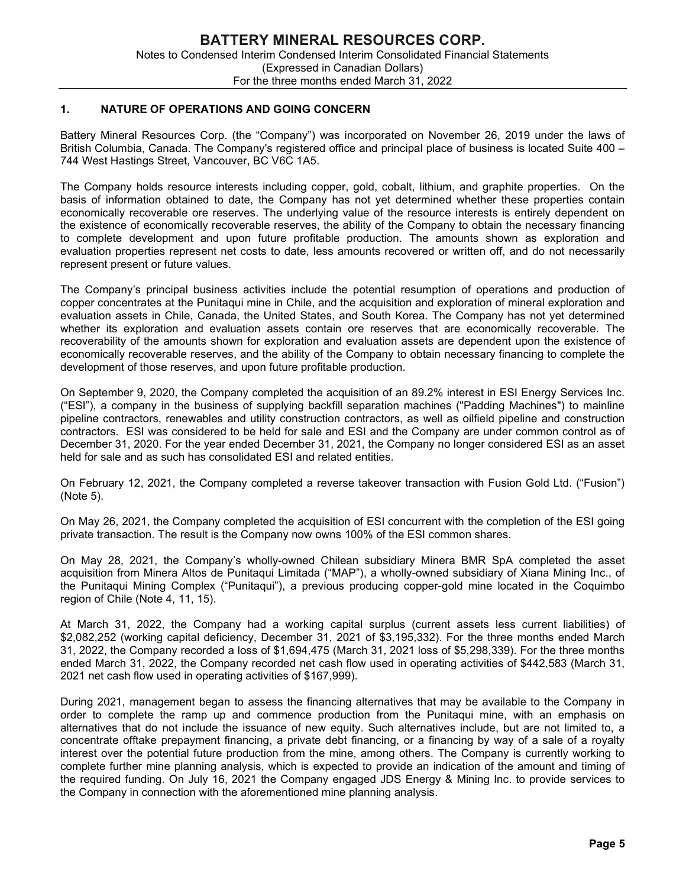## 1. NATURE OF OPERATIONS AND GOING CONCERN

Battery Mineral Resources Corp. (the "Company") was incorporated on November 26, 2019 under the laws of British Columbia, Canada. The Company's registered office and principal place of business is located Suite 400 – 744 West Hastings Street, Vancouver, BC V6C 1A5.

The Company holds resource interests including copper, gold, cobalt, lithium, and graphite properties. On the basis of information obtained to date, the Company has not yet determined whether these properties contain economically recoverable ore reserves. The underlying value of the resource interests is entirely dependent on the existence of economically recoverable reserves, the ability of the Company to obtain the necessary financing to complete development and upon future profitable production. The amounts shown as exploration and evaluation properties represent net costs to date, less amounts recovered or written off, and do not necessarily represent present or future values.

The Company's principal business activities include the potential resumption of operations and production of copper concentrates at the Punitaqui mine in Chile, and the acquisition and exploration of mineral exploration and evaluation assets in Chile, Canada, the United States, and South Korea. The Company has not yet determined whether its exploration and evaluation assets contain ore reserves that are economically recoverable. The recoverability of the amounts shown for exploration and evaluation assets are dependent upon the existence of economically recoverable reserves, and the ability of the Company to obtain necessary financing to complete the development of those reserves, and upon future profitable production.

On September 9, 2020, the Company completed the acquisition of an 89.2% interest in ESI Energy Services Inc. ("ESI"), a company in the business of supplying backfill separation machines ("Padding Machines") to mainline pipeline contractors, renewables and utility construction contractors, as well as oilfield pipeline and construction contractors. ESI was considered to be held for sale and ESI and the Company are under common control as of December 31, 2020. For the year ended December 31, 2021, the Company no longer considered ESI as an asset held for sale and as such has consolidated ESI and related entities.

On February 12, 2021, the Company completed a reverse takeover transaction with Fusion Gold Ltd. ("Fusion") (Note 5).

On May 26, 2021, the Company completed the acquisition of ESI concurrent with the completion of the ESI going private transaction. The result is the Company now owns 100% of the ESI common shares.

On May 28, 2021, the Company's wholly-owned Chilean subsidiary Minera BMR SpA completed the asset acquisition from Minera Altos de Punitaqui Limitada ("MAP"), a wholly-owned subsidiary of Xiana Mining Inc., of the Punitaqui Mining Complex ("Punitaqui"), a previous producing copper-gold mine located in the Coquimbo region of Chile (Note 4, 11, 15).

At March 31, 2022, the Company had a working capital surplus (current assets less current liabilities) of $2,082,252 (working capital deficiency, December 31, 2021 of $3,195,332). For the three months ended March 31, 2022, the Company recorded a loss of $1,694,475 (March 31, 2021 loss of $5,298,339). For the three months ended March 31, 2022, the Company recorded net cash flow used in operating activities of $442,583 (March 31, 2021 net cash flow used in operating activities of $167,999).

During 2021, management began to assess the financing alternatives that may be available to the Company in order to complete the ramp up and commence production from the Punitaqui mine, with an emphasis on alternatives that do not include the issuance of new equity. Such alternatives include, but are not limited to, a concentrate offtake prepayment financing, a private debt financing, or a financing by way of a sale of a royalty interest over the potential future production from the mine, among others. The Company is currently working to complete further mine planning analysis, which is expected to provide an indication of the amount and timing of the required funding. On July 16, 2021 the Company engaged JDS Energy & Mining Inc. to provide services to the Company in connection with the aforementioned mine planning analysis.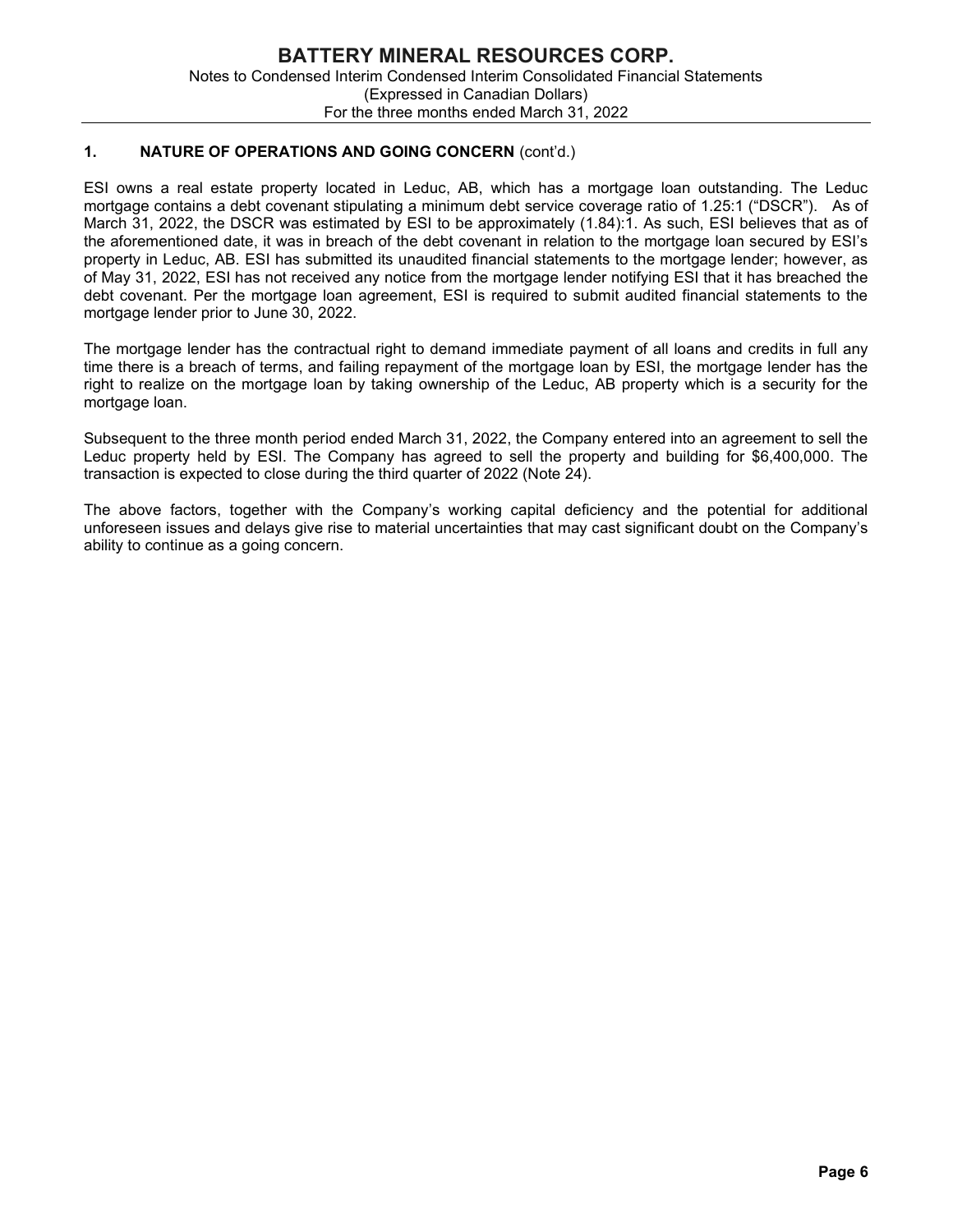## 1. NATURE OF OPERATIONS AND GOING CONCERN (cont'd.)

ESI owns a real estate property located in Leduc, AB, which has a mortgage loan outstanding. The Leduc mortgage contains a debt covenant stipulating a minimum debt service coverage ratio of 1.25:1 ("DSCR"). As of March 31, 2022, the DSCR was estimated by ESI to be approximately (1.84):1. As such, ESI believes that as of the aforementioned date, it was in breach of the debt covenant in relation to the mortgage loan secured by ESI's property in Leduc, AB. ESI has submitted its unaudited financial statements to the mortgage lender; however, as of May 31, 2022, ESI has not received any notice from the mortgage lender notifying ESI that it has breached the debt covenant. Per the mortgage loan agreement, ESI is required to submit audited financial statements to the mortgage lender prior to June 30, 2022.

The mortgage lender has the contractual right to demand immediate payment of all loans and credits in full any time there is a breach of terms, and failing repayment of the mortgage loan by ESI, the mortgage lender has the right to realize on the mortgage loan by taking ownership of the Leduc, AB property which is a security for the mortgage loan.

Subsequent to the three month period ended March 31, 2022, the Company entered into an agreement to sell the Leduc property held by ESI. The Company has agreed to sell the property and building for $6,400,000. The transaction is expected to close during the third quarter of 2022 (Note 24).

The above factors, together with the Company's working capital deficiency and the potential for additional unforeseen issues and delays give rise to material uncertainties that may cast significant doubt on the Company's ability to continue as a going concern.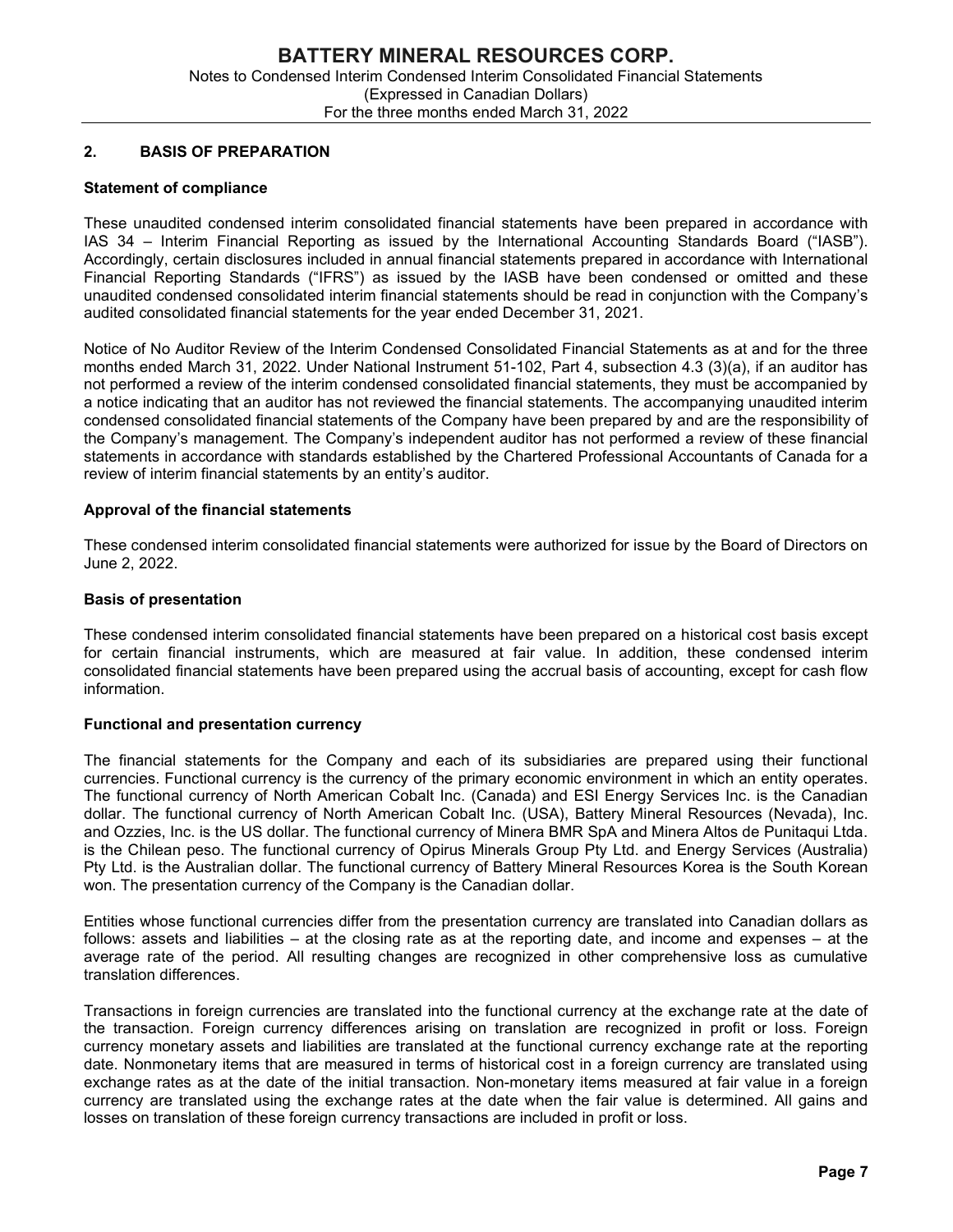## 2. BASIS OF PREPARATION

### Statement of compliance

These unaudited condensed interim consolidated financial statements have been prepared in accordance with IAS 34 – Interim Financial Reporting as issued by the International Accounting Standards Board ("IASB"). Accordingly, certain disclosures included in annual financial statements prepared in accordance with International Financial Reporting Standards ("IFRS") as issued by the IASB have been condensed or omitted and these unaudited condensed consolidated interim financial statements should be read in conjunction with the Company's audited consolidated financial statements for the year ended December 31, 2021.

Notice of No Auditor Review of the Interim Condensed Consolidated Financial Statements as at and for the three months ended March 31, 2022. Under National Instrument 51-102, Part 4, subsection 4.3 (3)(a), if an auditor has not performed a review of the interim condensed consolidated financial statements, they must be accompanied by a notice indicating that an auditor has not reviewed the financial statements. The accompanying unaudited interim condensed consolidated financial statements of the Company have been prepared by and are the responsibility of the Company's management. The Company's independent auditor has not performed a review of these financial statements in accordance with standards established by the Chartered Professional Accountants of Canada for a review of interim financial statements by an entity's auditor.

### Approval of the financial statements

These condensed interim consolidated financial statements were authorized for issue by the Board of Directors on June 2, 2022.

### Basis of presentation

These condensed interim consolidated financial statements have been prepared on a historical cost basis except for certain financial instruments, which are measured at fair value. In addition, these condensed interim consolidated financial statements have been prepared using the accrual basis of accounting, except for cash flow information.

### Functional and presentation currency

The financial statements for the Company and each of its subsidiaries are prepared using their functional currencies. Functional currency is the currency of the primary economic environment in which an entity operates. The functional currency of North American Cobalt Inc. (Canada) and ESI Energy Services Inc. is the Canadian dollar. The functional currency of North American Cobalt Inc. (USA), Battery Mineral Resources (Nevada), Inc. and Ozzies, Inc. is the US dollar. The functional currency of Minera BMR SpA and Minera Altos de Punitaqui Ltda. is the Chilean peso. The functional currency of Opirus Minerals Group Pty Ltd. and Energy Services (Australia) Pty Ltd. is the Australian dollar. The functional currency of Battery Mineral Resources Korea is the South Korean won. The presentation currency of the Company is the Canadian dollar.

Entities whose functional currencies differ from the presentation currency are translated into Canadian dollars as follows: assets and liabilities – at the closing rate as at the reporting date, and income and expenses – at the average rate of the period. All resulting changes are recognized in other comprehensive loss as cumulative translation differences.

Transactions in foreign currencies are translated into the functional currency at the exchange rate at the date of the transaction. Foreign currency differences arising on translation are recognized in profit or loss. Foreign currency monetary assets and liabilities are translated at the functional currency exchange rate at the reporting date. Nonmonetary items that are measured in terms of historical cost in a foreign currency are translated using exchange rates as at the date of the initial transaction. Non-monetary items measured at fair value in a foreign currency are translated using the exchange rates at the date when the fair value is determined. All gains and losses on translation of these foreign currency transactions are included in profit or loss.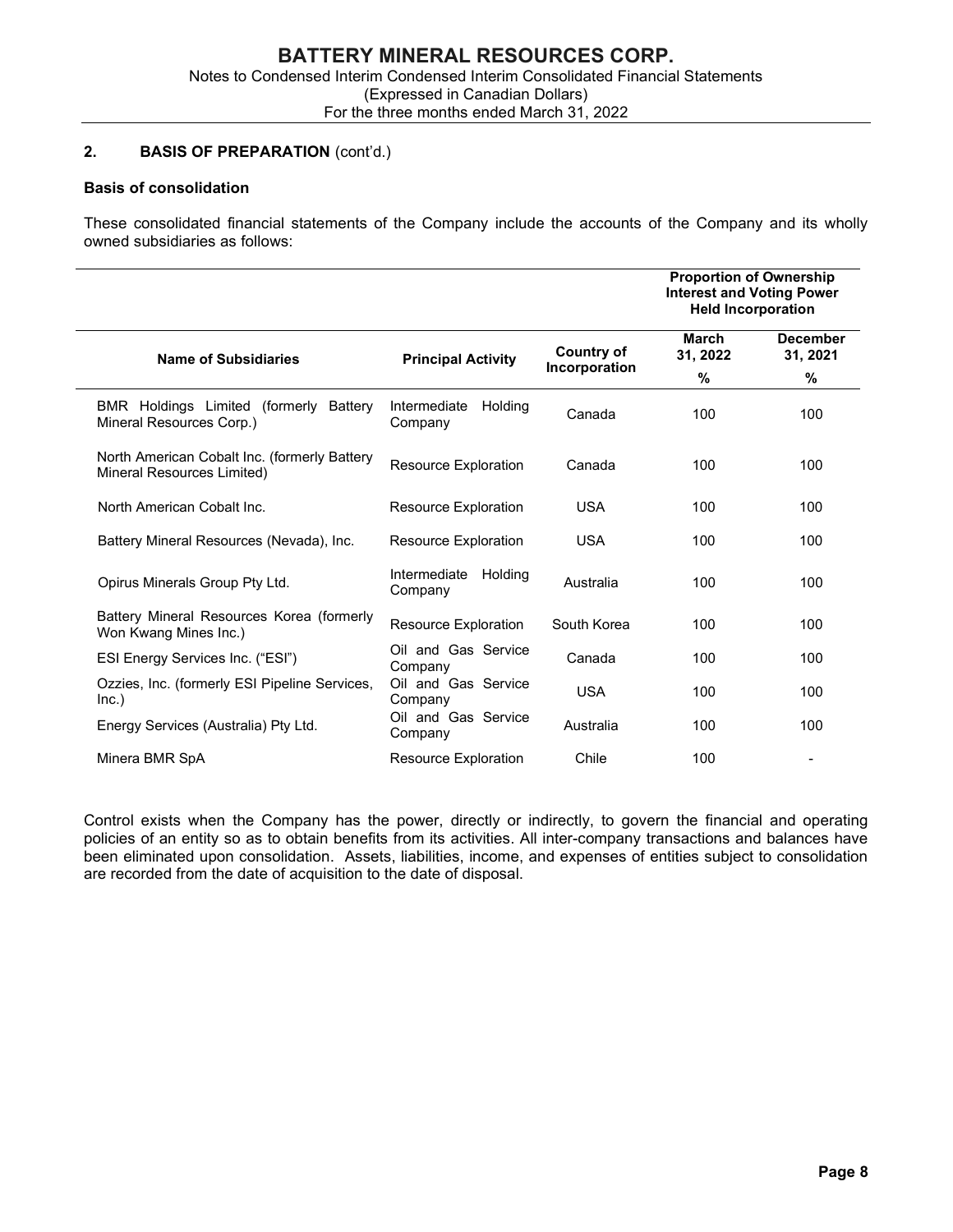## 2. BASIS OF PREPARATION (cont'd.)

### Basis of consolidation

These consolidated financial statements of the Company include the accounts of the Company and its wholly owned subsidiaries as follows:

| Name of Subsidiaries | Principal Activity | Country of Incorporation | Proportion of Ownership Interest and Voting Power Held Incorporation | |
|---|---|---|---|---|
| | | | March 31, 2022 | December 31, 2021 |
| | | | % | % |
| BMR Holdings Limited (formerly Battery Mineral Resources Corp.) | Intermediate Holding Company | Canada | 100 | 100 |
| North American Cobalt Inc. (formerly Battery Mineral Resources Limited) | Resource Exploration | Canada | 100 | 100 |
| North American Cobalt Inc. | Resource Exploration | USA | 100 | 100 |
| Battery Mineral Resources (Nevada), Inc. | Resource Exploration | USA | 100 | 100 |
| Opirus Minerals Group Pty Ltd. | Intermediate Holding Company | Australia | 100 | 100 |
| Battery Mineral Resources Korea (formerly Won Kwang Mines Inc.) | Resource Exploration | South Korea | 100 | 100 |
| ESI Energy Services Inc. ("ESI") | Oil and Gas Service Company | Canada | 100 | 100 |
| Ozzies, Inc. (formerly ESI Pipeline Services, Inc.) | Oil and Gas Service Company | USA | 100 | 100 |
| Energy Services (Australia) Pty Ltd. | Oil and Gas Service Company | Australia | 100 | 100 |
| Minera BMR SpA | Resource Exploration | Chile | 100 | - |

Control exists when the Company has the power, directly or indirectly, to govern the financial and operating policies of an entity so as to obtain benefits from its activities. All inter-company transactions and balances have been eliminated upon consolidation. Assets, liabilities, income, and expenses of entities subject to consolidation are recorded from the date of acquisition to the date of disposal.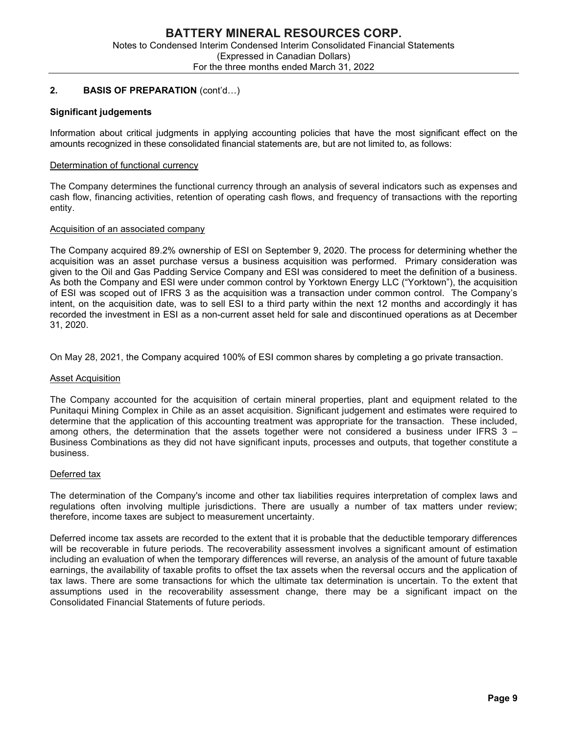## 2. BASIS OF PREPARATION (cont'd…)

### Significant judgements

Information about critical judgments in applying accounting policies that have the most significant effect on the amounts recognized in these consolidated financial statements are, but are not limited to, as follows:

#### Determination of functional currency

The Company determines the functional currency through an analysis of several indicators such as expenses and cash flow, financing activities, retention of operating cash flows, and frequency of transactions with the reporting entity.

#### Acquisition of an associated company

The Company acquired 89.2% ownership of ESI on September 9, 2020. The process for determining whether the acquisition was an asset purchase versus a business acquisition was performed. Primary consideration was given to the Oil and Gas Padding Service Company and ESI was considered to meet the definition of a business. As both the Company and ESI were under common control by Yorktown Energy LLC ("Yorktown"), the acquisition of ESI was scoped out of IFRS 3 as the acquisition was a transaction under common control. The Company's intent, on the acquisition date, was to sell ESI to a third party within the next 12 months and accordingly it has recorded the investment in ESI as a non-current asset held for sale and discontinued operations as at December 31, 2020.

On May 28, 2021, the Company acquired 100% of ESI common shares by completing a go private transaction.

#### Asset Acquisition

The Company accounted for the acquisition of certain mineral properties, plant and equipment related to the Punitaqui Mining Complex in Chile as an asset acquisition. Significant judgement and estimates were required to determine that the application of this accounting treatment was appropriate for the transaction. These included, among others, the determination that the assets together were not considered a business under IFRS 3 – Business Combinations as they did not have significant inputs, processes and outputs, that together constitute a business.

#### Deferred tax

The determination of the Company's income and other tax liabilities requires interpretation of complex laws and regulations often involving multiple jurisdictions. There are usually a number of tax matters under review; therefore, income taxes are subject to measurement uncertainty.

Deferred income tax assets are recorded to the extent that it is probable that the deductible temporary differences will be recoverable in future periods. The recoverability assessment involves a significant amount of estimation including an evaluation of when the temporary differences will reverse, an analysis of the amount of future taxable earnings, the availability of taxable profits to offset the tax assets when the reversal occurs and the application of tax laws. There are some transactions for which the ultimate tax determination is uncertain. To the extent that assumptions used in the recoverability assessment change, there may be a significant impact on the Consolidated Financial Statements of future periods.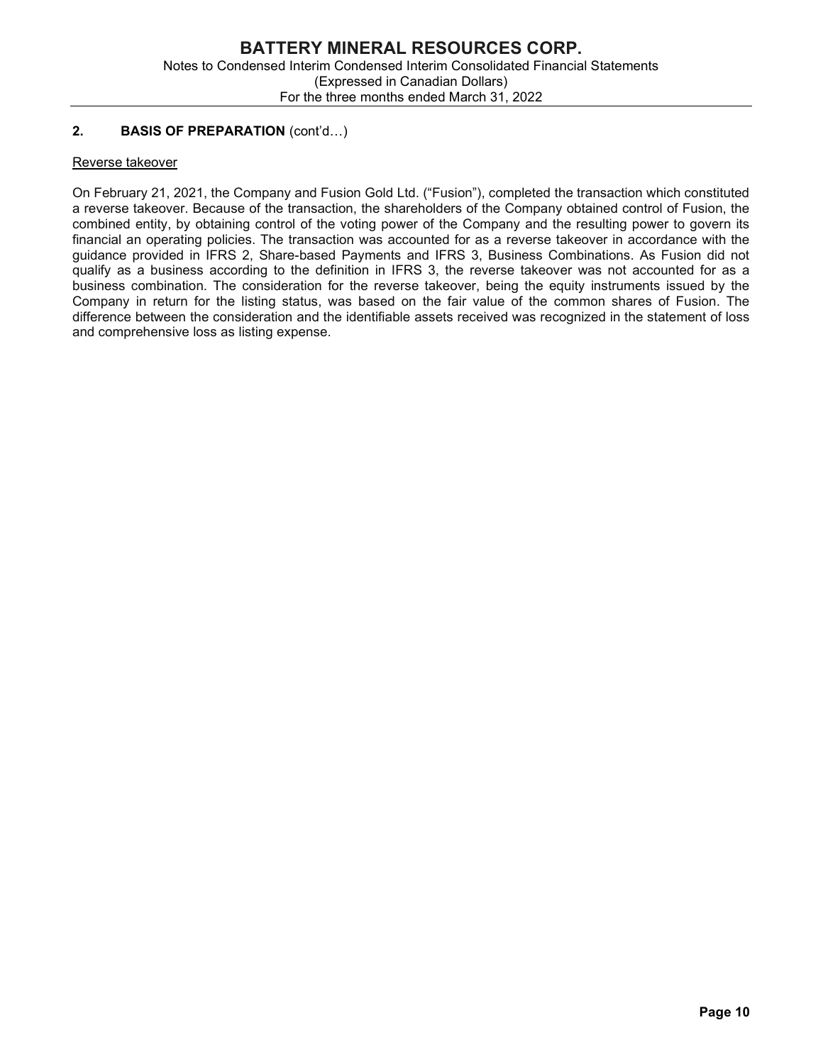## 2. BASIS OF PREPARATION (cont'd…)

Reverse takeover

On February 21, 2021, the Company and Fusion Gold Ltd. ("Fusion"), completed the transaction which constituted a reverse takeover. Because of the transaction, the shareholders of the Company obtained control of Fusion, the combined entity, by obtaining control of the voting power of the Company and the resulting power to govern its financial an operating policies. The transaction was accounted for as a reverse takeover in accordance with the guidance provided in IFRS 2, Share-based Payments and IFRS 3, Business Combinations. As Fusion did not qualify as a business according to the definition in IFRS 3, the reverse takeover was not accounted for as a business combination. The consideration for the reverse takeover, being the equity instruments issued by the Company in return for the listing status, was based on the fair value of the common shares of Fusion. The difference between the consideration and the identifiable assets received was recognized in the statement of loss and comprehensive loss as listing expense.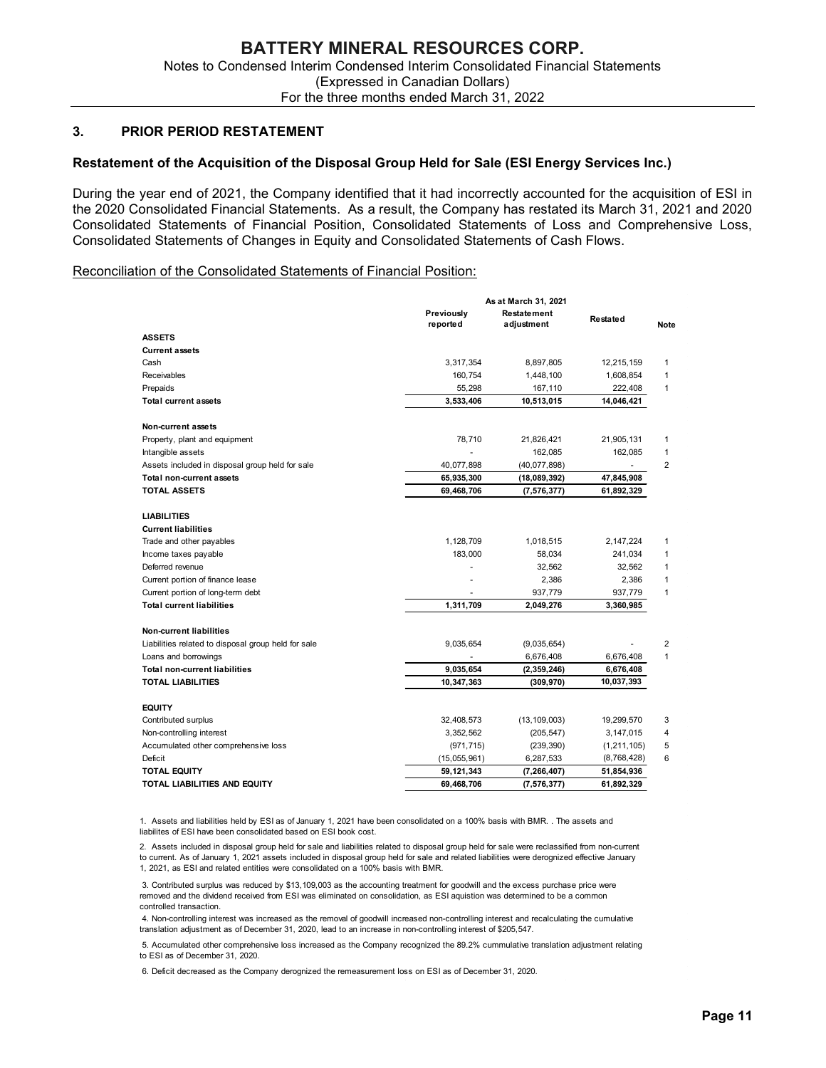## 3. PRIOR PERIOD RESTATEMENT

### Restatement of the Acquisition of the Disposal Group Held for Sale (ESI Energy Services Inc.)

During the year end of 2021, the Company identified that it had incorrectly accounted for the acquisition of ESI in the 2020 Consolidated Financial Statements. As a result, the Company has restated its March 31, 2021 and 2020 Consolidated Statements of Financial Position, Consolidated Statements of Loss and Comprehensive Loss, Consolidated Statements of Changes in Equity and Consolidated Statements of Cash Flows.

Reconciliation of the Consolidated Statements of Financial Position:

| | As at March 31, 2021 | | | |
|---|---|---|---|---|
| | Previously reported | Restatement adjustment | Restated | Note |
| **ASSETS** | | | | |
| **Current assets** | | | | |
| Cash | 3,317,354 | 8,897,805 | 12,215,159 | 1 |
| Receivables | 160,754 | 1,448,100 | 1,608,854 | 1 |
| Prepaids | 55,298 | 167,110 | 222,408 | 1 |
| **Total current assets** | **3,533,406** | **10,513,015** | **14,046,421** | |
| **Non-current assets** | | | | |
| Property, plant and equipment | 78,710 | 21,826,421 | 21,905,131 | 1 |
| Intangible assets | - | 162,085 | 162,085 | 1 |
| Assets included in disposal group held for sale | 40,077,898 | (40,077,898) | - | 2 |
| **Total non-current assets** | **65,935,300** | **(18,089,392)** | **47,845,908** | |
| **TOTAL ASSETS** | **69,468,706** | **(7,576,377)** | **61,892,329** | |
| **LIABILITIES** | | | | |
| **Current liabilities** | | | | |
| Trade and other payables | 1,128,709 | 1,018,515 | 2,147,224 | 1 |
| Income taxes payable | 183,000 | 58,034 | 241,034 | 1 |
| Deferred revenue | - | 32,562 | 32,562 | 1 |
| Current portion of finance lease | - | 2,386 | 2,386 | 1 |
| Current portion of long-term debt | - | 937,779 | 937,779 | 1 |
| **Total current liabilities** | **1,311,709** | **2,049,276** | **3,360,985** | |
| **Non-current liabilities** | | | | |
| Liabilities related to disposal group held for sale | 9,035,654 | (9,035,654) | - | 2 |
| Loans and borrowings | - | 6,676,408 | 6,676,408 | 1 |
| **Total non-current liabilities** | **9,035,654** | **(2,359,246)** | **6,676,408** | |
| **TOTAL LIABILITIES** | **10,347,363** | **(309,970)** | **10,037,393** | |
| **EQUITY** | | | | |
| Contributed surplus | 32,408,573 | (13,109,003) | 19,299,570 | 3 |
| Non-controlling interest | 3,352,562 | (205,547) | 3,147,015 | 4 |
| Accumulated other comprehensive loss | (971,715) | (239,390) | (1,211,105) | 5 |
| Deficit | (15,055,961) | 6,287,533 | (8,768,428) | 6 |
| **TOTAL EQUITY** | **59,121,343** | **(7,266,407)** | **51,854,936** | |
| **TOTAL LIABILITIES AND EQUITY** | **69,468,706** | **(7,576,377)** | **61,892,329** | |

1. Assets and liabilities held by ESI as of January 1, 2021 have been consolidated on a 100% basis with BMR. . The assets and liabilites of ESI have been consolidated based on ESI book cost.

2. Assets included in disposal group held for sale and liabilities related to disposal group held for sale were reclassified from non-current to current. As of January 1, 2021 assets included in disposal group held for sale and related liabilities were derognized effective January 1, 2021, as ESI and related entities were consolidated on a 100% basis with BMR.

3. Contributed surplus was reduced by $13,109,003 as the accounting treatment for goodwill and the excess purchase price were removed and the dividend received from ESI was eliminated on consolidation, as ESI aquistion was determined to be a common controlled transaction.

4. Non-controlling interest was increased as the removal of goodwill increased non-controlling interest and recalculating the cumulative translation adjustment as of December 31, 2020, lead to an increase in non-controlling interest of $205,547.

5. Accumulated other comprehensive loss increased as the Company recognized the 89.2% cummulative translation adjustment relating to ESI as of December 31, 2020.

6. Deficit decreased as the Company derognized the remeasurement loss on ESI as of December 31, 2020.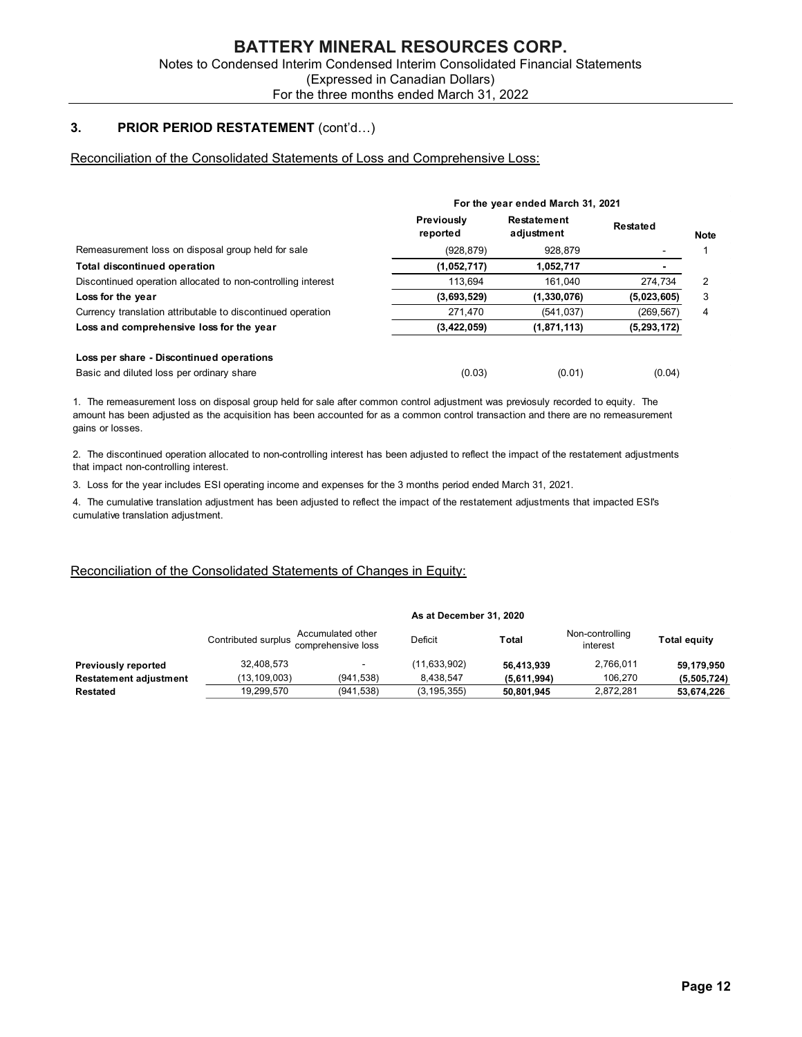## 3. PRIOR PERIOD RESTATEMENT (cont'd…)

Reconciliation of the Consolidated Statements of Loss and Comprehensive Loss:

| | For the year ended March 31, 2021 | | | |
|---|---|---|---|---|
| | Previously reported | Restatement adjustment | Restated | Note |
| Remeasurement loss on disposal group held for sale | (928,879) | 928,879 | - | 1 |
| **Total discontinued operation** | **(1,052,717)** | **1,052,717** | **-** | |
| Discontinued operation allocated to non-controlling interest | 113,694 | 161,040 | 274,734 | 2 |
| **Loss for the year** | **(3,693,529)** | **(1,330,076)** | **(5,023,605)** | 3 |
| Currency translation attributable to discontinued operation | 271,470 | (541,037) | (269,567) | 4 |
| **Loss and comprehensive loss for the year** | **(3,422,059)** | **(1,871,113)** | **(5,293,172)** | |
| | | | | |
| **Loss per share - Discontinued operations** | | | | |
| Basic and diluted loss per ordinary share | (0.03) | (0.01) | (0.04) | |

1. The remeasurement loss on disposal group held for sale after common control adjustment was previosuly recorded to equity. The amount has been adjusted as the acquisition has been accounted for as a common control transaction and there are no remeasurement gains or losses.

2. The discontinued operation allocated to non-controlling interest has been adjusted to reflect the impact of the restatement adjustments that impact non-controlling interest.

3. Loss for the year includes ESI operating income and expenses for the 3 months period ended March 31, 2021.

4. The cumulative translation adjustment has been adjusted to reflect the impact of the restatement adjustments that impacted ESI's cumulative translation adjustment.

Reconciliation of the Consolidated Statements of Changes in Equity:

| | As at December 31, 2020 | | | | | |
|---|---|---|---|---|---|---|
| | Contributed surplus | Accumulated other comprehensive loss | Deficit | Total | Non-controlling interest | Total equity |
| **Previously reported** | 32,408,573 | - | (11,633,902) | **56,413,939** | 2,766,011 | **59,179,950** |
| **Restatement adjustment** | (13,109,003) | (941,538) | 8,438,547 | **(5,611,994)** | 106,270 | **(5,505,724)** |
| **Restated** | 19,299,570 | (941,538) | (3,195,355) | **50,801,945** | 2,872,281 | **53,674,226** |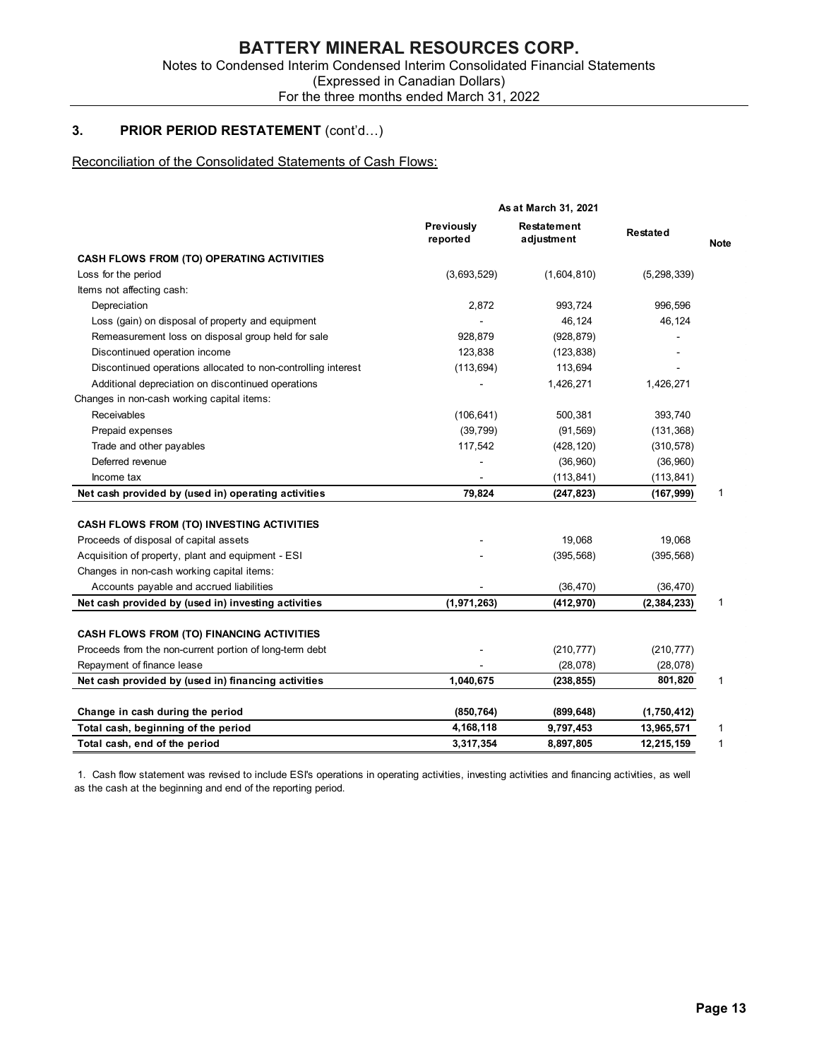## 3. PRIOR PERIOD RESTATEMENT (cont'd…)

Reconciliation of the Consolidated Statements of Cash Flows:

| | As at March 31, 2021 | | | |
|---|---|---|---|---|
| | Previously reported | Restatement adjustment | Restated | Note |
| **CASH FLOWS FROM (TO) OPERATING ACTIVITIES** | | | | |
| Loss for the period | (3,693,529) | (1,604,810) | (5,298,339) | |
| Items not affecting cash: | | | | |
| Depreciation | 2,872 | 993,724 | 996,596 | |
| Loss (gain) on disposal of property and equipment | - | 46,124 | 46,124 | |
| Remeasurement loss on disposal group held for sale | 928,879 | (928,879) | - | |
| Discontinued operation income | 123,838 | (123,838) | - | |
| Discontinued operations allocated to non-controlling interest | (113,694) | 113,694 | - | |
| Additional depreciation on discontinued operations | - | 1,426,271 | 1,426,271 | |
| Changes in non-cash working capital items: | | | | |
| Receivables | (106,641) | 500,381 | 393,740 | |
| Prepaid expenses | (39,799) | (91,569) | (131,368) | |
| Trade and other payables | 117,542 | (428,120) | (310,578) | |
| Deferred revenue | - | (36,960) | (36,960) | |
| Income tax | - | (113,841) | (113,841) | |
| **Net cash provided by (used in) operating activities** | **79,824** | **(247,823)** | **(167,999)** | 1 |
| **CASH FLOWS FROM (TO) INVESTING ACTIVITIES** | | | | |
| Proceeds of disposal of capital assets | - | 19,068 | 19,068 | |
| Acquisition of property, plant and equipment - ESI | - | (395,568) | (395,568) | |
| Changes in non-cash working capital items: | | | | |
| Accounts payable and accrued liabilities | - | (36,470) | (36,470) | |
| **Net cash provided by (used in) investing activities** | **(1,971,263)** | **(412,970)** | **(2,384,233)** | 1 |
| **CASH FLOWS FROM (TO) FINANCING ACTIVITIES** | | | | |
| Proceeds from the non-current portion of long-term debt | - | (210,777) | (210,777) | |
| Repayment of finance lease | - | (28,078) | (28,078) | |
| **Net cash provided by (used in) financing activities** | **1,040,675** | **(238,855)** | **801,820** | 1 |
| **Change in cash during the period** | **(850,764)** | **(899,648)** | **(1,750,412)** | |
| **Total cash, beginning of the period** | **4,168,118** | **9,797,453** | **13,965,571** | 1 |
| **Total cash, end of the period** | **3,317,354** | **8,897,805** | **12,215,159** | 1 |

1. Cash flow statement was revised to include ESI's operations in operating activities, investing activities and financing activities, as well as the cash at the beginning and end of the reporting period.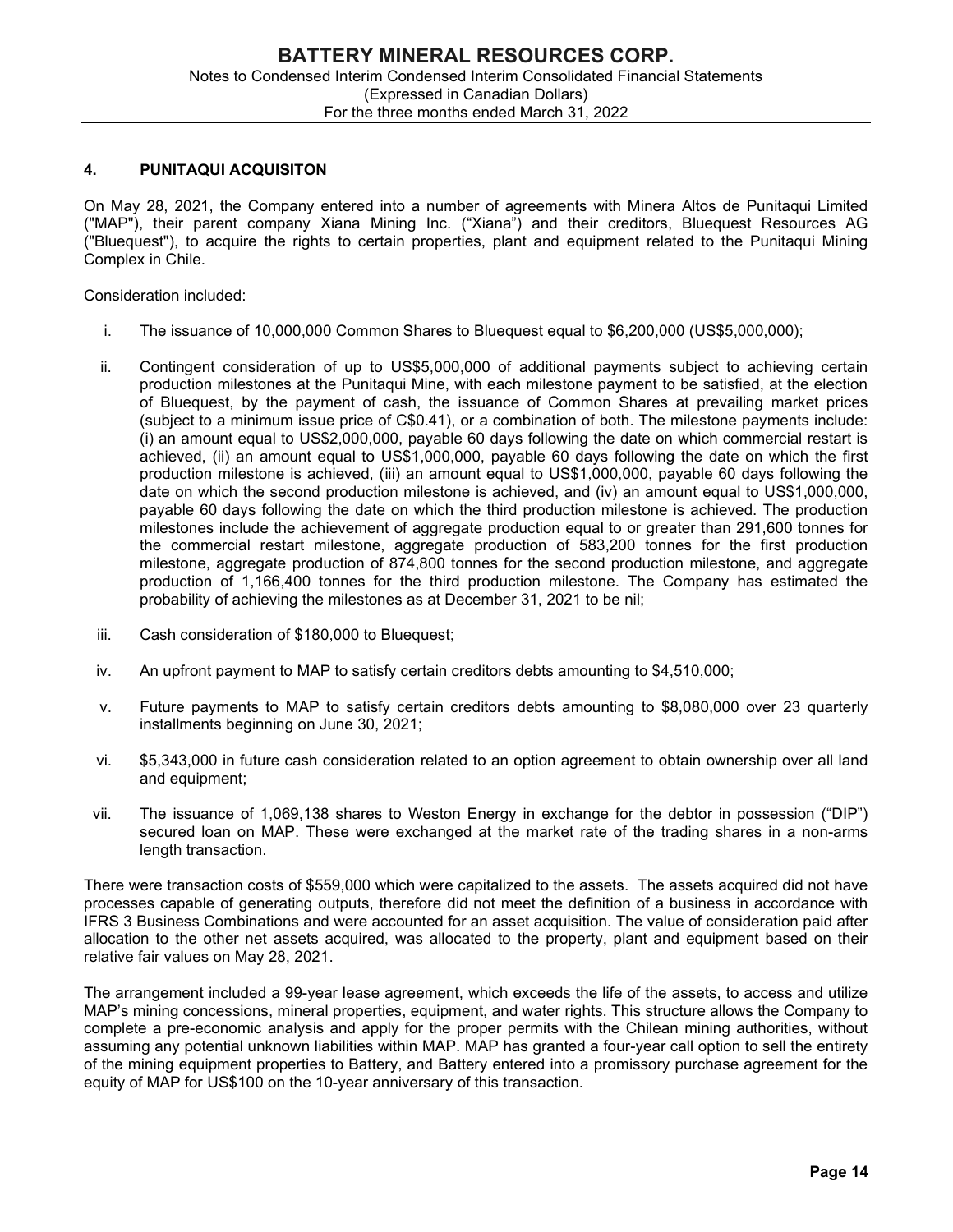## 4. PUNITAQUI ACQUISITON

On May 28, 2021, the Company entered into a number of agreements with Minera Altos de Punitaqui Limited ("MAP"), their parent company Xiana Mining Inc. ("Xiana") and their creditors, Bluequest Resources AG ("Bluequest"), to acquire the rights to certain properties, plant and equipment related to the Punitaqui Mining Complex in Chile.

Consideration included:

i. The issuance of 10,000,000 Common Shares to Bluequest equal to $6,200,000 (US$5,000,000);

ii. Contingent consideration of up to US$5,000,000 of additional payments subject to achieving certain production milestones at the Punitaqui Mine, with each milestone payment to be satisfied, at the election of Bluequest, by the payment of cash, the issuance of Common Shares at prevailing market prices (subject to a minimum issue price of C$0.41), or a combination of both. The milestone payments include: (i) an amount equal to US$2,000,000, payable 60 days following the date on which commercial restart is achieved, (ii) an amount equal to US$1,000,000, payable 60 days following the date on which the first production milestone is achieved, (iii) an amount equal to US$1,000,000, payable 60 days following the date on which the second production milestone is achieved, and (iv) an amount equal to US$1,000,000, payable 60 days following the date on which the third production milestone is achieved. The production milestones include the achievement of aggregate production equal to or greater than 291,600 tonnes for the commercial restart milestone, aggregate production of 583,200 tonnes for the first production milestone, aggregate production of 874,800 tonnes for the second production milestone, and aggregate production of 1,166,400 tonnes for the third production milestone. The Company has estimated the probability of achieving the milestones as at December 31, 2021 to be nil;

iii. Cash consideration of $180,000 to Bluequest;

iv. An upfront payment to MAP to satisfy certain creditors debts amounting to $4,510,000;

v. Future payments to MAP to satisfy certain creditors debts amounting to $8,080,000 over 23 quarterly installments beginning on June 30, 2021;

vi. $5,343,000 in future cash consideration related to an option agreement to obtain ownership over all land and equipment;

vii. The issuance of 1,069,138 shares to Weston Energy in exchange for the debtor in possession ("DIP") secured loan on MAP. These were exchanged at the market rate of the trading shares in a non-arms length transaction.

There were transaction costs of $559,000 which were capitalized to the assets. The assets acquired did not have processes capable of generating outputs, therefore did not meet the definition of a business in accordance with IFRS 3 Business Combinations and were accounted for an asset acquisition. The value of consideration paid after allocation to the other net assets acquired, was allocated to the property, plant and equipment based on their relative fair values on May 28, 2021.

The arrangement included a 99-year lease agreement, which exceeds the life of the assets, to access and utilize MAP's mining concessions, mineral properties, equipment, and water rights. This structure allows the Company to complete a pre-economic analysis and apply for the proper permits with the Chilean mining authorities, without assuming any potential unknown liabilities within MAP. MAP has granted a four-year call option to sell the entirety of the mining equipment properties to Battery, and Battery entered into a promissory purchase agreement for the equity of MAP for US$100 on the 10-year anniversary of this transaction.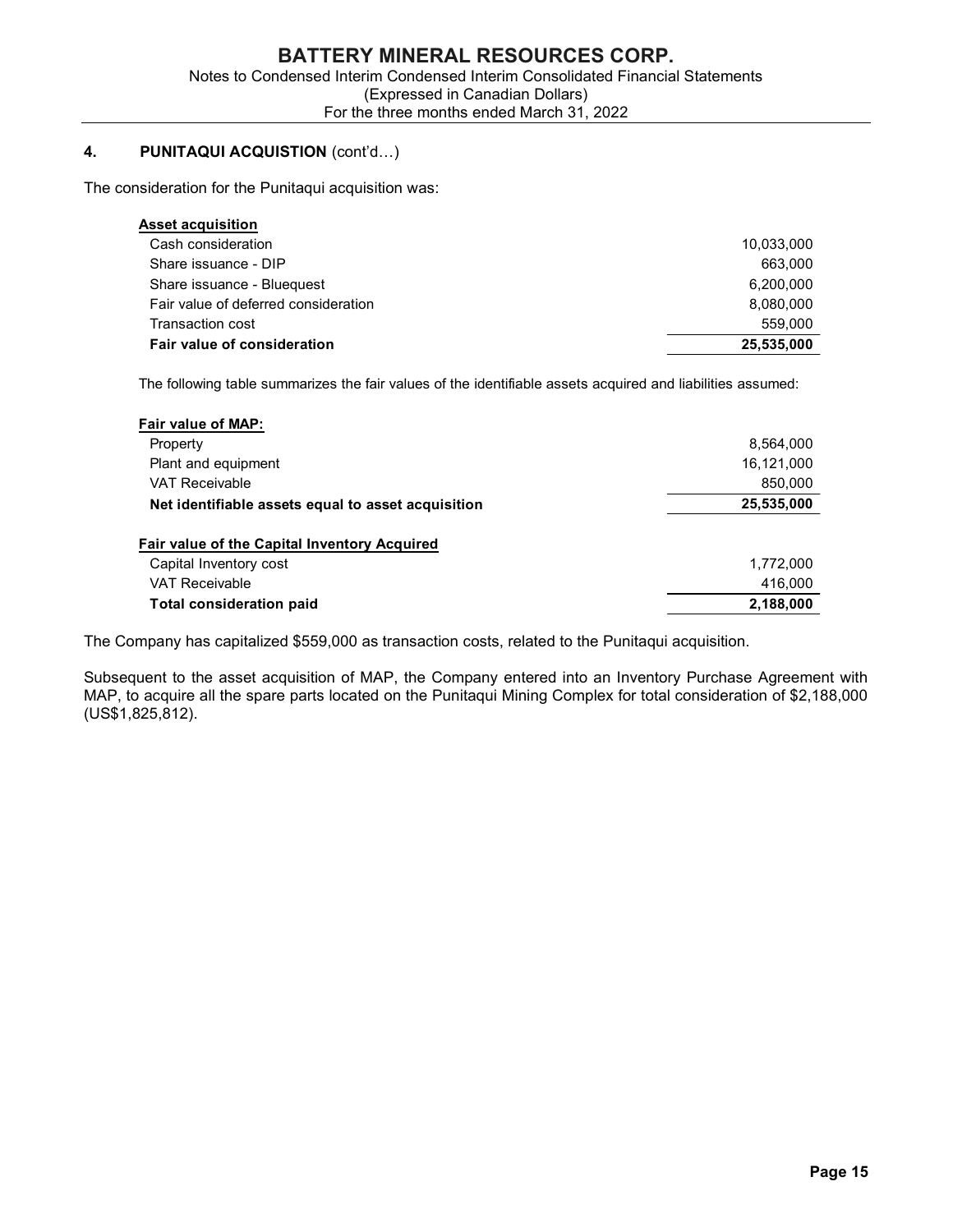## 4. PUNITAQUI ACQUISTION (cont'd…)

The consideration for the Punitaqui acquisition was:

| **Asset acquisition** | |
|---|---|
| Cash consideration | 10,033,000 |
| Share issuance - DIP | 663,000 |
| Share issuance - Bluequest | 6,200,000 |
| Fair value of deferred consideration | 8,080,000 |
| Transaction cost | 559,000 |
| **Fair value of consideration** | **25,535,000** |

The following table summarizes the fair values of the identifiable assets acquired and liabilities assumed:

| **Fair value of MAP:** | |
|---|---|
| Property | 8,564,000 |
| Plant and equipment | 16,121,000 |
| VAT Receivable | 850,000 |
| **Net identifiable assets equal to asset acquisition** | **25,535,000** |
| | |
| **Fair value of the Capital Inventory Acquired** | |
| Capital Inventory cost | 1,772,000 |
| VAT Receivable | 416,000 |
| **Total consideration paid** | **2,188,000** |

The Company has capitalized $559,000 as transaction costs, related to the Punitaqui acquisition.

Subsequent to the asset acquisition of MAP, the Company entered into an Inventory Purchase Agreement with MAP, to acquire all the spare parts located on the Punitaqui Mining Complex for total consideration of $2,188,000 (US$1,825,812).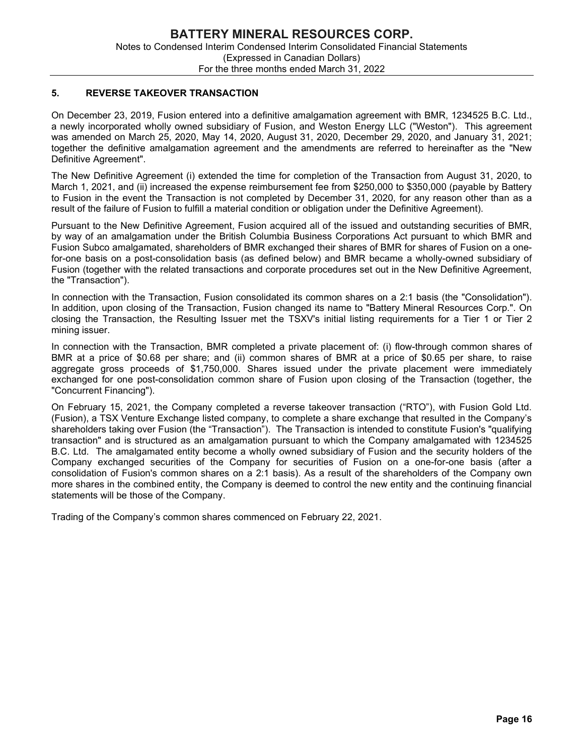## 5. REVERSE TAKEOVER TRANSACTION

On December 23, 2019, Fusion entered into a definitive amalgamation agreement with BMR, 1234525 B.C. Ltd., a newly incorporated wholly owned subsidiary of Fusion, and Weston Energy LLC ("Weston"). This agreement was amended on March 25, 2020, May 14, 2020, August 31, 2020, December 29, 2020, and January 31, 2021; together the definitive amalgamation agreement and the amendments are referred to hereinafter as the "New Definitive Agreement".

The New Definitive Agreement (i) extended the time for completion of the Transaction from August 31, 2020, to March 1, 2021, and (ii) increased the expense reimbursement fee from $250,000 to $350,000 (payable by Battery to Fusion in the event the Transaction is not completed by December 31, 2020, for any reason other than as a result of the failure of Fusion to fulfill a material condition or obligation under the Definitive Agreement).

Pursuant to the New Definitive Agreement, Fusion acquired all of the issued and outstanding securities of BMR, by way of an amalgamation under the British Columbia Business Corporations Act pursuant to which BMR and Fusion Subco amalgamated, shareholders of BMR exchanged their shares of BMR for shares of Fusion on a one-for-one basis on a post-consolidation basis (as defined below) and BMR became a wholly-owned subsidiary of Fusion (together with the related transactions and corporate procedures set out in the New Definitive Agreement, the "Transaction").

In connection with the Transaction, Fusion consolidated its common shares on a 2:1 basis (the "Consolidation"). In addition, upon closing of the Transaction, Fusion changed its name to "Battery Mineral Resources Corp.". On closing the Transaction, the Resulting Issuer met the TSXV's initial listing requirements for a Tier 1 or Tier 2 mining issuer.

In connection with the Transaction, BMR completed a private placement of: (i) flow-through common shares of BMR at a price of $0.68 per share; and (ii) common shares of BMR at a price of $0.65 per share, to raise aggregate gross proceeds of $1,750,000. Shares issued under the private placement were immediately exchanged for one post-consolidation common share of Fusion upon closing of the Transaction (together, the "Concurrent Financing").

On February 15, 2021, the Company completed a reverse takeover transaction ("RTO"), with Fusion Gold Ltd. (Fusion), a TSX Venture Exchange listed company, to complete a share exchange that resulted in the Company's shareholders taking over Fusion (the "Transaction"). The Transaction is intended to constitute Fusion's "qualifying transaction" and is structured as an amalgamation pursuant to which the Company amalgamated with 1234525 B.C. Ltd. The amalgamated entity become a wholly owned subsidiary of Fusion and the security holders of the Company exchanged securities of the Company for securities of Fusion on a one-for-one basis (after a consolidation of Fusion's common shares on a 2:1 basis). As a result of the shareholders of the Company own more shares in the combined entity, the Company is deemed to control the new entity and the continuing financial statements will be those of the Company.

Trading of the Company's common shares commenced on February 22, 2021.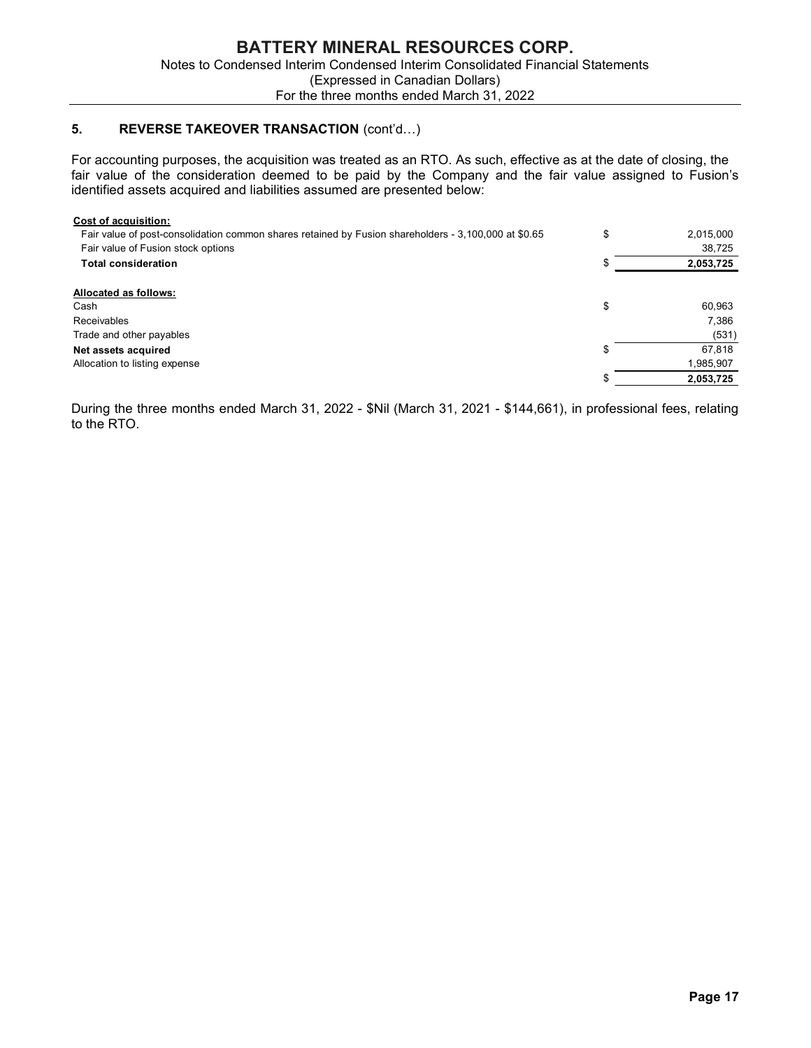## 5. REVERSE TAKEOVER TRANSACTION (cont'd…)

For accounting purposes, the acquisition was treated as an RTO. As such, effective as at the date of closing, the fair value of the consideration deemed to be paid by the Company and the fair value assigned to Fusion's identified assets acquired and liabilities assumed are presented below:

| | | |
|---|---|---|
| **Cost of acquisition:** | | |
| Fair value of post-consolidation common shares retained by Fusion shareholders - 3,100,000 at $0.65 | $ | 2,015,000 |
| Fair value of Fusion stock options | | 38,725 |
| **Total consideration** | $ | **2,053,725** |
| | | |
| **Allocated as follows:** | | |
| Cash | $ | 60,963 |
| Receivables | | 7,386 |
| Trade and other payables | | (531) |
| **Net assets acquired** | $ | 67,818 |
| Allocation to listing expense | | 1,985,907 |
| | $ | **2,053,725** |

During the three months ended March 31, 2022 - $Nil (March 31, 2021 - $144,661), in professional fees, relating to the RTO.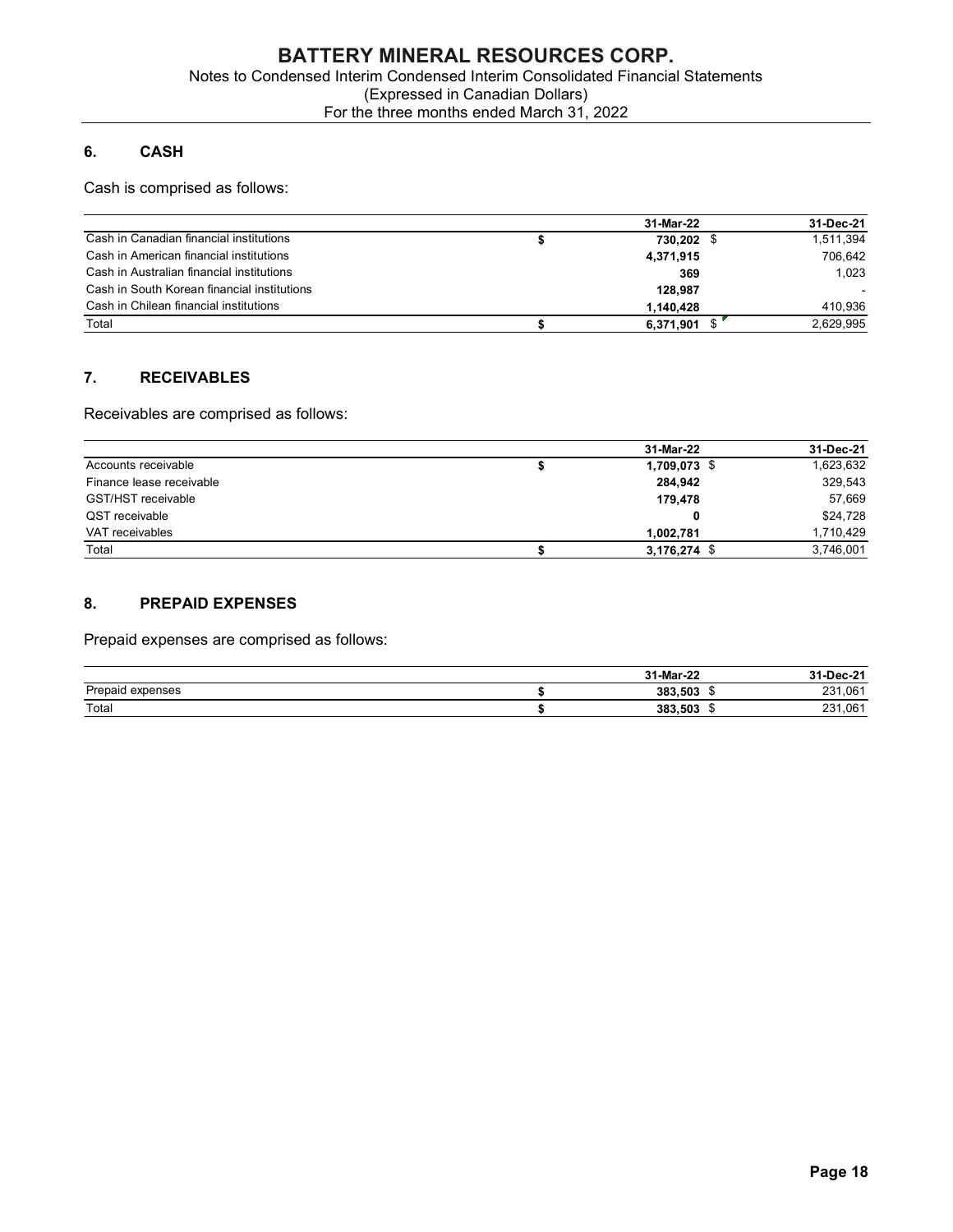## 6. CASH

Cash is comprised as follows:

| | 31-Mar-22 | 31-Dec-21 |
|---|---|---|
| Cash in Canadian financial institutions | $ 730,202 | $ 1,511,394 |
| Cash in American financial institutions | 4,371,915 | 706,642 |
| Cash in Australian financial institutions | 369 | 1,023 |
| Cash in South Korean financial institutions | 128,987 | - |
| Cash in Chilean financial institutions | 1,140,428 | 410,936 |
| Total | $ 6,371,901 | $ 2,629,995 |

## 7. RECEIVABLES

Receivables are comprised as follows:

| | 31-Mar-22 | 31-Dec-21 |
|---|---|---|
| Accounts receivable | $ 1,709,073 | $ 1,623,632 |
| Finance lease receivable | 284,942 | 329,543 |
| GST/HST receivable | 179,478 | 57,669 |
| QST receivable | 0 | $24,728 |
| VAT receivables | 1,002,781 | 1,710,429 |
| Total | $ 3,176,274 | $ 3,746,001 |

## 8. PREPAID EXPENSES

Prepaid expenses are comprised as follows:

| | 31-Mar-22 | 31-Dec-21 |
|---|---|---|
| Prepaid expenses | $ 383,503 | $ 231,061 |
| Total | $ 383,503 | $ 231,061 |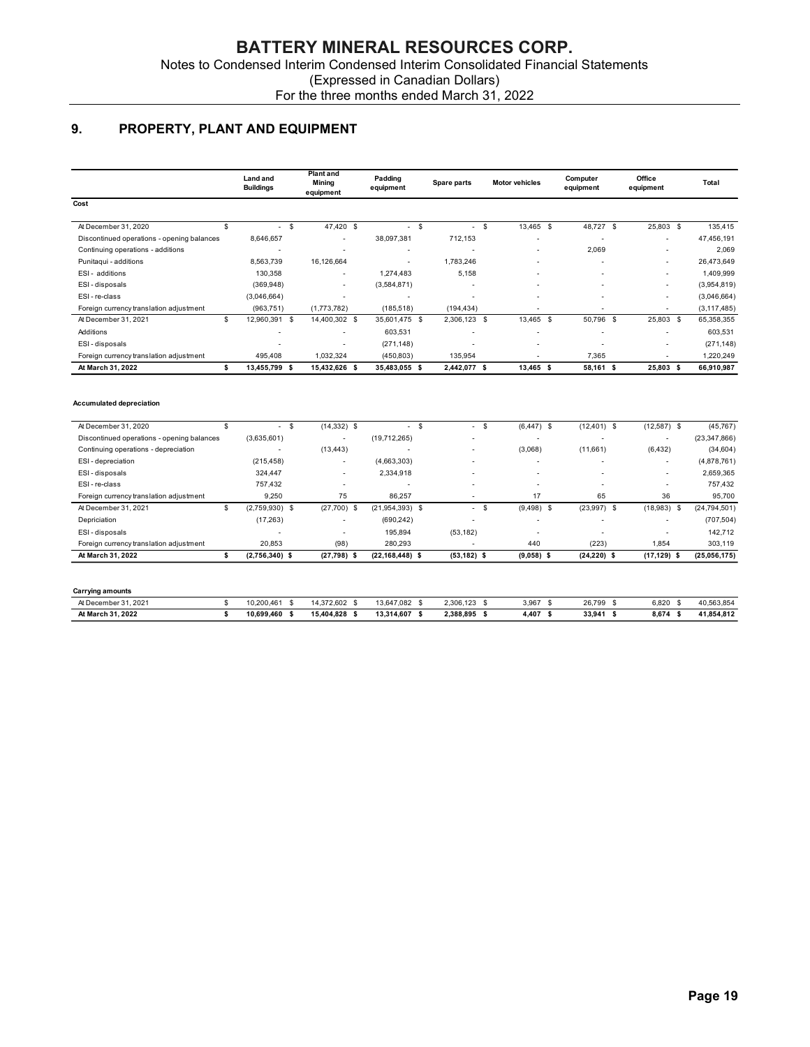## 9. PROPERTY, PLANT AND EQUIPMENT

| | Land and Buildings | Plant and Mining equipment | Padding equipment | Spare parts | Motor vehicles | Computer equipment | Office equipment | Total |
|---|---|---|---|---|---|---|---|---|
| **Cost** | | | | | | | | |
| At December 31, 2020 | $ - | $ 47,420 | $ - | $ - | $ 13,465 | $ 48,727 | $ 25,803 | $ 135,415 |
| Discontinued operations - opening balances | 8,646,657 | - | 38,097,381 | 712,153 | - | - | - | 47,456,191 |
| Continuing operations - additions | - | - | - | - | - | 2,069 | - | 2,069 |
| Punitaqui - additions | 8,563,739 | 16,126,664 | - | 1,783,246 | - | - | - | 26,473,649 |
| ESI - additions | 130,358 | - | 1,274,483 | 5,158 | - | - | - | 1,409,999 |
| ESI - disposals | (369,948) | - | (3,584,871) | - | - | - | - | (3,954,819) |
| ESI - re-class | (3,046,664) | - | - | - | - | - | - | (3,046,664) |
| Foreign currency translation adjustment | (963,751) | (1,773,782) | (185,518) | (194,434) | - | - | - | (3,117,485) |
| At December 31, 2021 | $ 12,960,391 | $ 14,400,302 | $ 35,601,475 | $ 2,306,123 | $ 13,465 | $ 50,796 | $ 25,803 | $ 65,358,355 |
| Additions | - | - | 603,531 | - | - | - | - | 603,531 |
| ESI - disposals | - | - | (271,148) | - | - | - | - | (271,148) |
| Foreign currency translation adjustment | 495,408 | 1,032,324 | (450,803) | 135,954 | - | 7,365 | - | 1,220,249 |
| **At March 31, 2022** | **$ 13,455,799** | **$ 15,432,626** | **$ 35,483,055** | **$ 2,442,077** | **$ 13,465** | **$ 58,161** | **$ 25,803** | **$ 66,910,987** |
| **Accumulated depreciation** | | | | | | | | |
| At December 31, 2020 | $ - | $ (14,332) | $ - | $ - | $ (6,447) | $ (12,401) | $ (12,587) | $ (45,767) |
| Discontinued operations - opening balances | (3,635,601) | - | (19,712,265) | - | - | - | - | (23,347,866) |
| Continuing operations - depreciation | - | (13,443) | - | - | (3,068) | (11,661) | (6,432) | (34,604) |
| ESI - depreciation | (215,458) | - | (4,663,303) | - | - | - | - | (4,878,761) |
| ESI - disposals | 324,447 | - | 2,334,918 | - | - | - | - | 2,659,365 |
| ESI - re-class | 757,432 | - | - | - | - | - | - | 757,432 |
| Foreign currency translation adjustment | 9,250 | 75 | 86,257 | - | 17 | 65 | 36 | 95,700 |
| At December 31, 2021 | $ (2,759,930) | $ (27,700) | $ (21,954,393) | $ - | $ (9,498) | $ (23,997) | $ (18,983) | $ (24,794,501) |
| Depriciation | (17,263) | - | (690,242) | - | - | - | - | (707,504) |
| ESI - disposals | - | - | 195,894 | (53,182) | - | - | - | 142,712 |
| Foreign currency translation adjustment | 20,853 | (98) | 280,293 | - | 440 | (223) | 1,854 | 303,119 |
| **At March 31, 2022** | **$ (2,756,340)** | **$ (27,798)** | **$ (22,168,448)** | **$ (53,182)** | **$ (9,058)** | **$ (24,220)** | **$ (17,129)** | **$ (25,056,175)** |
| **Carrying amounts** | | | | | | | | |
| At December 31, 2021 | $ 10,200,461 | $ 14,372,602 | $ 13,647,082 | $ 2,306,123 | $ 3,967 | $ 26,799 | $ 6,820 | $ 40,563,854 |
| **At March 31, 2022** | **$ 10,699,460** | **$ 15,404,828** | **$ 13,314,607** | **$ 2,388,895** | **$ 4,407** | **$ 33,941** | **$ 8,674** | **$ 41,854,812** |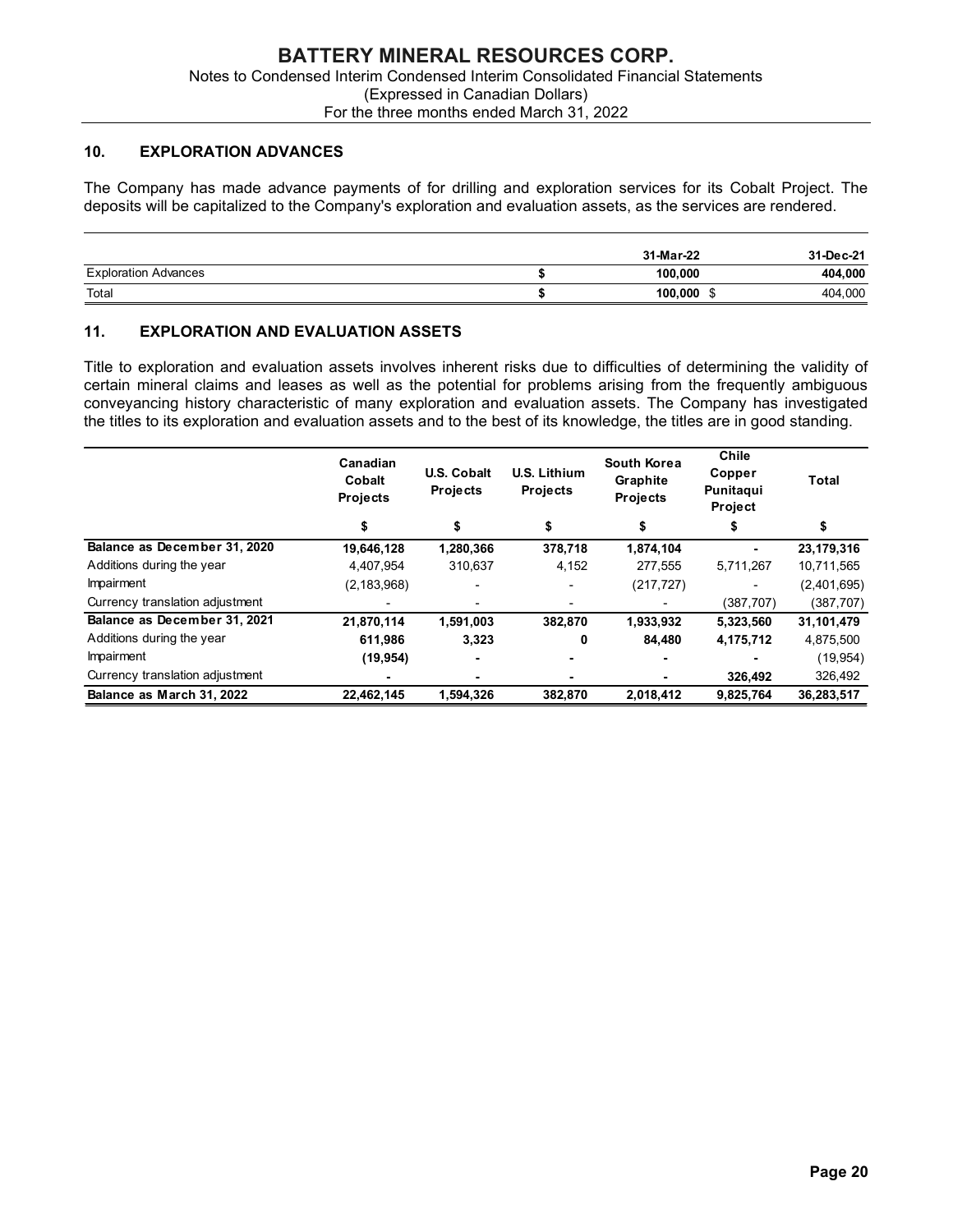## 10. EXPLORATION ADVANCES

The Company has made advance payments of for drilling and exploration services for its Cobalt Project. The deposits will be capitalized to the Company's exploration and evaluation assets, as the services are rendered.

| | | 31-Mar-22 | 31-Dec-21 |
|---|---|---|---|
| Exploration Advances | $ | 100,000 | 404,000 |
| Total | $ | 100,000 $ | 404,000 |

## 11. EXPLORATION AND EVALUATION ASSETS

Title to exploration and evaluation assets involves inherent risks due to difficulties of determining the validity of certain mineral claims and leases as well as the potential for problems arising from the frequently ambiguous conveyancing history characteristic of many exploration and evaluation assets. The Company has investigated the titles to its exploration and evaluation assets and to the best of its knowledge, the titles are in good standing.

| | Canadian Cobalt Projects | U.S. Cobalt Projects | U.S. Lithium Projects | South Korea Graphite Projects | Chile Copper Punitaqui Project | Total |
|---|---|---|---|---|---|---|
| | $ | $ | $ | $ | $ | $ |
| **Balance as December 31, 2020** | **19,646,128** | **1,280,366** | **378,718** | **1,874,104** | **-** | **23,179,316** |
| Additions during the year | 4,407,954 | 310,637 | 4,152 | 277,555 | 5,711,267 | 10,711,565 |
| Impairment | (2,183,968) | - | - | (217,727) | - | (2,401,695) |
| Currency translation adjustment | - | - | - | - | (387,707) | (387,707) |
| **Balance as December 31, 2021** | **21,870,114** | **1,591,003** | **382,870** | **1,933,932** | **5,323,560** | **31,101,479** |
| Additions during the year | **611,986** | **3,323** | **0** | **84,480** | **4,175,712** | 4,875,500 |
| Impairment | **(19,954)** | **-** | **-** | **-** | **-** | (19,954) |
| Currency translation adjustment | **-** | **-** | **-** | **-** | **326,492** | 326,492 |
| **Balance as March 31, 2022** | **22,462,145** | **1,594,326** | **382,870** | **2,018,412** | **9,825,764** | **36,283,517** |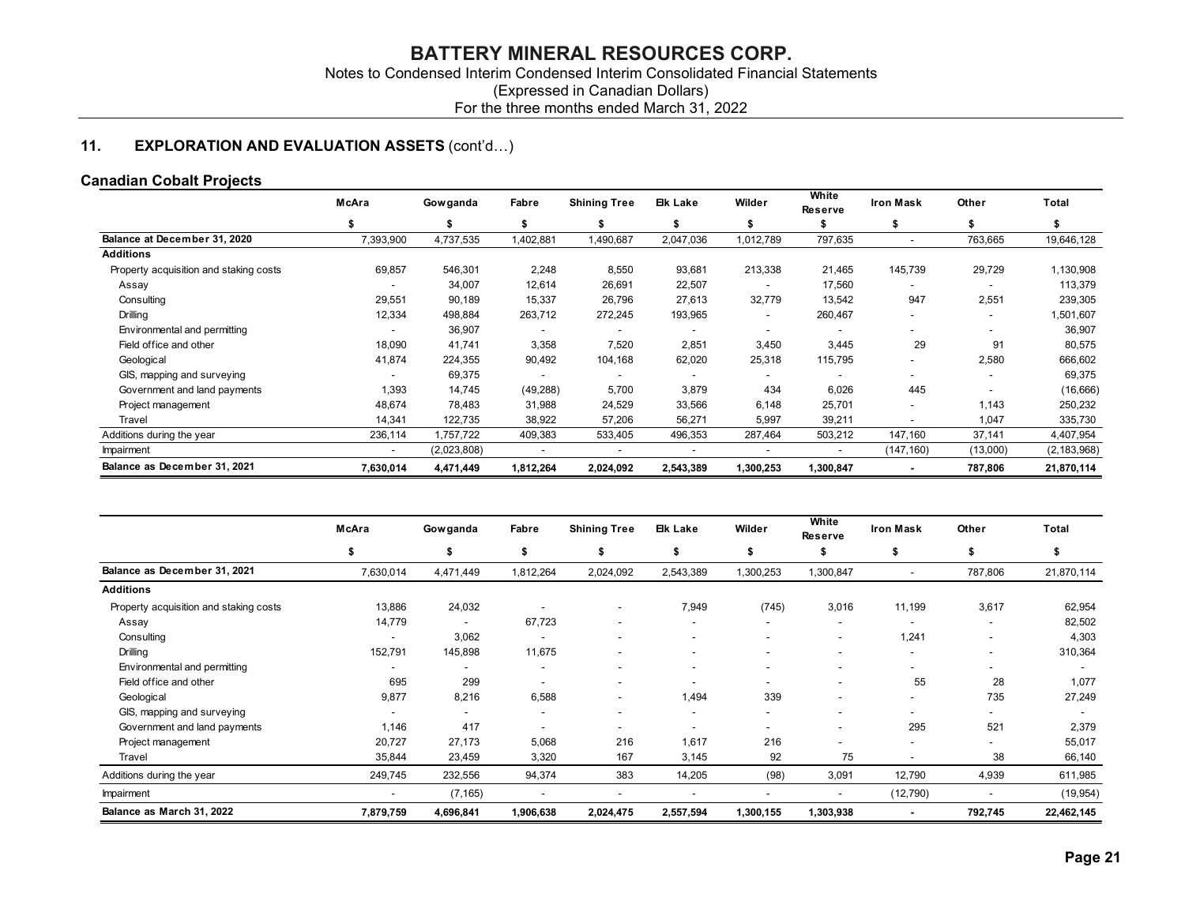## 11. EXPLORATION AND EVALUATION ASSETS (cont'd…)

### Canadian Cobalt Projects

| | McAra | Gowganda | Fabre | Shining Tree | Elk Lake | Wilder | White Reserve | Iron Mask | Other | Total |
|---|---|---|---|---|---|---|---|---|---|---|
| | $ | $ | $ | $ | $ | $ | $ | $ | $ | $ |
| **Balance at December 31, 2020** | 7,393,900 | 4,737,535 | 1,402,881 | 1,490,687 | 2,047,036 | 1,012,789 | 797,635 | - | 763,665 | 19,646,128 |
| **Additions** | | | | | | | | | | |
| Property acquisition and staking costs | 69,857 | 546,301 | 2,248 | 8,550 | 93,681 | 213,338 | 21,465 | 145,739 | 29,729 | 1,130,908 |
| Assay | - | 34,007 | 12,614 | 26,691 | 22,507 | - | 17,560 | - | - | 113,379 |
| Consulting | 29,551 | 90,189 | 15,337 | 26,796 | 27,613 | 32,779 | 13,542 | 947 | 2,551 | 239,305 |
| Drilling | 12,334 | 498,884 | 263,712 | 272,245 | 193,965 | - | 260,467 | - | - | 1,501,607 |
| Environmental and permitting | - | 36,907 | - | - | - | - | - | - | - | 36,907 |
| Field office and other | 18,090 | 41,741 | 3,358 | 7,520 | 2,851 | 3,450 | 3,445 | 29 | 91 | 80,575 |
| Geological | 41,874 | 224,355 | 90,492 | 104,168 | 62,020 | 25,318 | 115,795 | - | 2,580 | 666,602 |
| GIS, mapping and surveying | - | 69,375 | - | - | - | - | - | - | - | 69,375 |
| Government and land payments | 1,393 | 14,745 | (49,288) | 5,700 | 3,879 | 434 | 6,026 | 445 | - | (16,666) |
| Project management | 48,674 | 78,483 | 31,988 | 24,529 | 33,566 | 6,148 | 25,701 | - | 1,143 | 250,232 |
| Travel | 14,341 | 122,735 | 38,922 | 57,206 | 56,271 | 5,997 | 39,211 | - | 1,047 | 335,730 |
| Additions during the year | 236,114 | 1,757,722 | 409,383 | 533,405 | 496,353 | 287,464 | 503,212 | 147,160 | 37,141 | 4,407,954 |
| Impairment | - | (2,023,808) | - | - | - | - | - | (147,160) | (13,000) | (2,183,968) |
| **Balance as December 31, 2021** | **7,630,014** | **4,471,449** | **1,812,264** | **2,024,092** | **2,543,389** | **1,300,253** | **1,300,847** | **-** | **787,806** | **21,870,114** |

| | McAra | Gowganda | Fabre | Shining Tree | Elk Lake | Wilder | White Reserve | Iron Mask | Other | Total |
|---|---|---|---|---|---|---|---|---|---|---|
| | $ | $ | $ | $ | $ | $ | $ | $ | $ | $ |
| **Balance as December 31, 2021** | 7,630,014 | 4,471,449 | 1,812,264 | 2,024,092 | 2,543,389 | 1,300,253 | 1,300,847 | - | 787,806 | 21,870,114 |
| **Additions** | | | | | | | | | | |
| Property acquisition and staking costs | 13,886 | 24,032 | - | - | 7,949 | (745) | 3,016 | 11,199 | 3,617 | 62,954 |
| Assay | 14,779 | - | 67,723 | - | - | - | - | - | - | 82,502 |
| Consulting | - | 3,062 | - | - | - | - | - | 1,241 | - | 4,303 |
| Drilling | 152,791 | 145,898 | 11,675 | - | - | - | - | - | - | 310,364 |
| Environmental and permitting | - | - | - | - | - | - | - | - | - | - |
| Field office and other | 695 | 299 | - | - | - | - | - | 55 | 28 | 1,077 |
| Geological | 9,877 | 8,216 | 6,588 | - | 1,494 | 339 | - | - | 735 | 27,249 |
| GIS, mapping and surveying | - | - | - | - | - | - | - | - | - | - |
| Government and land payments | 1,146 | 417 | - | - | - | - | - | 295 | 521 | 2,379 |
| Project management | 20,727 | 27,173 | 5,068 | 216 | 1,617 | 216 | - | - | - | 55,017 |
| Travel | 35,844 | 23,459 | 3,320 | 167 | 3,145 | 92 | 75 | - | 38 | 66,140 |
| Additions during the year | 249,745 | 232,556 | 94,374 | 383 | 14,205 | (98) | 3,091 | 12,790 | 4,939 | 611,985 |
| Impairment | - | (7,165) | - | - | - | - | - | (12,790) | - | (19,954) |
| **Balance as March 31, 2022** | **7,879,759** | **4,696,841** | **1,906,638** | **2,024,475** | **2,557,594** | **1,300,155** | **1,303,938** | **-** | **792,745** | **22,462,145** |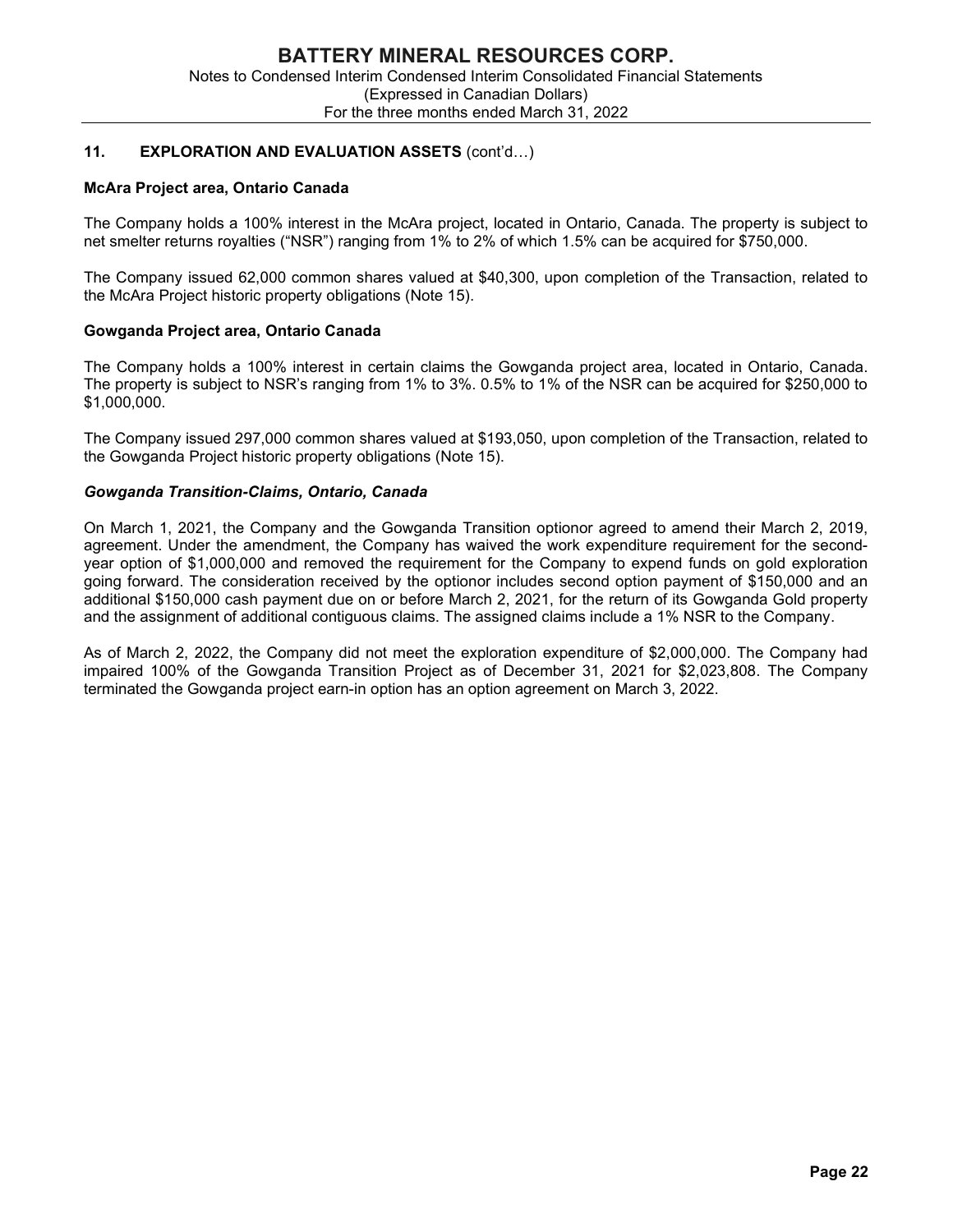## 11. EXPLORATION AND EVALUATION ASSETS (cont'd…)

**McAra Project area, Ontario Canada**

The Company holds a 100% interest in the McAra project, located in Ontario, Canada. The property is subject to net smelter returns royalties ("NSR") ranging from 1% to 2% of which 1.5% can be acquired for $750,000.

The Company issued 62,000 common shares valued at $40,300, upon completion of the Transaction, related to the McAra Project historic property obligations (Note 15).

**Gowganda Project area, Ontario Canada**

The Company holds a 100% interest in certain claims the Gowganda project area, located in Ontario, Canada. The property is subject to NSR's ranging from 1% to 3%. 0.5% to 1% of the NSR can be acquired for $250,000 to $1,000,000.

The Company issued 297,000 common shares valued at $193,050, upon completion of the Transaction, related to the Gowganda Project historic property obligations (Note 15).

***Gowganda Transition-Claims, Ontario, Canada***

On March 1, 2021, the Company and the Gowganda Transition optionor agreed to amend their March 2, 2019, agreement. Under the amendment, the Company has waived the work expenditure requirement for the second-year option of $1,000,000 and removed the requirement for the Company to expend funds on gold exploration going forward. The consideration received by the optionor includes second option payment of $150,000 and an additional $150,000 cash payment due on or before March 2, 2021, for the return of its Gowganda Gold property and the assignment of additional contiguous claims. The assigned claims include a 1% NSR to the Company.

As of March 2, 2022, the Company did not meet the exploration expenditure of $2,000,000. The Company had impaired 100% of the Gowganda Transition Project as of December 31, 2021 for $2,023,808. The Company terminated the Gowganda project earn-in option has an option agreement on March 3, 2022.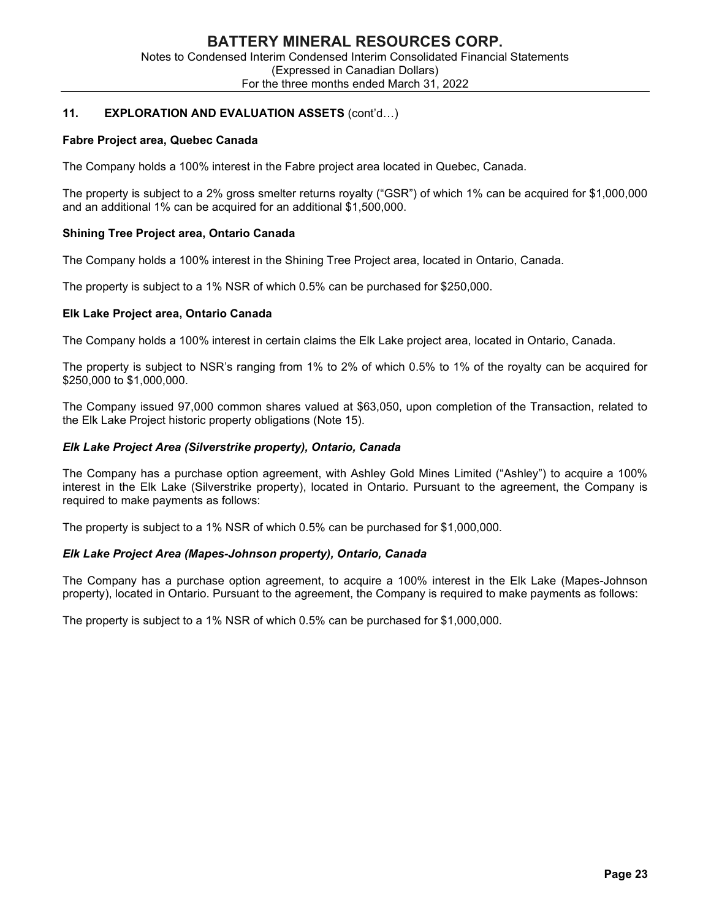## 11. EXPLORATION AND EVALUATION ASSETS (cont'd…)

### Fabre Project area, Quebec Canada

The Company holds a 100% interest in the Fabre project area located in Quebec, Canada.

The property is subject to a 2% gross smelter returns royalty ("GSR") of which 1% can be acquired for $1,000,000 and an additional 1% can be acquired for an additional $1,500,000.

### Shining Tree Project area, Ontario Canada

The Company holds a 100% interest in the Shining Tree Project area, located in Ontario, Canada.

The property is subject to a 1% NSR of which 0.5% can be purchased for $250,000.

### Elk Lake Project area, Ontario Canada

The Company holds a 100% interest in certain claims the Elk Lake project area, located in Ontario, Canada.

The property is subject to NSR's ranging from 1% to 2% of which 0.5% to 1% of the royalty can be acquired for $250,000 to $1,000,000.

The Company issued 97,000 common shares valued at $63,050, upon completion of the Transaction, related to the Elk Lake Project historic property obligations (Note 15).

### *Elk Lake Project Area (Silverstrike property), Ontario, Canada*

The Company has a purchase option agreement, with Ashley Gold Mines Limited ("Ashley") to acquire a 100% interest in the Elk Lake (Silverstrike property), located in Ontario. Pursuant to the agreement, the Company is required to make payments as follows:

The property is subject to a 1% NSR of which 0.5% can be purchased for $1,000,000.

### *Elk Lake Project Area (Mapes-Johnson property), Ontario, Canada*

The Company has a purchase option agreement, to acquire a 100% interest in the Elk Lake (Mapes-Johnson property), located in Ontario. Pursuant to the agreement, the Company is required to make payments as follows:

The property is subject to a 1% NSR of which 0.5% can be purchased for $1,000,000.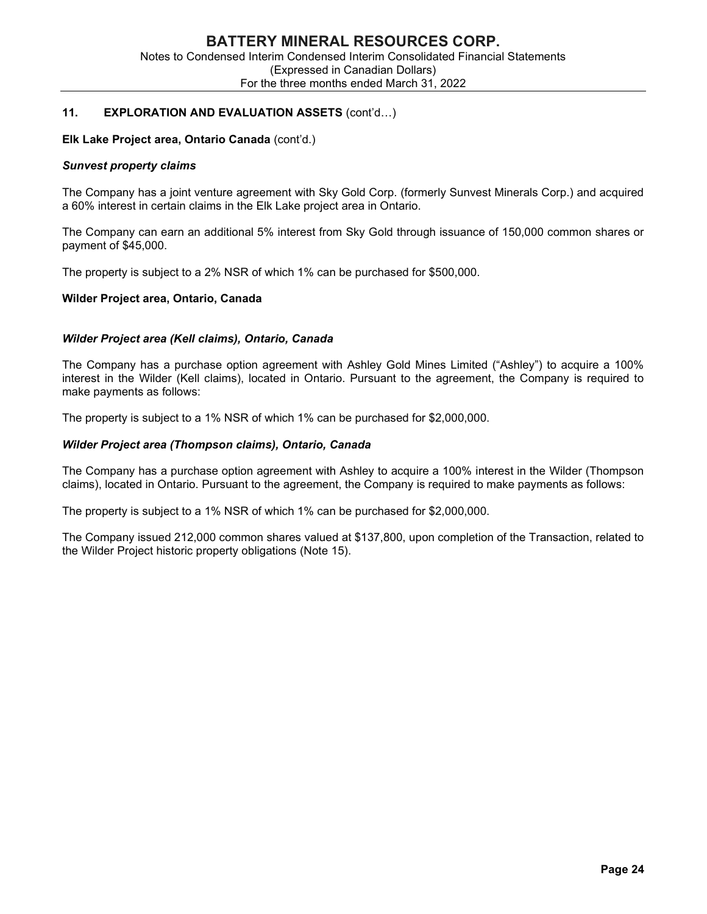## 11. EXPLORATION AND EVALUATION ASSETS (cont'd…)

**Elk Lake Project area, Ontario Canada** (cont'd.)

***Sunvest property claims***

The Company has a joint venture agreement with Sky Gold Corp. (formerly Sunvest Minerals Corp.) and acquired a 60% interest in certain claims in the Elk Lake project area in Ontario.

The Company can earn an additional 5% interest from Sky Gold through issuance of 150,000 common shares or payment of $45,000.

The property is subject to a 2% NSR of which 1% can be purchased for $500,000.

**Wilder Project area, Ontario, Canada**

***Wilder Project area (Kell claims), Ontario, Canada***

The Company has a purchase option agreement with Ashley Gold Mines Limited ("Ashley") to acquire a 100% interest in the Wilder (Kell claims), located in Ontario. Pursuant to the agreement, the Company is required to make payments as follows:

The property is subject to a 1% NSR of which 1% can be purchased for $2,000,000.

***Wilder Project area (Thompson claims), Ontario, Canada***

The Company has a purchase option agreement with Ashley to acquire a 100% interest in the Wilder (Thompson claims), located in Ontario. Pursuant to the agreement, the Company is required to make payments as follows:

The property is subject to a 1% NSR of which 1% can be purchased for $2,000,000.

The Company issued 212,000 common shares valued at $137,800, upon completion of the Transaction, related to the Wilder Project historic property obligations (Note 15).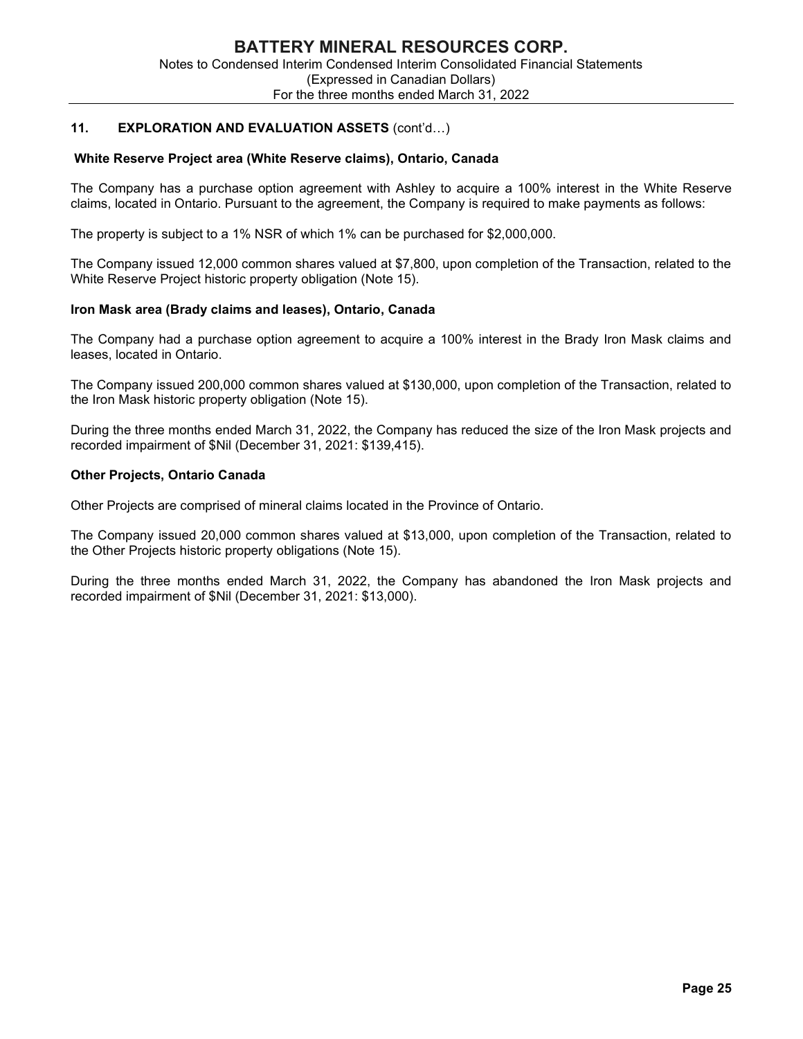## 11. EXPLORATION AND EVALUATION ASSETS (cont'd…)

**White Reserve Project area (White Reserve claims), Ontario, Canada**

The Company has a purchase option agreement with Ashley to acquire a 100% interest in the White Reserve claims, located in Ontario. Pursuant to the agreement, the Company is required to make payments as follows:

The property is subject to a 1% NSR of which 1% can be purchased for $2,000,000.

The Company issued 12,000 common shares valued at $7,800, upon completion of the Transaction, related to the White Reserve Project historic property obligation (Note 15).

**Iron Mask area (Brady claims and leases), Ontario, Canada**

The Company had a purchase option agreement to acquire a 100% interest in the Brady Iron Mask claims and leases, located in Ontario.

The Company issued 200,000 common shares valued at $130,000, upon completion of the Transaction, related to the Iron Mask historic property obligation (Note 15).

During the three months ended March 31, 2022, the Company has reduced the size of the Iron Mask projects and recorded impairment of $Nil (December 31, 2021: $139,415).

**Other Projects, Ontario Canada**

Other Projects are comprised of mineral claims located in the Province of Ontario.

The Company issued 20,000 common shares valued at $13,000, upon completion of the Transaction, related to the Other Projects historic property obligations (Note 15).

During the three months ended March 31, 2022, the Company has abandoned the Iron Mask projects and recorded impairment of $Nil (December 31, 2021: $13,000).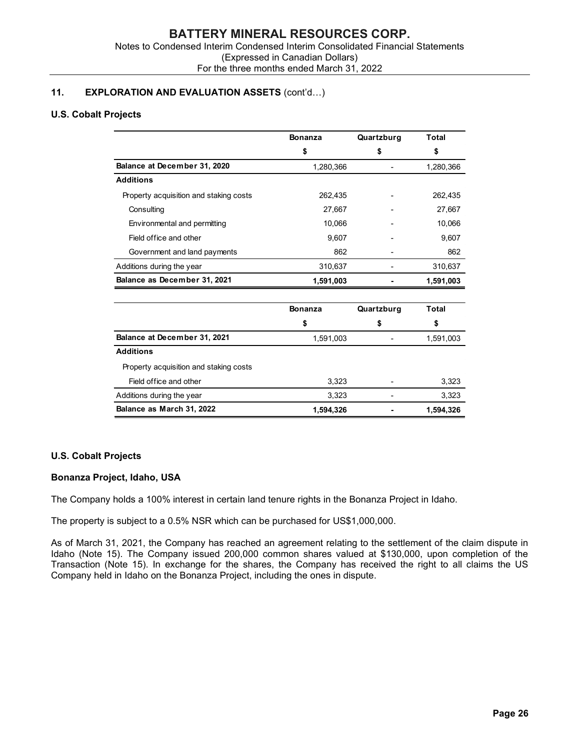## 11. EXPLORATION AND EVALUATION ASSETS (cont'd…)

### U.S. Cobalt Projects

| | Bonanza | Quartzburg | Total |
|---|---|---|---|
| | $ | $ | $ |
| **Balance at December 31, 2020** | 1,280,366 | - | 1,280,366 |
| **Additions** | | | |
| Property acquisition and staking costs | 262,435 | - | 262,435 |
| Consulting | 27,667 | - | 27,667 |
| Environmental and permitting | 10,066 | - | 10,066 |
| Field office and other | 9,607 | - | 9,607 |
| Government and land payments | 862 | - | 862 |
| Additions during the year | 310,637 | - | 310,637 |
| **Balance as December 31, 2021** | **1,591,003** | **-** | **1,591,003** |

| | Bonanza | Quartzburg | Total |
|---|---|---|---|
| | $ | $ | $ |
| **Balance at December 31, 2021** | 1,591,003 | - | 1,591,003 |
| **Additions** | | | |
| Property acquisition and staking costs | | | |
| Field office and other | 3,323 | - | 3,323 |
| Additions during the year | 3,323 | - | 3,323 |
| **Balance as March 31, 2022** | **1,594,326** | **-** | **1,594,326** |

### U.S. Cobalt Projects

#### Bonanza Project, Idaho, USA

The Company holds a 100% interest in certain land tenure rights in the Bonanza Project in Idaho.

The property is subject to a 0.5% NSR which can be purchased for US$1,000,000.

As of March 31, 2021, the Company has reached an agreement relating to the settlement of the claim dispute in Idaho (Note 15). The Company issued 200,000 common shares valued at $130,000, upon completion of the Transaction (Note 15). In exchange for the shares, the Company has received the right to all claims the US Company held in Idaho on the Bonanza Project, including the ones in dispute.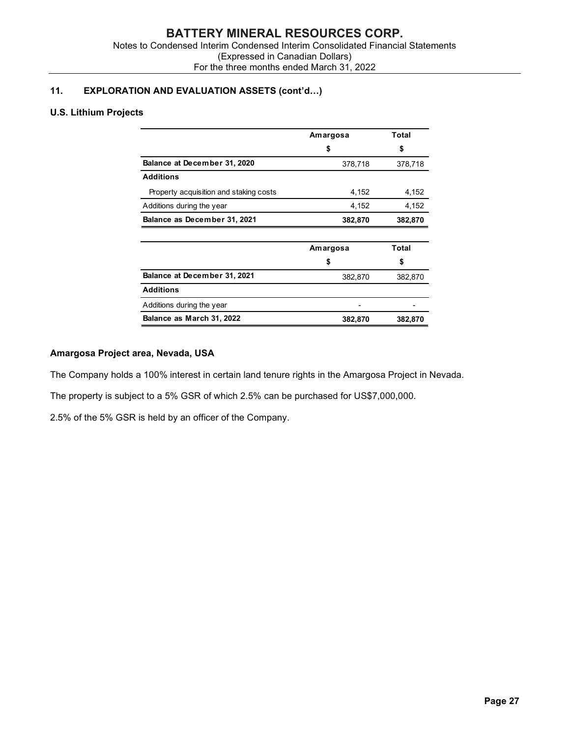## 11. EXPLORATION AND EVALUATION ASSETS (cont'd…)

### U.S. Lithium Projects

| | Amargosa | Total |
|---|---|---|
| | $ | $ |
| **Balance at December 31, 2020** | 378,718 | 378,718 |
| **Additions** | | |
| Property acquisition and staking costs | 4,152 | 4,152 |
| Additions during the year | 4,152 | 4,152 |
| **Balance as December 31, 2021** | **382,870** | **382,870** |

| | Amargosa | Total |
|---|---|---|
| | $ | $ |
| **Balance at December 31, 2021** | 382,870 | 382,870 |
| **Additions** | | |
| Additions during the year | - | - |
| **Balance as March 31, 2022** | **382,870** | **382,870** |

### Amargosa Project area, Nevada, USA

The Company holds a 100% interest in certain land tenure rights in the Amargosa Project in Nevada.

The property is subject to a 5% GSR of which 2.5% can be purchased for US$7,000,000.

2.5% of the 5% GSR is held by an officer of the Company.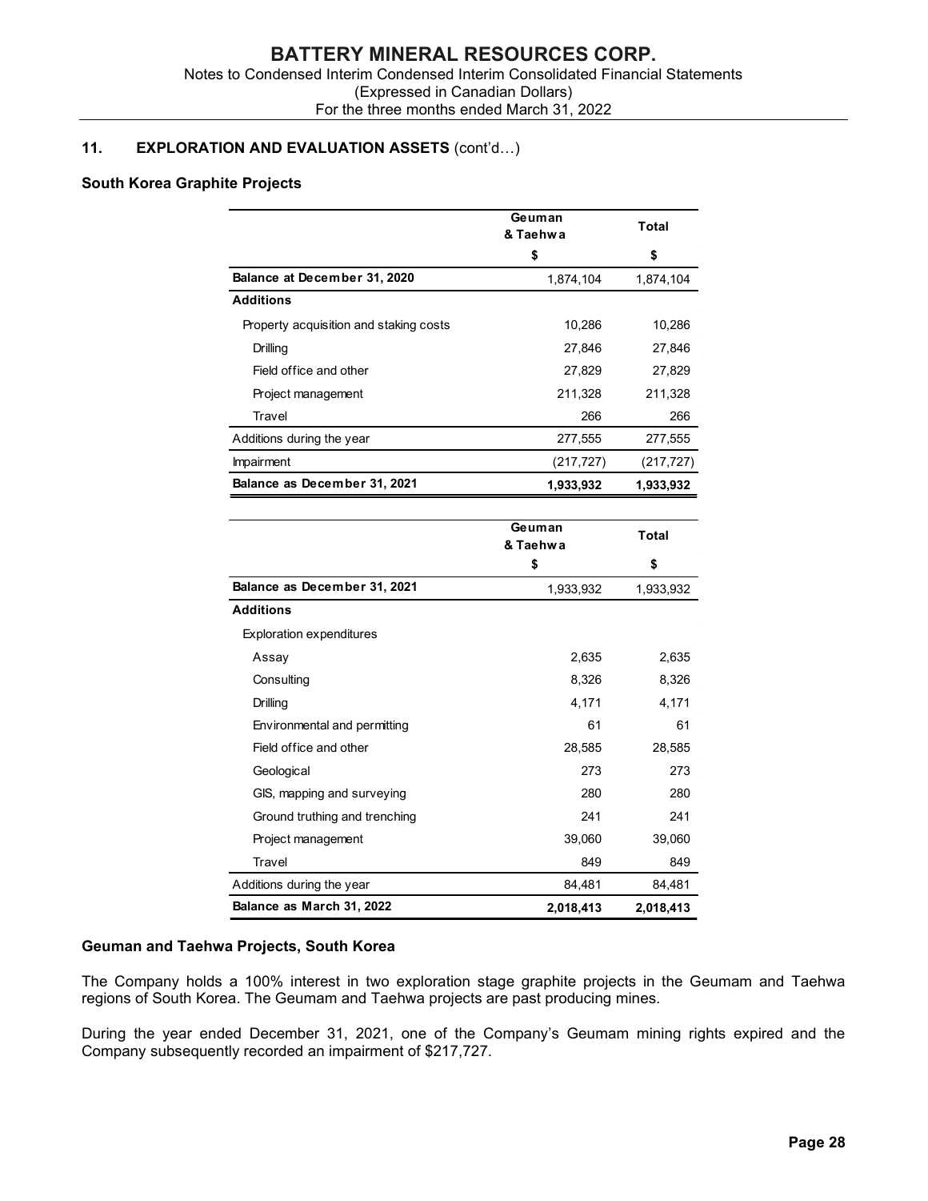## 11. EXPLORATION AND EVALUATION ASSETS (cont'd…)

### South Korea Graphite Projects

| | Geuman & Taehwa | Total |
|---|---|---|
| | $ | $ |
| **Balance at December 31, 2020** | 1,874,104 | 1,874,104 |
| **Additions** | | |
| Property acquisition and staking costs | 10,286 | 10,286 |
| Drilling | 27,846 | 27,846 |
| Field office and other | 27,829 | 27,829 |
| Project management | 211,328 | 211,328 |
| Travel | 266 | 266 |
| Additions during the year | 277,555 | 277,555 |
| Impairment | (217,727) | (217,727) |
| **Balance as December 31, 2021** | **1,933,932** | **1,933,932** |

| | Geuman & Taehwa | Total |
|---|---|---|
| | $ | $ |
| **Balance as December 31, 2021** | 1,933,932 | 1,933,932 |
| **Additions** | | |
| Exploration expenditures | | |
| Assay | 2,635 | 2,635 |
| Consulting | 8,326 | 8,326 |
| Drilling | 4,171 | 4,171 |
| Environmental and permitting | 61 | 61 |
| Field office and other | 28,585 | 28,585 |
| Geological | 273 | 273 |
| GIS, mapping and surveying | 280 | 280 |
| Ground truthing and trenching | 241 | 241 |
| Project management | 39,060 | 39,060 |
| Travel | 849 | 849 |
| Additions during the year | 84,481 | 84,481 |
| **Balance as March 31, 2022** | **2,018,413** | **2,018,413** |

### Geuman and Taehwa Projects, South Korea

The Company holds a 100% interest in two exploration stage graphite projects in the Geumam and Taehwa regions of South Korea. The Geumam and Taehwa projects are past producing mines.

During the year ended December 31, 2021, one of the Company's Geumam mining rights expired and the Company subsequently recorded an impairment of $217,727.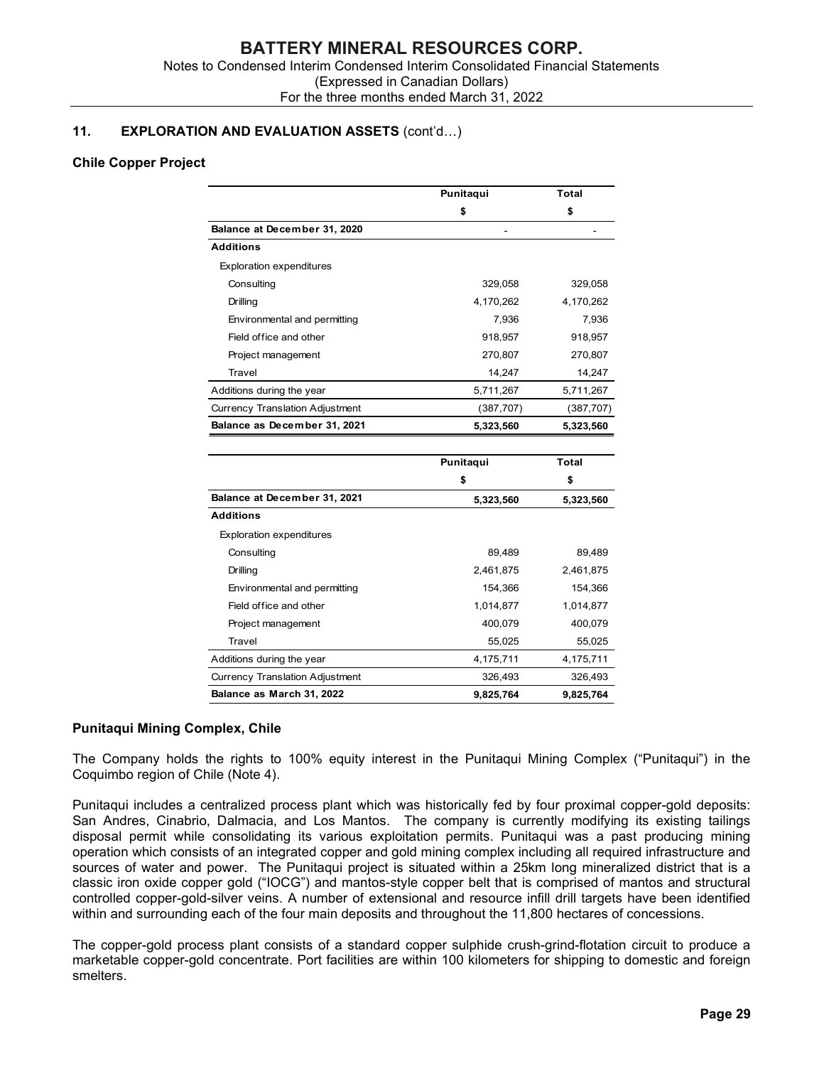## 11. EXPLORATION AND EVALUATION ASSETS (cont'd…)

### Chile Copper Project

| | Punitaqui | Total |
|---|---|---|
| | $ | $ |
| **Balance at December 31, 2020** | - | - |
| **Additions** | | |
| Exploration expenditures | | |
| Consulting | 329,058 | 329,058 |
| Drilling | 4,170,262 | 4,170,262 |
| Environmental and permitting | 7,936 | 7,936 |
| Field office and other | 918,957 | 918,957 |
| Project management | 270,807 | 270,807 |
| Travel | 14,247 | 14,247 |
| Additions during the year | 5,711,267 | 5,711,267 |
| Currency Translation Adjustment | (387,707) | (387,707) |
| **Balance as December 31, 2021** | **5,323,560** | **5,323,560** |

| | Punitaqui | Total |
|---|---|---|
| | $ | $ |
| **Balance at December 31, 2021** | **5,323,560** | **5,323,560** |
| **Additions** | | |
| Exploration expenditures | | |
| Consulting | 89,489 | 89,489 |
| Drilling | 2,461,875 | 2,461,875 |
| Environmental and permitting | 154,366 | 154,366 |
| Field office and other | 1,014,877 | 1,014,877 |
| Project management | 400,079 | 400,079 |
| Travel | 55,025 | 55,025 |
| Additions during the year | 4,175,711 | 4,175,711 |
| Currency Translation Adjustment | 326,493 | 326,493 |
| **Balance as March 31, 2022** | **9,825,764** | **9,825,764** |

### Punitaqui Mining Complex, Chile

The Company holds the rights to 100% equity interest in the Punitaqui Mining Complex ("Punitaqui") in the Coquimbo region of Chile (Note 4).

Punitaqui includes a centralized process plant which was historically fed by four proximal copper-gold deposits: San Andres, Cinabrio, Dalmacia, and Los Mantos. The company is currently modifying its existing tailings disposal permit while consolidating its various exploitation permits. Punitaqui was a past producing mining operation which consists of an integrated copper and gold mining complex including all required infrastructure and sources of water and power. The Punitaqui project is situated within a 25km long mineralized district that is a classic iron oxide copper gold ("IOCG") and mantos-style copper belt that is comprised of mantos and structural controlled copper-gold-silver veins. A number of extensional and resource infill drill targets have been identified within and surrounding each of the four main deposits and throughout the 11,800 hectares of concessions.

The copper-gold process plant consists of a standard copper sulphide crush-grind-flotation circuit to produce a marketable copper-gold concentrate. Port facilities are within 100 kilometers for shipping to domestic and foreign smelters.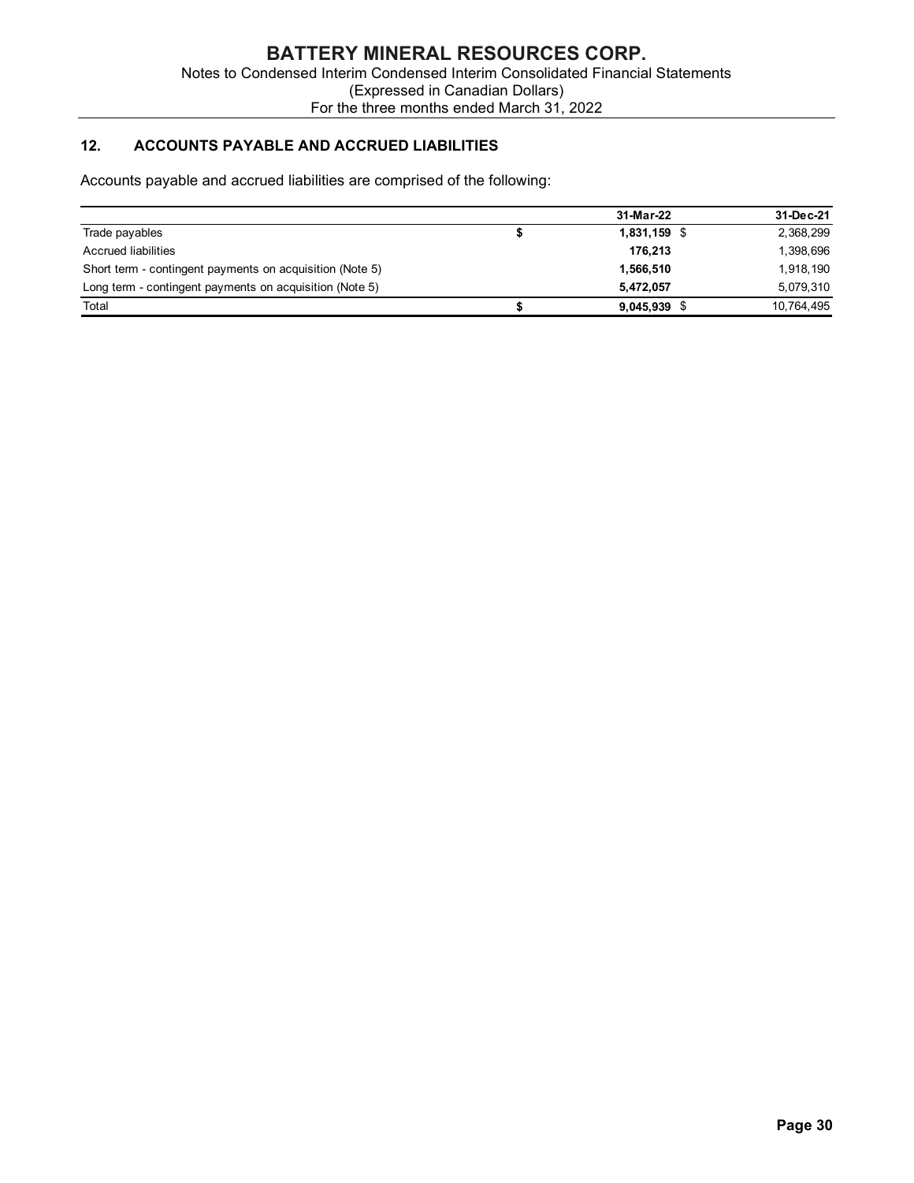## 12. ACCOUNTS PAYABLE AND ACCRUED LIABILITIES

Accounts payable and accrued liabilities are comprised of the following:

| | 31-Mar-22 | 31-Dec-21 |
|---|---|---|
| Trade payables | $ **1,831,159** | $ 2,368,299 |
| Accrued liabilities | **176,213** | 1,398,696 |
| Short term - contingent payments on acquisition (Note 5) | **1,566,510** | 1,918,190 |
| Long term - contingent payments on acquisition (Note 5) | **5,472,057** | 5,079,310 |
| Total | $ **9,045,939** | $ 10,764,495 |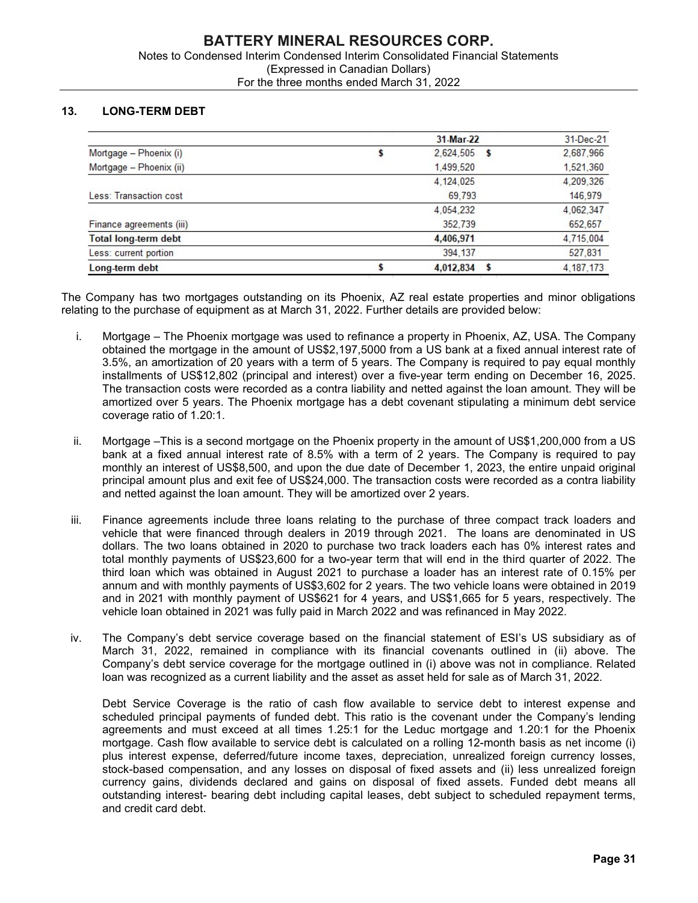## 13. LONG-TERM DEBT

| | | 31-Mar-22 | | 31-Dec-21 |
|---|---|---|---|---|
| Mortgage – Phoenix (i) | $ | 2,624,505 | $ | 2,687,966 |
| Mortgage – Phoenix (ii) | | 1,499,520 | | 1,521,360 |
| | | 4,124,025 | | 4,209,326 |
| Less: Transaction cost | | 69,793 | | 146,979 |
| | | 4,054,232 | | 4,062,347 |
| Finance agreements (iii) | | 352,739 | | 652,657 |
| **Total long-term debt** | | **4,406,971** | | 4,715,004 |
| Less: current portion | | 394,137 | | 527,831 |
| **Long-term debt** | $ | **4,012,834** | $ | 4,187,173 |

The Company has two mortgages outstanding on its Phoenix, AZ real estate properties and minor obligations relating to the purchase of equipment as at March 31, 2022. Further details are provided below:

i. Mortgage – The Phoenix mortgage was used to refinance a property in Phoenix, AZ, USA. The Company obtained the mortgage in the amount of US$2,197,5000 from a US bank at a fixed annual interest rate of 3.5%, an amortization of 20 years with a term of 5 years. The Company is required to pay equal monthly installments of US$12,802 (principal and interest) over a five-year term ending on December 16, 2025. The transaction costs were recorded as a contra liability and netted against the loan amount. They will be amortized over 5 years. The Phoenix mortgage has a debt covenant stipulating a minimum debt service coverage ratio of 1.20:1.

ii. Mortgage –This is a second mortgage on the Phoenix property in the amount of US$1,200,000 from a US bank at a fixed annual interest rate of 8.5% with a term of 2 years. The Company is required to pay monthly an interest of US$8,500, and upon the due date of December 1, 2023, the entire unpaid original principal amount plus and exit fee of US$24,000. The transaction costs were recorded as a contra liability and netted against the loan amount. They will be amortized over 2 years.

iii. Finance agreements include three loans relating to the purchase of three compact track loaders and vehicle that were financed through dealers in 2019 through 2021. The loans are denominated in US dollars. The two loans obtained in 2020 to purchase two track loaders each has 0% interest rates and total monthly payments of US$23,600 for a two-year term that will end in the third quarter of 2022. The third loan which was obtained in August 2021 to purchase a loader has an interest rate of 0.15% per annum and with monthly payments of US$3,602 for 2 years. The two vehicle loans were obtained in 2019 and in 2021 with monthly payment of US$621 for 4 years, and US$1,665 for 5 years, respectively. The vehicle loan obtained in 2021 was fully paid in March 2022 and was refinanced in May 2022.

iv. The Company's debt service coverage based on the financial statement of ESI's US subsidiary as of March 31, 2022, remained in compliance with its financial covenants outlined in (ii) above. The Company's debt service coverage for the mortgage outlined in (i) above was not in compliance. Related loan was recognized as a current liability and the asset as asset held for sale as of March 31, 2022.

   Debt Service Coverage is the ratio of cash flow available to service debt to interest expense and scheduled principal payments of funded debt. This ratio is the covenant under the Company's lending agreements and must exceed at all times 1.25:1 for the Leduc mortgage and 1.20:1 for the Phoenix mortgage. Cash flow available to service debt is calculated on a rolling 12-month basis as net income (i) plus interest expense, deferred/future income taxes, depreciation, unrealized foreign currency losses, stock-based compensation, and any losses on disposal of fixed assets and (ii) less unrealized foreign currency gains, dividends declared and gains on disposal of fixed assets. Funded debt means all outstanding interest- bearing debt including capital leases, debt subject to scheduled repayment terms, and credit card debt.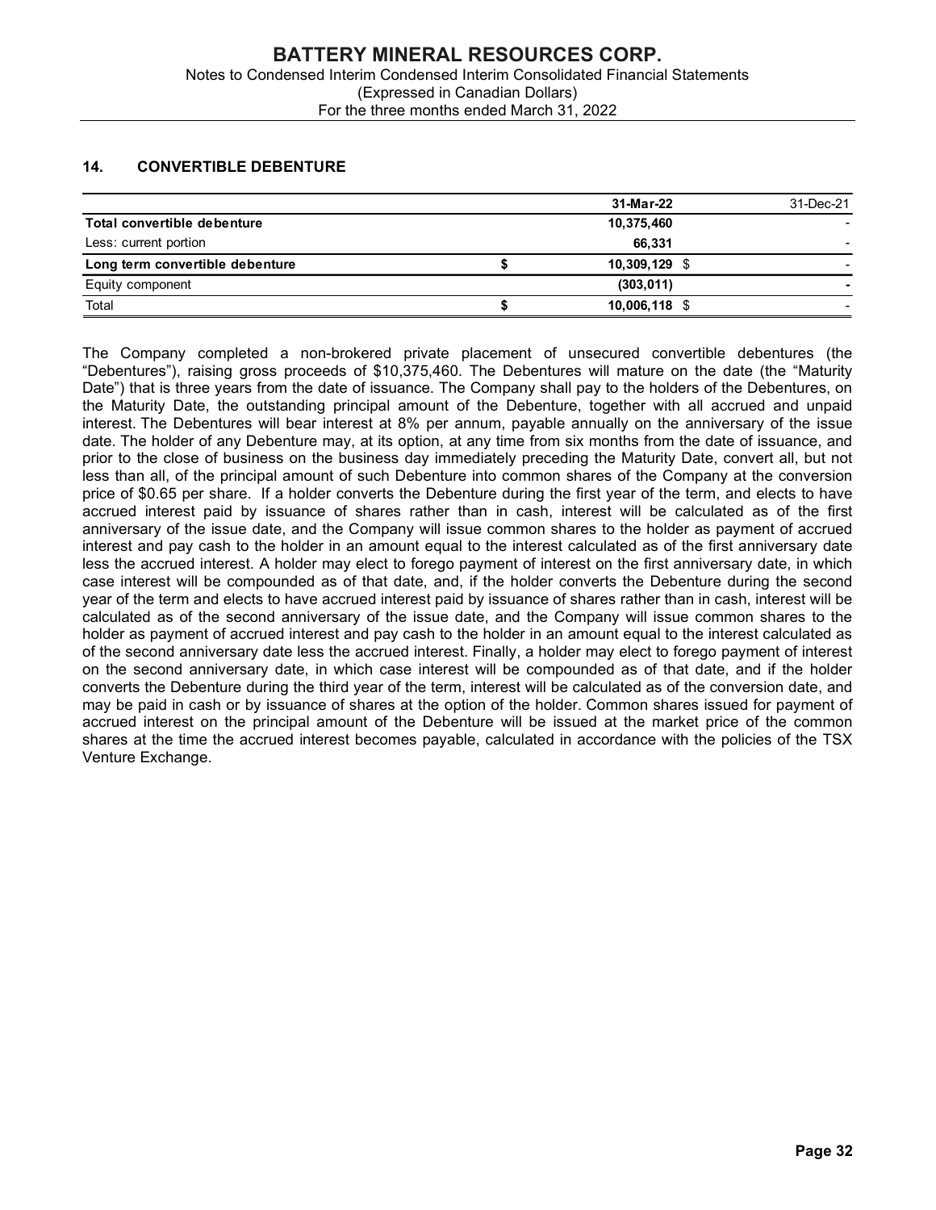## 14. CONVERTIBLE DEBENTURE

| | 31-Mar-22 | 31-Dec-21 |
|---|---|---|
| **Total convertible debenture** | **10,375,460** | - |
| Less: current portion | **66,331** | - |
| **Long term convertible debenture** | **$ 10,309,129** | $ - |
| Equity component | **(303,011)** | **-** |
| Total | **$ 10,006,118** | $ - |

The Company completed a non-brokered private placement of unsecured convertible debentures (the "Debentures"), raising gross proceeds of $10,375,460. The Debentures will mature on the date (the "Maturity Date") that is three years from the date of issuance. The Company shall pay to the holders of the Debentures, on the Maturity Date, the outstanding principal amount of the Debenture, together with all accrued and unpaid interest. The Debentures will bear interest at 8% per annum, payable annually on the anniversary of the issue date. The holder of any Debenture may, at its option, at any time from six months from the date of issuance, and prior to the close of business on the business day immediately preceding the Maturity Date, convert all, but not less than all, of the principal amount of such Debenture into common shares of the Company at the conversion price of $0.65 per share. If a holder converts the Debenture during the first year of the term, and elects to have accrued interest paid by issuance of shares rather than in cash, interest will be calculated as of the first anniversary of the issue date, and the Company will issue common shares to the holder as payment of accrued interest and pay cash to the holder in an amount equal to the interest calculated as of the first anniversary date less the accrued interest. A holder may elect to forego payment of interest on the first anniversary date, in which case interest will be compounded as of that date, and, if the holder converts the Debenture during the second year of the term and elects to have accrued interest paid by issuance of shares rather than in cash, interest will be calculated as of the second anniversary of the issue date, and the Company will issue common shares to the holder as payment of accrued interest and pay cash to the holder in an amount equal to the interest calculated as of the second anniversary date less the accrued interest. Finally, a holder may elect to forego payment of interest on the second anniversary date, in which case interest will be compounded as of that date, and if the holder converts the Debenture during the third year of the term, interest will be calculated as of the conversion date, and may be paid in cash or by issuance of shares at the option of the holder. Common shares issued for payment of accrued interest on the principal amount of the Debenture will be issued at the market price of the common shares at the time the accrued interest becomes payable, calculated in accordance with the policies of the TSX Venture Exchange.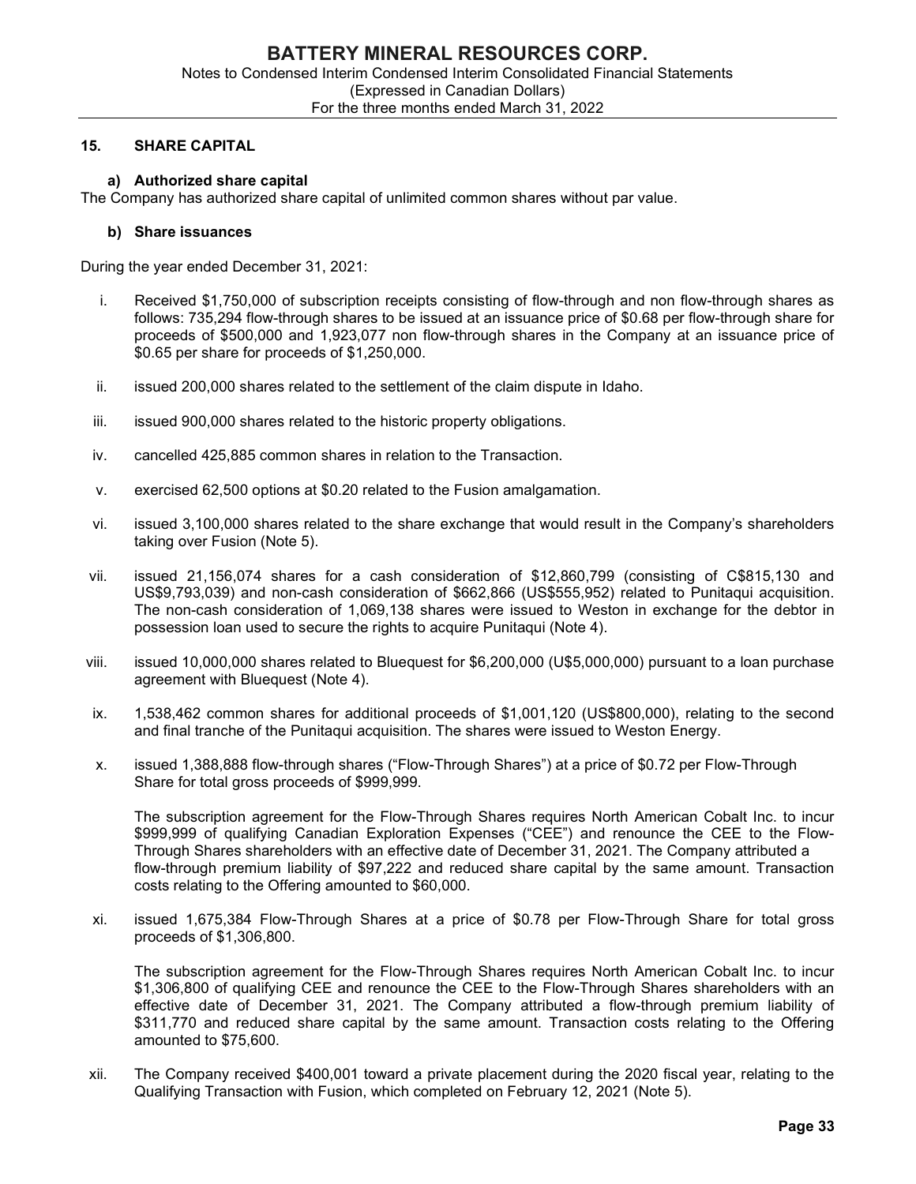## 15. SHARE CAPITAL

### a) Authorized share capital

The Company has authorized share capital of unlimited common shares without par value.

### b) Share issuances

During the year ended December 31, 2021:

i. Received $1,750,000 of subscription receipts consisting of flow-through and non flow-through shares as follows: 735,294 flow-through shares to be issued at an issuance price of $0.68 per flow-through share for proceeds of $500,000 and 1,923,077 non flow-through shares in the Company at an issuance price of $0.65 per share for proceeds of $1,250,000.

ii. issued 200,000 shares related to the settlement of the claim dispute in Idaho.

iii. issued 900,000 shares related to the historic property obligations.

iv. cancelled 425,885 common shares in relation to the Transaction.

v. exercised 62,500 options at $0.20 related to the Fusion amalgamation.

vi. issued 3,100,000 shares related to the share exchange that would result in the Company's shareholders taking over Fusion (Note 5).

vii. issued 21,156,074 shares for a cash consideration of $12,860,799 (consisting of C$815,130 and US$9,793,039) and non-cash consideration of $662,866 (US$555,952) related to Punitaqui acquisition. The non-cash consideration of 1,069,138 shares were issued to Weston in exchange for the debtor in possession loan used to secure the rights to acquire Punitaqui (Note 4).

viii. issued 10,000,000 shares related to Bluequest for $6,200,000 (U$5,000,000) pursuant to a loan purchase agreement with Bluequest (Note 4).

ix. 1,538,462 common shares for additional proceeds of $1,001,120 (US$800,000), relating to the second and final tranche of the Punitaqui acquisition. The shares were issued to Weston Energy.

x. issued 1,388,888 flow-through shares ("Flow-Through Shares") at a price of $0.72 per Flow-Through Share for total gross proceeds of $999,999.

   The subscription agreement for the Flow-Through Shares requires North American Cobalt Inc. to incur $999,999 of qualifying Canadian Exploration Expenses ("CEE") and renounce the CEE to the Flow-Through Shares shareholders with an effective date of December 31, 2021. The Company attributed a flow-through premium liability of $97,222 and reduced share capital by the same amount. Transaction costs relating to the Offering amounted to $60,000.

xi. issued 1,675,384 Flow-Through Shares at a price of $0.78 per Flow-Through Share for total gross proceeds of $1,306,800.

   The subscription agreement for the Flow-Through Shares requires North American Cobalt Inc. to incur $1,306,800 of qualifying CEE and renounce the CEE to the Flow-Through Shares shareholders with an effective date of December 31, 2021. The Company attributed a flow-through premium liability of $311,770 and reduced share capital by the same amount. Transaction costs relating to the Offering amounted to $75,600.

xii. The Company received $400,001 toward a private placement during the 2020 fiscal year, relating to the Qualifying Transaction with Fusion, which completed on February 12, 2021 (Note 5).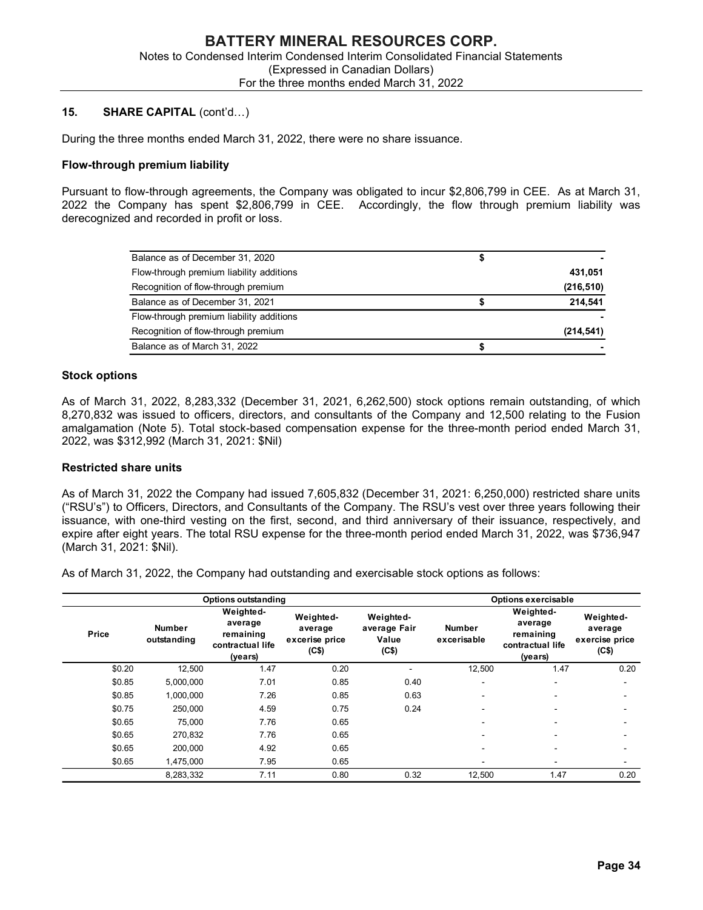## 15. SHARE CAPITAL (cont'd…)

During the three months ended March 31, 2022, there were no share issuance.

### Flow-through premium liability

Pursuant to flow-through agreements, the Company was obligated to incur $2,806,799 in CEE. As at March 31, 2022 the Company has spent $2,806,799 in CEE. Accordingly, the flow through premium liability was derecognized and recorded in profit or loss.

| | | |
|---|---|---|
| Balance as of December 31, 2020 | $ | - |
| Flow-through premium liability additions | | **431,051** |
| Recognition of flow-through premium | | **(216,510)** |
| Balance as of December 31, 2021 | $ | **214,541** |
| Flow-through premium liability additions | | - |
| Recognition of flow-through premium | | **(214,541)** |
| Balance as of March 31, 2022 | $ | - |

### Stock options

As of March 31, 2022, 8,283,332 (December 31, 2021, 6,262,500) stock options remain outstanding, of which 8,270,832 was issued to officers, directors, and consultants of the Company and 12,500 relating to the Fusion amalgamation (Note 5). Total stock-based compensation expense for the three-month period ended March 31, 2022, was $312,992 (March 31, 2021: $Nil)

### Restricted share units

As of March 31, 2022 the Company had issued 7,605,832 (December 31, 2021: 6,250,000) restricted share units ("RSU's") to Officers, Directors, and Consultants of the Company. The RSU's vest over three years following their issuance, with one-third vesting on the first, second, and third anniversary of their issuance, respectively, and expire after eight years. The total RSU expense for the three-month period ended March 31, 2022, was $736,947 (March 31, 2021: $Nil).

As of March 31, 2022, the Company had outstanding and exercisable stock options as follows:

| | Options outstanding | | | | Options exercisable | | |
|---|---|---|---|---|---|---|---|
| Price | Number outstanding | Weighted-average remaining contractual life (years) | Weighted-average excerise price (C$) | Weighted-average Fair Value (C$) | Number excerisable | Weighted-average remaining contractual life (years) | Weighted-average exercise price (C$) |
| $0.20 | 12,500 | 1.47 | 0.20 | - | 12,500 | 1.47 | 0.20 |
| $0.85 | 5,000,000 | 7.01 | 0.85 | 0.40 | - | - | - |
| $0.85 | 1,000,000 | 7.26 | 0.85 | 0.63 | - | - | - |
| $0.75 | 250,000 | 4.59 | 0.75 | 0.24 | - | - | - |
| $0.65 | 75,000 | 7.76 | 0.65 | | - | - | - |
| $0.65 | 270,832 | 7.76 | 0.65 | | - | - | - |
| $0.65 | 200,000 | 4.92 | 0.65 | | - | - | - |
| $0.65 | 1,475,000 | 7.95 | 0.65 | | - | - | - |
| | 8,283,332 | 7.11 | 0.80 | 0.32 | 12,500 | 1.47 | 0.20 |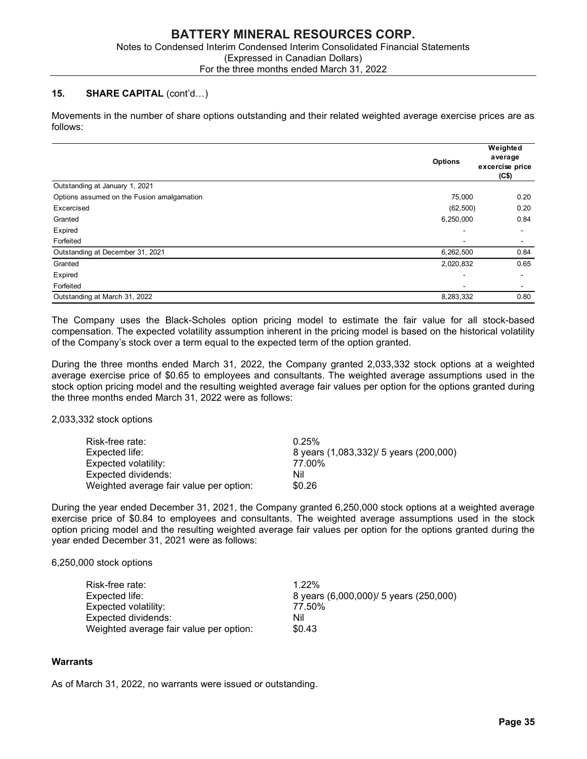## 15. SHARE CAPITAL (cont'd…)

Movements in the number of share options outstanding and their related weighted average exercise prices are as follows:

| | Options | Weighted average excercise price (C$) |
|---|---|---|
| Outstanding at January 1, 2021 | | |
| Options assumed on the Fusion amalgamation | 75,000 | 0.20 |
| Excercised | (62,500) | 0.20 |
| Granted | 6,250,000 | 0.84 |
| Expired | - | - |
| Forfeited | - | - |
| Outstanding at December 31, 2021 | 6,262,500 | 0.84 |
| Granted | 2,020,832 | 0.65 |
| Expired | - | - |
| Forfeited | - | - |
| Outstanding at March 31, 2022 | 8,283,332 | 0.80 |

The Company uses the Black-Scholes option pricing model to estimate the fair value for all stock-based compensation. The expected volatility assumption inherent in the pricing model is based on the historical volatility of the Company's stock over a term equal to the expected term of the option granted.

During the three months ended March 31, 2022, the Company granted 2,033,332 stock options at a weighted average exercise price of $0.65 to employees and consultants. The weighted average assumptions used in the stock option pricing model and the resulting weighted average fair values per option for the options granted during the three months ended March 31, 2022 were as follows:

2,033,332 stock options

| | |
|---|---|
| Risk-free rate: | 0.25% |
| Expected life: | 8 years (1,083,332)/ 5 years (200,000) |
| Expected volatility: | 77.00% |
| Expected dividends: | Nil |
| Weighted average fair value per option: | $0.26 |

During the year ended December 31, 2021, the Company granted 6,250,000 stock options at a weighted average exercise price of $0.84 to employees and consultants. The weighted average assumptions used in the stock option pricing model and the resulting weighted average fair values per option for the options granted during the year ended December 31, 2021 were as follows:

6,250,000 stock options

| | |
|---|---|
| Risk-free rate: | 1.22% |
| Expected life: | 8 years (6,000,000)/ 5 years (250,000) |
| Expected volatility: | 77.50% |
| Expected dividends: | Nil |
| Weighted average fair value per option: | $0.43 |

### Warrants

As of March 31, 2022, no warrants were issued or outstanding.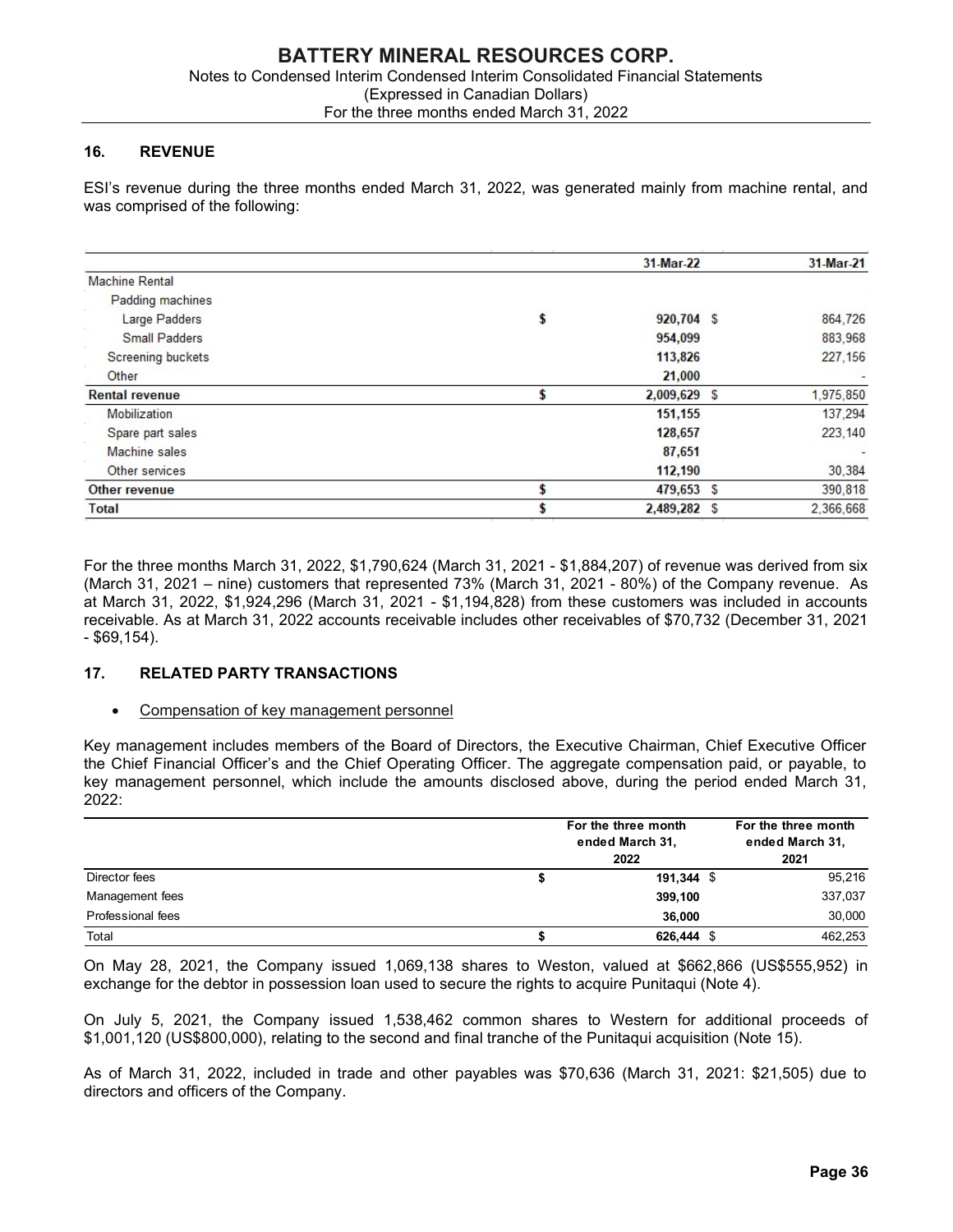## 16. REVENUE

ESI's revenue during the three months ended March 31, 2022, was generated mainly from machine rental, and was comprised of the following:

| | 31-Mar-22 | 31-Mar-21 |
|---|---|---|
| Machine Rental | | |
| Padding machines | | |
| Large Padders | $ 920,704 | $ 864,726 |
| Small Padders | 954,099 | 883,968 |
| Screening buckets | 113,826 | 227,156 |
| Other | 21,000 | - |
| **Rental revenue** | $ 2,009,629 | $ 1,975,850 |
| Mobilization | 151,155 | 137,294 |
| Spare part sales | 128,657 | 223,140 |
| Machine sales | 87,651 | - |
| Other services | 112,190 | 30,384 |
| **Other revenue** | $ 479,653 | $ 390,818 |
| **Total** | $ 2,489,282 | $ 2,366,668 |

For the three months March 31, 2022, $1,790,624 (March 31, 2021 - $1,884,207) of revenue was derived from six (March 31, 2021 – nine) customers that represented 73% (March 31, 2021 - 80%) of the Company revenue. As at March 31, 2022, $1,924,296 (March 31, 2021 - $1,194,828) from these customers was included in accounts receivable. As at March 31, 2022 accounts receivable includes other receivables of $70,732 (December 31, 2021 - $69,154).

## 17. RELATED PARTY TRANSACTIONS

- Compensation of key management personnel

Key management includes members of the Board of Directors, the Executive Chairman, Chief Executive Officer the Chief Financial Officer's and the Chief Operating Officer. The aggregate compensation paid, or payable, to key management personnel, which include the amounts disclosed above, during the period ended March 31, 2022:

| | For the three month ended March 31, 2022 | For the three month ended March 31, 2021 |
|---|---|---|
| Director fees | $ 191,344 | $ 95,216 |
| Management fees | 399,100 | 337,037 |
| Professional fees | 36,000 | 30,000 |
| Total | $ 626,444 | $ 462,253 |

On May 28, 2021, the Company issued 1,069,138 shares to Weston, valued at $662,866 (US$555,952) in exchange for the debtor in possession loan used to secure the rights to acquire Punitaqui (Note 4).

On July 5, 2021, the Company issued 1,538,462 common shares to Western for additional proceeds of $1,001,120 (US$800,000), relating to the second and final tranche of the Punitaqui acquisition (Note 15).

As of March 31, 2022, included in trade and other payables was $70,636 (March 31, 2021: $21,505) due to directors and officers of the Company.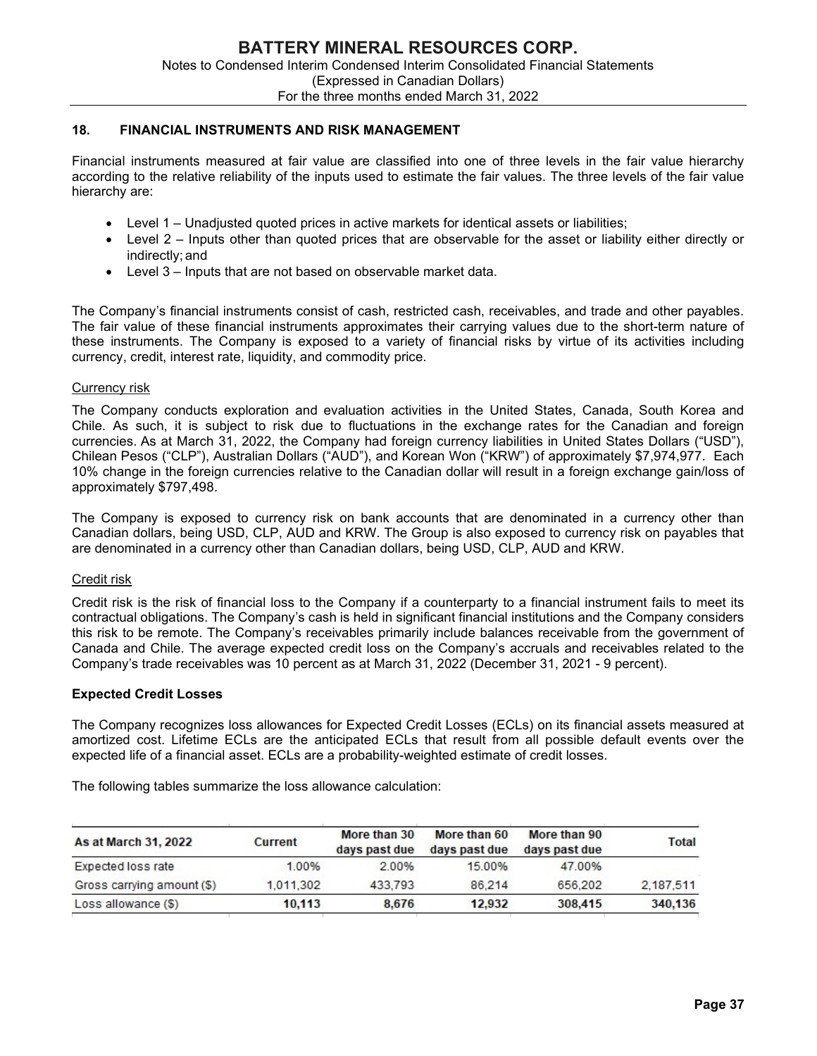## 18. FINANCIAL INSTRUMENTS AND RISK MANAGEMENT

Financial instruments measured at fair value are classified into one of three levels in the fair value hierarchy according to the relative reliability of the inputs used to estimate the fair values. The three levels of the fair value hierarchy are:

- Level 1 – Unadjusted quoted prices in active markets for identical assets or liabilities;
- Level 2 – Inputs other than quoted prices that are observable for the asset or liability either directly or indirectly; and
- Level 3 – Inputs that are not based on observable market data.

The Company's financial instruments consist of cash, restricted cash, receivables, and trade and other payables. The fair value of these financial instruments approximates their carrying values due to the short-term nature of these instruments. The Company is exposed to a variety of financial risks by virtue of its activities including currency, credit, interest rate, liquidity, and commodity price.

### Currency risk

The Company conducts exploration and evaluation activities in the United States, Canada, South Korea and Chile. As such, it is subject to risk due to fluctuations in the exchange rates for the Canadian and foreign currencies. As at March 31, 2022, the Company had foreign currency liabilities in United States Dollars ("USD"), Chilean Pesos ("CLP"), Australian Dollars ("AUD"), and Korean Won ("KRW") of approximately $7,974,977. Each 10% change in the foreign currencies relative to the Canadian dollar will result in a foreign exchange gain/loss of approximately $797,498.

The Company is exposed to currency risk on bank accounts that are denominated in a currency other than Canadian dollars, being USD, CLP, AUD and KRW. The Group is also exposed to currency risk on payables that are denominated in a currency other than Canadian dollars, being USD, CLP, AUD and KRW.

### Credit risk

Credit risk is the risk of financial loss to the Company if a counterparty to a financial instrument fails to meet its contractual obligations. The Company's cash is held in significant financial institutions and the Company considers this risk to be remote. The Company's receivables primarily include balances receivable from the government of Canada and Chile. The average expected credit loss on the Company's accruals and receivables related to the Company's trade receivables was 10 percent as at March 31, 2022 (December 31, 2021 - 9 percent).

### Expected Credit Losses

The Company recognizes loss allowances for Expected Credit Losses (ECLs) on its financial assets measured at amortized cost. Lifetime ECLs are the anticipated ECLs that result from all possible default events over the expected life of a financial asset. ECLs are a probability-weighted estimate of credit losses.

The following tables summarize the loss allowance calculation:

| As at March 31, 2022 | Current | More than 30 days past due | More than 60 days past due | More than 90 days past due | Total |
|---|---|---|---|---|---|
| Expected loss rate | 1.00% | 2.00% | 15.00% | 47.00% | |
| Gross carrying amount ($) | 1,011,302 | 433,793 | 86,214 | 656,202 | 2,187,511 |
| Loss allowance ($) | **10,113** | **8,676** | **12,932** | **308,415** | **340,136** |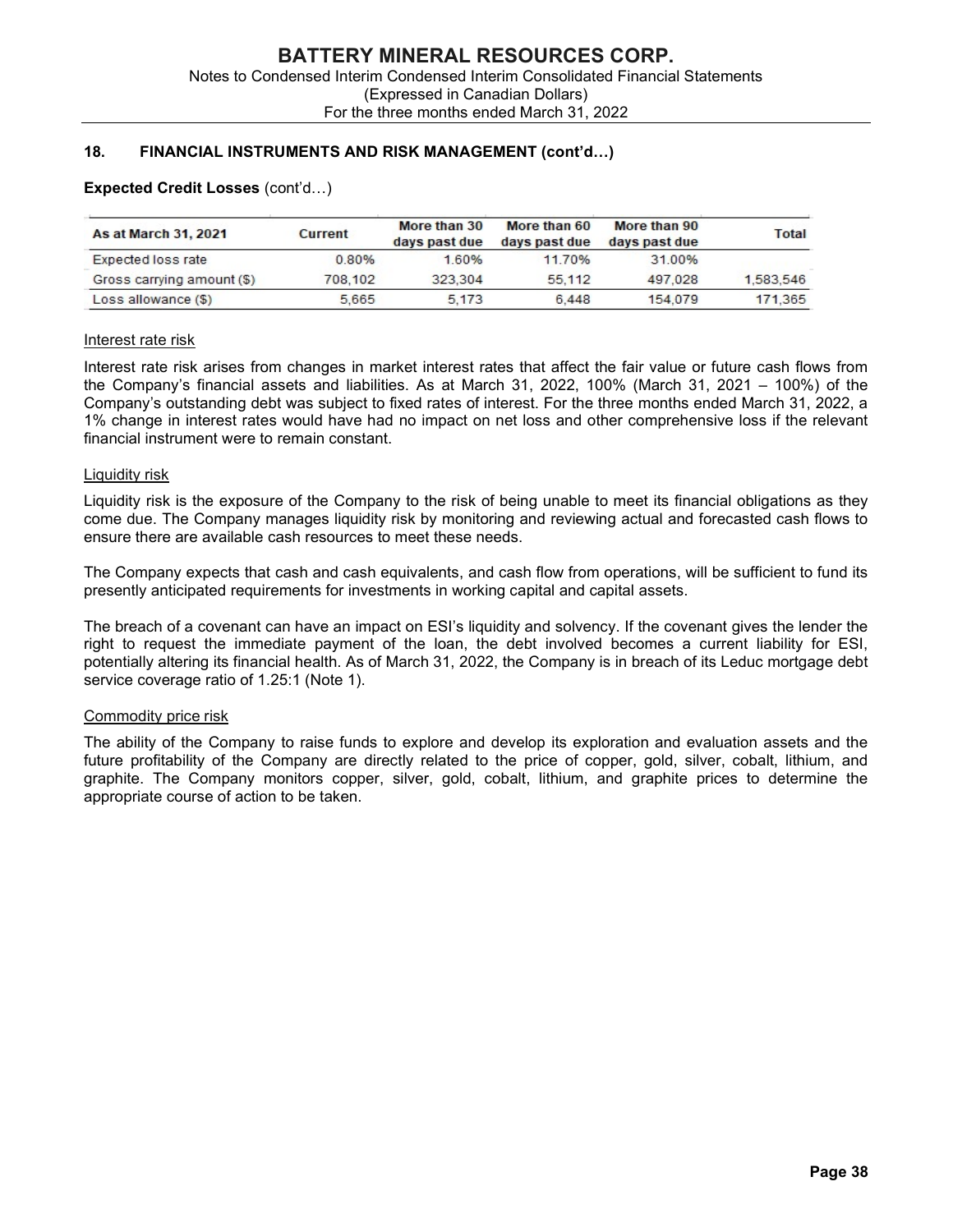## 18. FINANCIAL INSTRUMENTS AND RISK MANAGEMENT (cont'd…)

**Expected Credit Losses** (cont'd…)

| As at March 31, 2021 | Current | More than 30 days past due | More than 60 days past due | More than 90 days past due | Total |
|---|---|---|---|---|---|
| Expected loss rate | 0.80% | 1.60% | 11.70% | 31.00% | |
| Gross carrying amount ($) | 708,102 | 323,304 | 55,112 | 497,028 | 1,583,546 |
| Loss allowance ($) | 5,665 | 5,173 | 6,448 | 154,079 | 171,365 |

Interest rate risk

Interest rate risk arises from changes in market interest rates that affect the fair value or future cash flows from the Company's financial assets and liabilities. As at March 31, 2022, 100% (March 31, 2021 – 100%) of the Company's outstanding debt was subject to fixed rates of interest. For the three months ended March 31, 2022, a 1% change in interest rates would have had no impact on net loss and other comprehensive loss if the relevant financial instrument were to remain constant.

Liquidity risk

Liquidity risk is the exposure of the Company to the risk of being unable to meet its financial obligations as they come due. The Company manages liquidity risk by monitoring and reviewing actual and forecasted cash flows to ensure there are available cash resources to meet these needs.

The Company expects that cash and cash equivalents, and cash flow from operations, will be sufficient to fund its presently anticipated requirements for investments in working capital and capital assets.

The breach of a covenant can have an impact on ESI's liquidity and solvency. If the covenant gives the lender the right to request the immediate payment of the loan, the debt involved becomes a current liability for ESI, potentially altering its financial health. As of March 31, 2022, the Company is in breach of its Leduc mortgage debt service coverage ratio of 1.25:1 (Note 1).

Commodity price risk

The ability of the Company to raise funds to explore and develop its exploration and evaluation assets and the future profitability of the Company are directly related to the price of copper, gold, silver, cobalt, lithium, and graphite. The Company monitors copper, silver, gold, cobalt, lithium, and graphite prices to determine the appropriate course of action to be taken.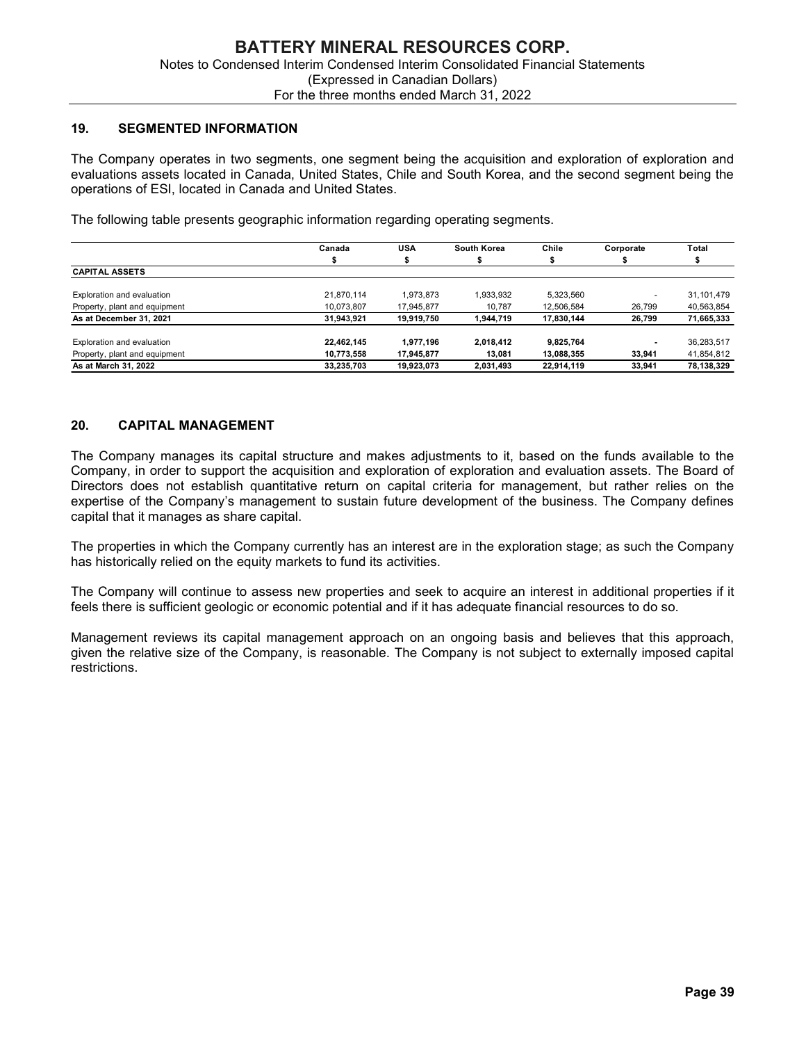## 19. SEGMENTED INFORMATION

The Company operates in two segments, one segment being the acquisition and exploration of exploration and evaluations assets located in Canada, United States, Chile and South Korea, and the second segment being the operations of ESI, located in Canada and United States.

The following table presents geographic information regarding operating segments.

| | Canada | USA | South Korea | Chile | Corporate | Total |
|---|---|---|---|---|---|---|
| | $ | $ | $ | $ | $ | $ |
| **CAPITAL ASSETS** | | | | | | |
| Exploration and evaluation | 21,870,114 | 1,973,873 | 1,933,932 | 5,323,560 | - | 31,101,479 |
| Property, plant and equipment | 10,073,807 | 17,945,877 | 10,787 | 12,506,584 | 26,799 | 40,563,854 |
| **As at December 31, 2021** | **31,943,921** | **19,919,750** | **1,944,719** | **17,830,144** | **26,799** | **71,665,333** |
| Exploration and evaluation | **22,462,145** | **1,977,196** | **2,018,412** | **9,825,764** | **-** | 36,283,517 |
| Property, plant and equipment | **10,773,558** | **17,945,877** | **13,081** | **13,088,355** | **33,941** | 41,854,812 |
| **As at March 31, 2022** | **33,235,703** | **19,923,073** | **2,031,493** | **22,914,119** | **33,941** | **78,138,329** |

## 20. CAPITAL MANAGEMENT

The Company manages its capital structure and makes adjustments to it, based on the funds available to the Company, in order to support the acquisition and exploration of exploration and evaluation assets. The Board of Directors does not establish quantitative return on capital criteria for management, but rather relies on the expertise of the Company's management to sustain future development of the business. The Company defines capital that it manages as share capital.

The properties in which the Company currently has an interest are in the exploration stage; as such the Company has historically relied on the equity markets to fund its activities.

The Company will continue to assess new properties and seek to acquire an interest in additional properties if it feels there is sufficient geologic or economic potential and if it has adequate financial resources to do so.

Management reviews its capital management approach on an ongoing basis and believes that this approach, given the relative size of the Company, is reasonable. The Company is not subject to externally imposed capital restrictions.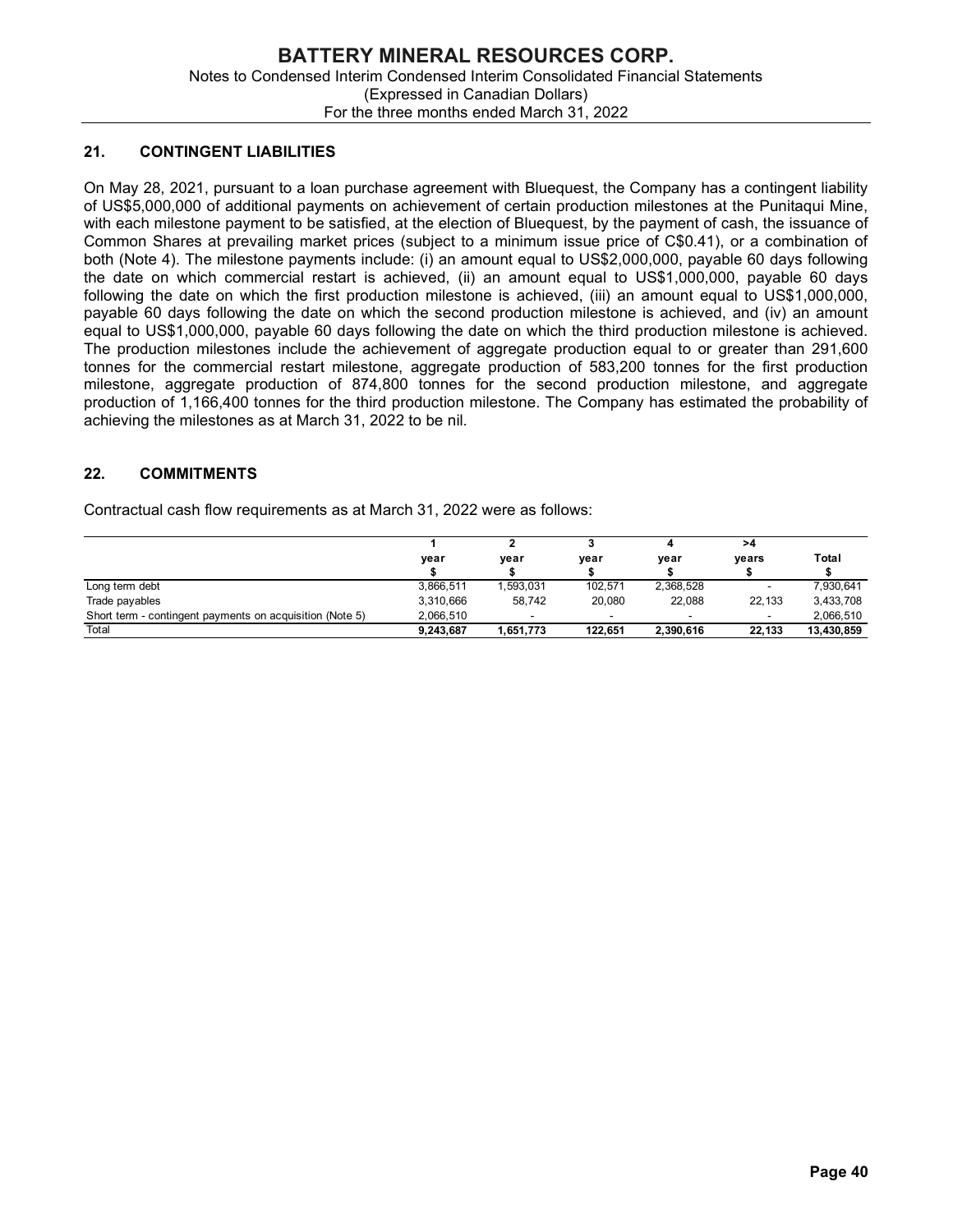## 21. CONTINGENT LIABILITIES

On May 28, 2021, pursuant to a loan purchase agreement with Bluequest, the Company has a contingent liability of US$5,000,000 of additional payments on achievement of certain production milestones at the Punitaqui Mine, with each milestone payment to be satisfied, at the election of Bluequest, by the payment of cash, the issuance of Common Shares at prevailing market prices (subject to a minimum issue price of C$0.41), or a combination of both (Note 4). The milestone payments include: (i) an amount equal to US$2,000,000, payable 60 days following the date on which commercial restart is achieved, (ii) an amount equal to US$1,000,000, payable 60 days following the date on which the first production milestone is achieved, (iii) an amount equal to US$1,000,000, payable 60 days following the date on which the second production milestone is achieved, and (iv) an amount equal to US$1,000,000, payable 60 days following the date on which the third production milestone is achieved. The production milestones include the achievement of aggregate production equal to or greater than 291,600 tonnes for the commercial restart milestone, aggregate production of 583,200 tonnes for the first production milestone, aggregate production of 874,800 tonnes for the second production milestone, and aggregate production of 1,166,400 tonnes for the third production milestone. The Company has estimated the probability of achieving the milestones as at March 31, 2022 to be nil.

## 22. COMMITMENTS

Contractual cash flow requirements as at March 31, 2022 were as follows:

| | 1 year $ | 2 year $ | 3 year $ | 4 year $ | >4 years $ | Total $ |
|---|---|---|---|---|---|---|
| Long term debt | 3,866,511 | 1,593,031 | 102,571 | 2,368,528 | - | 7,930,641 |
| Trade payables | 3,310,666 | 58,742 | 20,080 | 22,088 | 22,133 | 3,433,708 |
| Short term - contingent payments on acquisition (Note 5) | 2,066,510 | - | - | - | - | 2,066,510 |
| Total | **9,243,687** | **1,651,773** | **122,651** | **2,390,616** | **22,133** | **13,430,859** |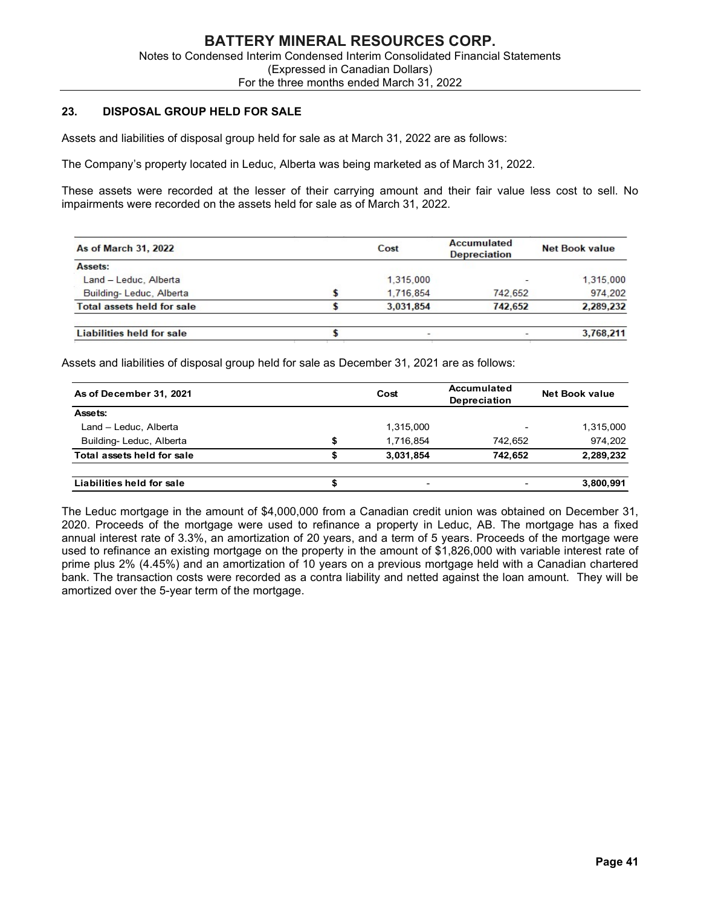## 23. DISPOSAL GROUP HELD FOR SALE

Assets and liabilities of disposal group held for sale as at March 31, 2022 are as follows:

The Company's property located in Leduc, Alberta was being marketed as of March 31, 2022.

These assets were recorded at the lesser of their carrying amount and their fair value less cost to sell. No impairments were recorded on the assets held for sale as of March 31, 2022.

| As of March 31, 2022 | | Cost | Accumulated Depreciation | Net Book value |
|---|---|---|---|---|
| **Assets:** | | | | |
| Land – Leduc, Alberta | | 1,315,000 | - | 1,315,000 |
| Building- Leduc, Alberta | $ | 1,716,854 | 742,652 | 974,202 |
| **Total assets held for sale** | **$** | **3,031,854** | **742,652** | **2,289,232** |
| | | | | |
| **Liabilities held for sale** | **$** | - | - | **3,768,211** |

Assets and liabilities of disposal group held for sale as December 31, 2021 are as follows:

| As of December 31, 2021 | | Cost | Accumulated Depreciation | Net Book value |
|---|---|---|---|---|
| **Assets:** | | | | |
| Land – Leduc, Alberta | | 1,315,000 | - | 1,315,000 |
| Building- Leduc, Alberta | $ | 1,716,854 | 742,652 | 974,202 |
| **Total assets held for sale** | **$** | **3,031,854** | **742,652** | **2,289,232** |
| | | | | |
| **Liabilities held for sale** | **$** | - | - | **3,800,991** |

The Leduc mortgage in the amount of $4,000,000 from a Canadian credit union was obtained on December 31, 2020. Proceeds of the mortgage were used to refinance a property in Leduc, AB. The mortgage has a fixed annual interest rate of 3.3%, an amortization of 20 years, and a term of 5 years. Proceeds of the mortgage were used to refinance an existing mortgage on the property in the amount of $1,826,000 with variable interest rate of prime plus 2% (4.45%) and an amortization of 10 years on a previous mortgage held with a Canadian chartered bank. The transaction costs were recorded as a contra liability and netted against the loan amount. They will be amortized over the 5-year term of the mortgage.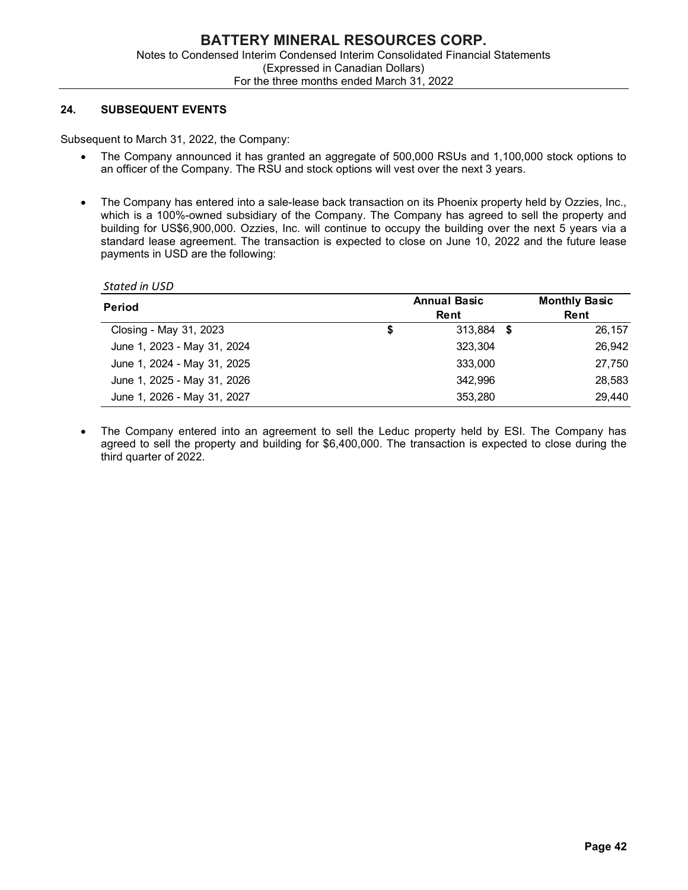## 24. SUBSEQUENT EVENTS

Subsequent to March 31, 2022, the Company:

- The Company announced it has granted an aggregate of 500,000 RSUs and 1,100,000 stock options to an officer of the Company. The RSU and stock options will vest over the next 3 years.

- The Company has entered into a sale-lease back transaction on its Phoenix property held by Ozzies, Inc., which is a 100%-owned subsidiary of the Company. The Company has agreed to sell the property and building for US$6,900,000. Ozzies, Inc. will continue to occupy the building over the next 5 years via a standard lease agreement. The transaction is expected to close on June 10, 2022 and the future lease payments in USD are the following:

*Stated in USD*

| Period | Annual Basic Rent | Monthly Basic Rent |
|---|---|---|
| Closing - May 31, 2023 | $ 313,884 | $ 26,157 |
| June 1, 2023 - May 31, 2024 | 323,304 | 26,942 |
| June 1, 2024 - May 31, 2025 | 333,000 | 27,750 |
| June 1, 2025 - May 31, 2026 | 342,996 | 28,583 |
| June 1, 2026 - May 31, 2027 | 353,280 | 29,440 |

- The Company entered into an agreement to sell the Leduc property held by ESI. The Company has agreed to sell the property and building for $6,400,000. The transaction is expected to close during the third quarter of 2022.